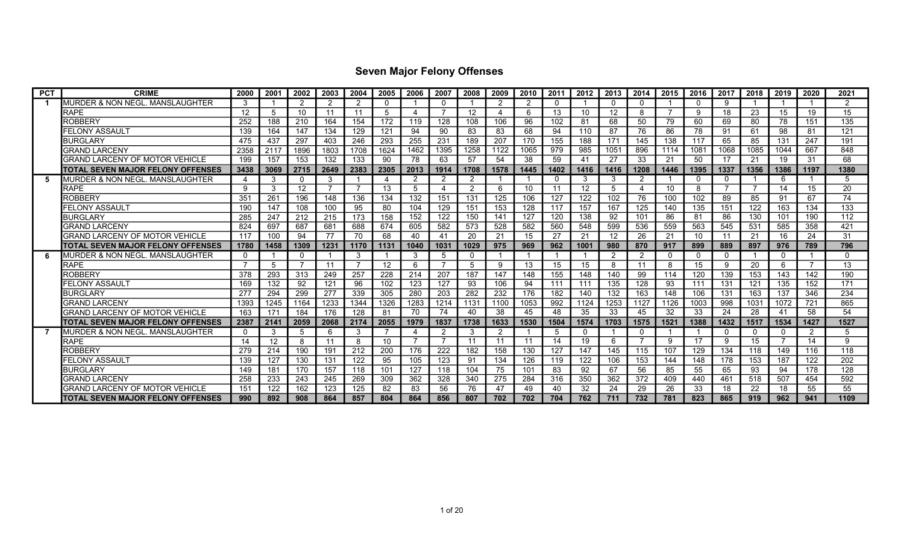# Seven Major Felony Offenses

| PCT | CRIME | 2000 | 2001 | 2002 | 2003 | 2004 | 2005 | 2006 | 2007 | 2008 | 2009 | 2010 | 2011 | 2012 | 2013 | 2014 | 2015 | 2016 | 2017 | 2018 | 2019 | 2020 | 2021 |
|---|---|---|---|---|---|---|---|---|---|---|---|---|---|---|---|---|---|---|---|---|---|---|---|
| 1 | MURDER & NON NEGL. MANSLAUGHTER | 3 | 1 | 2 | 2 | 2 | 0 | 1 | 0 | 1 | 2 | 2 | 0 | 1 | 0 | 0 | 1 | 0 | 9 | 1 | 1 | 1 | 2 |
| | RAPE | 12 | 5 | 10 | 11 | 11 | 5 | 4 | 7 | 12 | 4 | 6 | 13 | 10 | 12 | 8 | 7 | 9 | 18 | 23 | 15 | 19 | 15 |
| | ROBBERY | 252 | 188 | 210 | 164 | 154 | 172 | 119 | 128 | 108 | 106 | 96 | 102 | 81 | 68 | 50 | 79 | 60 | 69 | 80 | 78 | 151 | 135 |
| | FELONY ASSAULT | 139 | 164 | 147 | 134 | 129 | 121 | 94 | 90 | 83 | 83 | 68 | 94 | 110 | 87 | 76 | 86 | 78 | 91 | 61 | 98 | 81 | 121 |
| | BURGLARY | 475 | 437 | 297 | 403 | 246 | 293 | 255 | 231 | 189 | 207 | 170 | 155 | 188 | 171 | 145 | 138 | 117 | 65 | 85 | 131 | 247 | 191 |
| | GRAND LARCENY | 2358 | 2117 | 1896 | 1803 | 1708 | 1624 | 1462 | 1395 | 1258 | 1122 | 1065 | 979 | 985 | 1051 | 896 | 1114 | 1081 | 1068 | 1085 | 1044 | 667 | 848 |
| | GRAND LARCENY OF MOTOR VEHICLE | 199 | 157 | 153 | 132 | 133 | 90 | 78 | 63 | 57 | 54 | 38 | 59 | 41 | 27 | 33 | 21 | 50 | 17 | 21 | 19 | 31 | 68 |
| | **TOTAL SEVEN MAJOR FELONY OFFENSES** | **3438** | **3069** | **2715** | **2649** | **2383** | **2305** | **2013** | **1914** | **1708** | **1578** | **1445** | **1402** | **1416** | **1416** | **1208** | **1446** | **1395** | **1337** | **1356** | **1386** | **1197** | **1380** |
| 5 | MURDER & NON NEGL. MANSLAUGHTER | 4 | 3 | 0 | 3 | 1 | 4 | 2 | 2 | 2 | 1 | 1 | 0 | 3 | 3 | 2 | 1 | 0 | 0 | 1 | 6 | 1 | 5 |
| | RAPE | 9 | 3 | 12 | 7 | 7 | 13 | 5 | 4 | 2 | 6 | 10 | 11 | 12 | 5 | 4 | 10 | 8 | 7 | 7 | 14 | 15 | 20 |
| | ROBBERY | 351 | 261 | 196 | 148 | 136 | 134 | 132 | 151 | 131 | 125 | 106 | 127 | 122 | 102 | 76 | 100 | 102 | 89 | 85 | 91 | 67 | 74 |
| | FELONY ASSAULT | 190 | 147 | 108 | 100 | 95 | 80 | 104 | 129 | 151 | 153 | 128 | 117 | 157 | 167 | 125 | 140 | 135 | 151 | 122 | 163 | 134 | 133 |
| | BURGLARY | 285 | 247 | 212 | 215 | 173 | 158 | 152 | 122 | 150 | 141 | 127 | 120 | 138 | 92 | 101 | 86 | 81 | 86 | 130 | 101 | 190 | 112 |
| | GRAND LARCENY | 824 | 697 | 687 | 681 | 688 | 674 | 605 | 582 | 573 | 528 | 582 | 560 | 548 | 599 | 536 | 559 | 563 | 545 | 531 | 585 | 358 | 421 |
| | GRAND LARCENY OF MOTOR VEHICLE | 117 | 100 | 94 | 77 | 70 | 68 | 40 | 41 | 20 | 21 | 15 | 27 | 21 | 12 | 26 | 21 | 10 | 11 | 21 | 16 | 24 | 31 |
| | **TOTAL SEVEN MAJOR FELONY OFFENSES** | **1780** | **1458** | **1309** | **1231** | **1170** | **1131** | **1040** | **1031** | **1029** | **975** | **969** | **962** | **1001** | **980** | **870** | **917** | **899** | **889** | **897** | **976** | **789** | **796** |
| 6 | MURDER & NON NEGL. MANSLAUGHTER | 0 | 1 | 0 | 1 | 3 | 1 | 3 | 5 | 0 | 1 | 1 | 1 | 1 | 2 | 2 | 0 | 0 | 0 | 1 | 0 | 1 | 0 |
| | RAPE | 7 | 5 | 7 | 11 | 7 | 12 | 6 | 7 | 5 | 9 | 13 | 15 | 15 | 8 | 11 | 8 | 15 | 9 | 20 | 6 | 7 | 13 |
| | ROBBERY | 378 | 293 | 313 | 249 | 257 | 228 | 214 | 207 | 187 | 147 | 148 | 155 | 148 | 140 | 99 | 114 | 120 | 139 | 153 | 143 | 142 | 190 |
| | FELONY ASSAULT | 169 | 132 | 92 | 121 | 96 | 102 | 123 | 127 | 93 | 106 | 94 | 111 | 111 | 135 | 128 | 93 | 111 | 131 | 121 | 135 | 152 | 171 |
| | BURGLARY | 277 | 294 | 299 | 277 | 339 | 305 | 280 | 203 | 282 | 232 | 176 | 182 | 140 | 132 | 163 | 148 | 106 | 131 | 163 | 137 | 346 | 234 |
| | GRAND LARCENY | 1393 | 1245 | 1164 | 1233 | 1344 | 1326 | 1283 | 1214 | 1131 | 1100 | 1053 | 992 | 1124 | 1253 | 1127 | 1126 | 1003 | 998 | 1031 | 1072 | 721 | 865 |
| | GRAND LARCENY OF MOTOR VEHICLE | 163 | 171 | 184 | 176 | 128 | 81 | 70 | 74 | 40 | 38 | 45 | 48 | 35 | 33 | 45 | 32 | 33 | 24 | 28 | 41 | 58 | 54 |
| | **TOTAL SEVEN MAJOR FELONY OFFENSES** | **2387** | **2141** | **2059** | **2068** | **2174** | **2055** | **1979** | **1837** | **1738** | **1633** | **1530** | **1504** | **1574** | **1703** | **1575** | **1521** | **1388** | **1432** | **1517** | **1534** | **1427** | **1527** |
| 7 | MURDER & NON NEGL. MANSLAUGHTER | 0 | 3 | 5 | 6 | 3 | 7 | 4 | 2 | 3 | 2 | 1 | 5 | 0 | 1 | 0 | 1 | 1 | 0 | 0 | 0 | 2 | 5 |
| | RAPE | 14 | 12 | 8 | 11 | 8 | 10 | 7 | 7 | 11 | 11 | 11 | 14 | 19 | 6 | 7 | 9 | 17 | 9 | 15 | 7 | 14 | 9 |
| | ROBBERY | 279 | 214 | 190 | 191 | 212 | 200 | 176 | 222 | 182 | 158 | 130 | 127 | 147 | 145 | 115 | 107 | 129 | 134 | 118 | 149 | 116 | 118 |
| | FELONY ASSAULT | 139 | 127 | 130 | 131 | 122 | 95 | 105 | 123 | 91 | 134 | 126 | 119 | 122 | 106 | 153 | 144 | 148 | 178 | 153 | 187 | 122 | 202 |
| | BURGLARY | 149 | 181 | 170 | 157 | 118 | 101 | 127 | 118 | 104 | 75 | 101 | 83 | 92 | 67 | 56 | 85 | 55 | 65 | 93 | 94 | 178 | 128 |
| | GRAND LARCENY | 258 | 233 | 243 | 245 | 269 | 309 | 362 | 328 | 340 | 275 | 284 | 316 | 350 | 362 | 372 | 409 | 440 | 461 | 518 | 507 | 454 | 592 |
| | GRAND LARCENY OF MOTOR VEHICLE | 151 | 122 | 162 | 123 | 125 | 82 | 83 | 56 | 76 | 47 | 49 | 40 | 32 | 24 | 29 | 26 | 33 | 18 | 22 | 18 | 55 | 55 |
| | **TOTAL SEVEN MAJOR FELONY OFFENSES** | **990** | **892** | **908** | **864** | **857** | **804** | **864** | **856** | **807** | **702** | **702** | **704** | **762** | **711** | **732** | **781** | **823** | **865** | **919** | **962** | **941** | **1109** |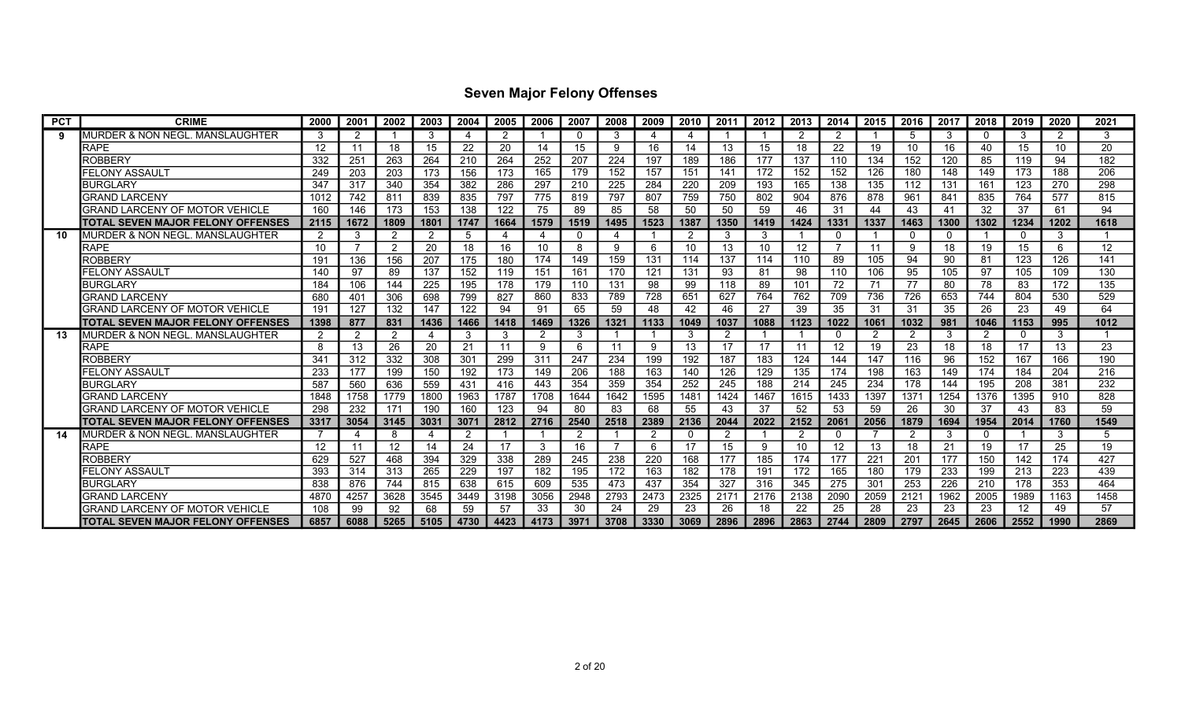# Seven Major Felony Offenses

| PCT | CRIME | 2000 | 2001 | 2002 | 2003 | 2004 | 2005 | 2006 | 2007 | 2008 | 2009 | 2010 | 2011 | 2012 | 2013 | 2014 | 2015 | 2016 | 2017 | 2018 | 2019 | 2020 | 2021 |
|---|---|---|---|---|---|---|---|---|---|---|---|---|---|---|---|---|---|---|---|---|---|---|---|
| 9 | MURDER & NON NEGL. MANSLAUGHTER | 3 | 2 | 1 | 3 | 4 | 2 | 1 | 0 | 3 | 4 | 4 | 1 | 1 | 2 | 2 | 1 | 5 | 3 | 0 | 3 | 2 | 3 |
| | RAPE | 12 | 11 | 18 | 15 | 22 | 20 | 14 | 15 | 9 | 16 | 14 | 13 | 15 | 18 | 22 | 19 | 10 | 16 | 40 | 15 | 10 | 20 |
| | ROBBERY | 332 | 251 | 263 | 264 | 210 | 264 | 252 | 207 | 224 | 197 | 189 | 186 | 177 | 137 | 110 | 134 | 152 | 120 | 85 | 119 | 94 | 182 |
| | FELONY ASSAULT | 249 | 203 | 203 | 173 | 156 | 173 | 165 | 179 | 152 | 157 | 151 | 141 | 172 | 152 | 152 | 126 | 180 | 148 | 149 | 173 | 188 | 206 |
| | BURGLARY | 347 | 317 | 340 | 354 | 382 | 286 | 297 | 210 | 225 | 284 | 220 | 209 | 193 | 165 | 138 | 135 | 112 | 131 | 161 | 123 | 270 | 298 |
| | GRAND LARCENY | 1012 | 742 | 811 | 839 | 835 | 797 | 775 | 819 | 797 | 807 | 759 | 750 | 802 | 904 | 876 | 878 | 961 | 841 | 835 | 764 | 577 | 815 |
| | GRAND LARCENY OF MOTOR VEHICLE | 160 | 146 | 173 | 153 | 138 | 122 | 75 | 89 | 85 | 58 | 50 | 50 | 59 | 46 | 31 | 44 | 43 | 41 | 32 | 37 | 61 | 94 |
| | **TOTAL SEVEN MAJOR FELONY OFFENSES** | **2115** | **1672** | **1809** | **1801** | **1747** | **1664** | **1579** | **1519** | **1495** | **1523** | **1387** | **1350** | **1419** | **1424** | **1331** | **1337** | **1463** | **1300** | **1302** | **1234** | **1202** | **1618** |
| 10 | MURDER & NON NEGL. MANSLAUGHTER | 2 | 3 | 2 | 2 | 5 | 4 | 4 | 0 | 4 | 1 | 2 | 3 | 3 | 1 | 0 | 1 | 0 | 0 | 1 | 0 | 3 | 1 |
| | RAPE | 10 | 7 | 2 | 20 | 18 | 16 | 10 | 8 | 9 | 6 | 10 | 13 | 10 | 12 | 7 | 11 | 9 | 18 | 19 | 15 | 6 | 12 |
| | ROBBERY | 191 | 136 | 156 | 207 | 175 | 180 | 174 | 149 | 159 | 131 | 114 | 137 | 114 | 110 | 89 | 105 | 94 | 90 | 81 | 123 | 126 | 141 |
| | FELONY ASSAULT | 140 | 97 | 89 | 137 | 152 | 119 | 151 | 161 | 170 | 121 | 131 | 93 | 81 | 98 | 110 | 106 | 95 | 105 | 97 | 105 | 109 | 130 |
| | BURGLARY | 184 | 106 | 144 | 225 | 195 | 178 | 179 | 110 | 131 | 98 | 99 | 118 | 89 | 101 | 72 | 71 | 77 | 80 | 78 | 83 | 172 | 135 |
| | GRAND LARCENY | 680 | 401 | 306 | 698 | 799 | 827 | 860 | 833 | 789 | 728 | 651 | 627 | 764 | 762 | 709 | 736 | 726 | 653 | 744 | 804 | 530 | 529 |
| | GRAND LARCENY OF MOTOR VEHICLE | 191 | 127 | 132 | 147 | 122 | 94 | 91 | 65 | 59 | 48 | 42 | 46 | 27 | 39 | 35 | 31 | 31 | 35 | 26 | 23 | 49 | 64 |
| | **TOTAL SEVEN MAJOR FELONY OFFENSES** | **1398** | **877** | **831** | **1436** | **1466** | **1418** | **1469** | **1326** | **1321** | **1133** | **1049** | **1037** | **1088** | **1123** | **1022** | **1061** | **1032** | **981** | **1046** | **1153** | **995** | **1012** |
| 13 | MURDER & NON NEGL. MANSLAUGHTER | 2 | 2 | 2 | 4 | 3 | 3 | 2 | 3 | 1 | 1 | 3 | 2 | 1 | 1 | 0 | 2 | 2 | 3 | 2 | 0 | 3 | 1 |
| | RAPE | 8 | 13 | 26 | 20 | 21 | 11 | 9 | 6 | 11 | 9 | 13 | 17 | 17 | 11 | 12 | 19 | 23 | 18 | 18 | 17 | 13 | 23 |
| | ROBBERY | 341 | 312 | 332 | 308 | 301 | 299 | 311 | 247 | 234 | 199 | 192 | 187 | 183 | 124 | 144 | 147 | 116 | 96 | 152 | 167 | 166 | 190 |
| | FELONY ASSAULT | 233 | 177 | 199 | 150 | 192 | 173 | 149 | 206 | 188 | 163 | 140 | 126 | 129 | 135 | 174 | 198 | 163 | 149 | 174 | 184 | 204 | 216 |
| | BURGLARY | 587 | 560 | 636 | 559 | 431 | 416 | 443 | 354 | 359 | 354 | 252 | 245 | 188 | 214 | 245 | 234 | 178 | 144 | 195 | 208 | 381 | 232 |
| | GRAND LARCENY | 1848 | 1758 | 1779 | 1800 | 1963 | 1787 | 1708 | 1644 | 1642 | 1595 | 1481 | 1424 | 1467 | 1615 | 1433 | 1397 | 1371 | 1254 | 1376 | 1395 | 910 | 828 |
| | GRAND LARCENY OF MOTOR VEHICLE | 298 | 232 | 171 | 190 | 160 | 123 | 94 | 80 | 83 | 68 | 55 | 43 | 37 | 52 | 53 | 59 | 26 | 30 | 37 | 43 | 83 | 59 |
| | **TOTAL SEVEN MAJOR FELONY OFFENSES** | **3317** | **3054** | **3145** | **3031** | **3071** | **2812** | **2716** | **2540** | **2518** | **2389** | **2136** | **2044** | **2022** | **2152** | **2061** | **2056** | **1879** | **1694** | **1954** | **2014** | **1760** | **1549** |
| 14 | MURDER & NON NEGL. MANSLAUGHTER | 7 | 4 | 8 | 4 | 2 | 1 | 1 | 2 | 1 | 2 | 0 | 2 | 1 | 2 | 0 | 7 | 2 | 3 | 0 | 1 | 3 | 5 |
| | RAPE | 12 | 11 | 12 | 14 | 24 | 17 | 3 | 16 | 7 | 6 | 17 | 15 | 9 | 10 | 12 | 13 | 18 | 21 | 19 | 17 | 25 | 19 |
| | ROBBERY | 629 | 527 | 468 | 394 | 329 | 338 | 289 | 245 | 238 | 220 | 168 | 177 | 185 | 174 | 177 | 221 | 201 | 177 | 150 | 142 | 174 | 427 |
| | FELONY ASSAULT | 393 | 314 | 313 | 265 | 229 | 197 | 182 | 195 | 172 | 163 | 182 | 178 | 191 | 172 | 165 | 180 | 179 | 233 | 199 | 213 | 223 | 439 |
| | BURGLARY | 838 | 876 | 744 | 815 | 638 | 615 | 609 | 535 | 473 | 437 | 354 | 327 | 316 | 345 | 275 | 301 | 253 | 226 | 210 | 178 | 353 | 464 |
| | GRAND LARCENY | 4870 | 4257 | 3628 | 3545 | 3449 | 3198 | 3056 | 2948 | 2793 | 2473 | 2325 | 2171 | 2176 | 2138 | 2090 | 2059 | 2121 | 1962 | 2005 | 1989 | 1163 | 1458 |
| | GRAND LARCENY OF MOTOR VEHICLE | 108 | 99 | 92 | 68 | 59 | 57 | 33 | 30 | 24 | 29 | 23 | 26 | 18 | 22 | 25 | 28 | 23 | 23 | 23 | 12 | 49 | 57 |
| | **TOTAL SEVEN MAJOR FELONY OFFENSES** | **6857** | **6088** | **5265** | **5105** | **4730** | **4423** | **4173** | **3971** | **3708** | **3330** | **3069** | **2896** | **2896** | **2863** | **2744** | **2809** | **2797** | **2645** | **2606** | **2552** | **1990** | **2869** |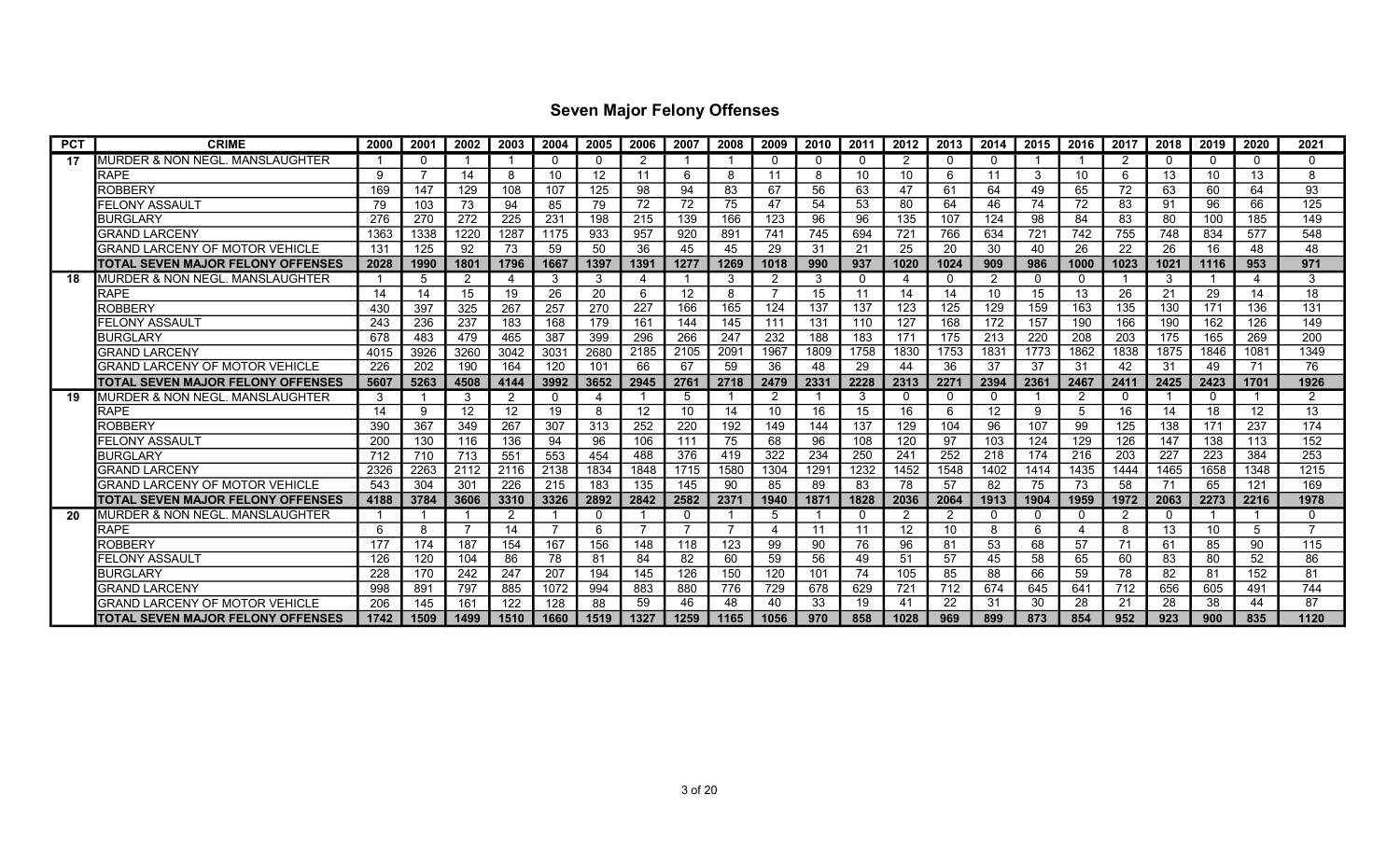# Seven Major Felony Offenses

| PCT | CRIME | 2000 | 2001 | 2002 | 2003 | 2004 | 2005 | 2006 | 2007 | 2008 | 2009 | 2010 | 2011 | 2012 | 2013 | 2014 | 2015 | 2016 | 2017 | 2018 | 2019 | 2020 | 2021 |
|---|---|---|---|---|---|---|---|---|---|---|---|---|---|---|---|---|---|---|---|---|---|---|---|
| 17 | MURDER & NON NEGL. MANSLAUGHTER | 1 | 0 | 1 | 1 | 0 | 0 | 2 | 1 | 1 | 0 | 0 | 0 | 2 | 0 | 0 | 1 | 1 | 2 | 0 | 0 | 0 | 0 |
| | RAPE | 9 | 7 | 14 | 8 | 10 | 12 | 11 | 6 | 8 | 11 | 8 | 10 | 10 | 6 | 11 | 3 | 10 | 6 | 13 | 10 | 13 | 8 |
| | ROBBERY | 169 | 147 | 129 | 108 | 107 | 125 | 98 | 94 | 83 | 67 | 56 | 63 | 47 | 61 | 64 | 49 | 65 | 72 | 63 | 60 | 64 | 93 |
| | FELONY ASSAULT | 79 | 103 | 73 | 94 | 85 | 79 | 72 | 72 | 75 | 47 | 54 | 53 | 80 | 64 | 46 | 74 | 72 | 83 | 91 | 96 | 66 | 125 |
| | BURGLARY | 276 | 270 | 272 | 225 | 231 | 198 | 215 | 139 | 166 | 123 | 96 | 96 | 135 | 107 | 124 | 98 | 84 | 83 | 80 | 100 | 185 | 149 |
| | GRAND LARCENY | 1363 | 1338 | 1220 | 1287 | 1175 | 933 | 957 | 920 | 891 | 741 | 745 | 694 | 721 | 766 | 634 | 721 | 742 | 755 | 748 | 834 | 577 | 548 |
| | GRAND LARCENY OF MOTOR VEHICLE | 131 | 125 | 92 | 73 | 59 | 50 | 36 | 45 | 45 | 29 | 31 | 21 | 25 | 20 | 30 | 40 | 26 | 22 | 26 | 16 | 48 | 48 |
| | **TOTAL SEVEN MAJOR FELONY OFFENSES** | **2028** | **1990** | **1801** | **1796** | **1667** | **1397** | **1391** | **1277** | **1269** | **1018** | **990** | **937** | **1020** | **1024** | **909** | **986** | **1000** | **1023** | **1021** | **1116** | **953** | **971** |
| 18 | MURDER & NON NEGL. MANSLAUGHTER | 1 | 5 | 2 | 4 | 3 | 3 | 4 | 1 | 3 | 2 | 3 | 0 | 4 | 0 | 2 | 0 | 0 | 1 | 3 | 1 | 4 | 3 |
| | RAPE | 14 | 14 | 15 | 19 | 26 | 20 | 6 | 12 | 8 | 7 | 15 | 11 | 14 | 14 | 10 | 15 | 13 | 26 | 21 | 29 | 14 | 18 |
| | ROBBERY | 430 | 397 | 325 | 267 | 257 | 270 | 227 | 166 | 165 | 124 | 137 | 137 | 123 | 125 | 129 | 159 | 163 | 135 | 130 | 171 | 136 | 131 |
| | FELONY ASSAULT | 243 | 236 | 237 | 183 | 168 | 179 | 161 | 144 | 145 | 111 | 131 | 110 | 127 | 168 | 172 | 157 | 190 | 166 | 190 | 162 | 126 | 149 |
| | BURGLARY | 678 | 483 | 479 | 465 | 387 | 399 | 296 | 266 | 247 | 232 | 188 | 183 | 171 | 175 | 213 | 220 | 208 | 203 | 175 | 165 | 269 | 200 |
| | GRAND LARCENY | 4015 | 3926 | 3260 | 3042 | 3031 | 2680 | 2185 | 2105 | 2091 | 1967 | 1809 | 1758 | 1830 | 1753 | 1831 | 1773 | 1862 | 1838 | 1875 | 1846 | 1081 | 1349 |
| | GRAND LARCENY OF MOTOR VEHICLE | 226 | 202 | 190 | 164 | 120 | 101 | 66 | 67 | 59 | 36 | 48 | 29 | 44 | 36 | 37 | 37 | 31 | 42 | 31 | 49 | 71 | 76 |
| | **TOTAL SEVEN MAJOR FELONY OFFENSES** | **5607** | **5263** | **4508** | **4144** | **3992** | **3652** | **2945** | **2761** | **2718** | **2479** | **2331** | **2228** | **2313** | **2271** | **2394** | **2361** | **2467** | **2411** | **2425** | **2423** | **1701** | **1926** |
| 19 | MURDER & NON NEGL. MANSLAUGHTER | 3 | 1 | 3 | 2 | 0 | 4 | 1 | 5 | 1 | 2 | 1 | 3 | 0 | 0 | 0 | 1 | 2 | 0 | 1 | 0 | 1 | 2 |
| | RAPE | 14 | 9 | 12 | 12 | 19 | 8 | 12 | 10 | 14 | 10 | 16 | 15 | 16 | 6 | 12 | 9 | 5 | 16 | 14 | 18 | 12 | 13 |
| | ROBBERY | 390 | 367 | 349 | 267 | 307 | 313 | 252 | 220 | 192 | 149 | 144 | 137 | 129 | 104 | 96 | 107 | 99 | 125 | 138 | 171 | 237 | 174 |
| | FELONY ASSAULT | 200 | 130 | 116 | 136 | 94 | 96 | 106 | 111 | 75 | 68 | 96 | 108 | 120 | 97 | 103 | 124 | 129 | 126 | 147 | 138 | 113 | 152 |
| | BURGLARY | 712 | 710 | 713 | 551 | 553 | 454 | 488 | 376 | 419 | 322 | 234 | 250 | 241 | 252 | 218 | 174 | 216 | 203 | 227 | 223 | 384 | 253 |
| | GRAND LARCENY | 2326 | 2263 | 2112 | 2116 | 2138 | 1834 | 1848 | 1715 | 1580 | 1304 | 1291 | 1232 | 1452 | 1548 | 1402 | 1414 | 1435 | 1444 | 1465 | 1658 | 1348 | 1215 |
| | GRAND LARCENY OF MOTOR VEHICLE | 543 | 304 | 301 | 226 | 215 | 183 | 135 | 145 | 90 | 85 | 89 | 83 | 78 | 57 | 82 | 75 | 73 | 58 | 71 | 65 | 121 | 169 |
| | **TOTAL SEVEN MAJOR FELONY OFFENSES** | **4188** | **3784** | **3606** | **3310** | **3326** | **2892** | **2842** | **2582** | **2371** | **1940** | **1871** | **1828** | **2036** | **2064** | **1913** | **1904** | **1959** | **1972** | **2063** | **2273** | **2216** | **1978** |
| 20 | MURDER & NON NEGL. MANSLAUGHTER | 1 | 1 | 1 | 2 | 1 | 0 | 1 | 0 | 1 | 5 | 1 | 0 | 2 | 2 | 0 | 0 | 0 | 2 | 0 | 1 | 1 | 0 |
| | RAPE | 6 | 8 | 7 | 14 | 7 | 6 | 7 | 7 | 7 | 4 | 11 | 11 | 12 | 10 | 8 | 6 | 4 | 8 | 13 | 10 | 5 | 7 |
| | ROBBERY | 177 | 174 | 187 | 154 | 167 | 156 | 148 | 118 | 123 | 99 | 90 | 76 | 96 | 81 | 53 | 68 | 57 | 71 | 61 | 85 | 90 | 115 |
| | FELONY ASSAULT | 126 | 120 | 104 | 86 | 78 | 81 | 84 | 82 | 60 | 59 | 56 | 49 | 51 | 57 | 45 | 58 | 65 | 60 | 83 | 80 | 52 | 86 |
| | BURGLARY | 228 | 170 | 242 | 247 | 207 | 194 | 145 | 126 | 150 | 120 | 101 | 74 | 105 | 85 | 88 | 66 | 59 | 78 | 82 | 81 | 152 | 81 |
| | GRAND LARCENY | 998 | 891 | 797 | 885 | 1072 | 994 | 883 | 880 | 776 | 729 | 678 | 629 | 721 | 712 | 674 | 645 | 641 | 712 | 656 | 605 | 491 | 744 |
| | GRAND LARCENY OF MOTOR VEHICLE | 206 | 145 | 161 | 122 | 128 | 88 | 59 | 46 | 48 | 40 | 33 | 19 | 41 | 22 | 31 | 30 | 28 | 21 | 28 | 38 | 44 | 87 |
| | **TOTAL SEVEN MAJOR FELONY OFFENSES** | **1742** | **1509** | **1499** | **1510** | **1660** | **1519** | **1327** | **1259** | **1165** | **1056** | **970** | **858** | **1028** | **969** | **899** | **873** | **854** | **952** | **923** | **900** | **835** | **1120** |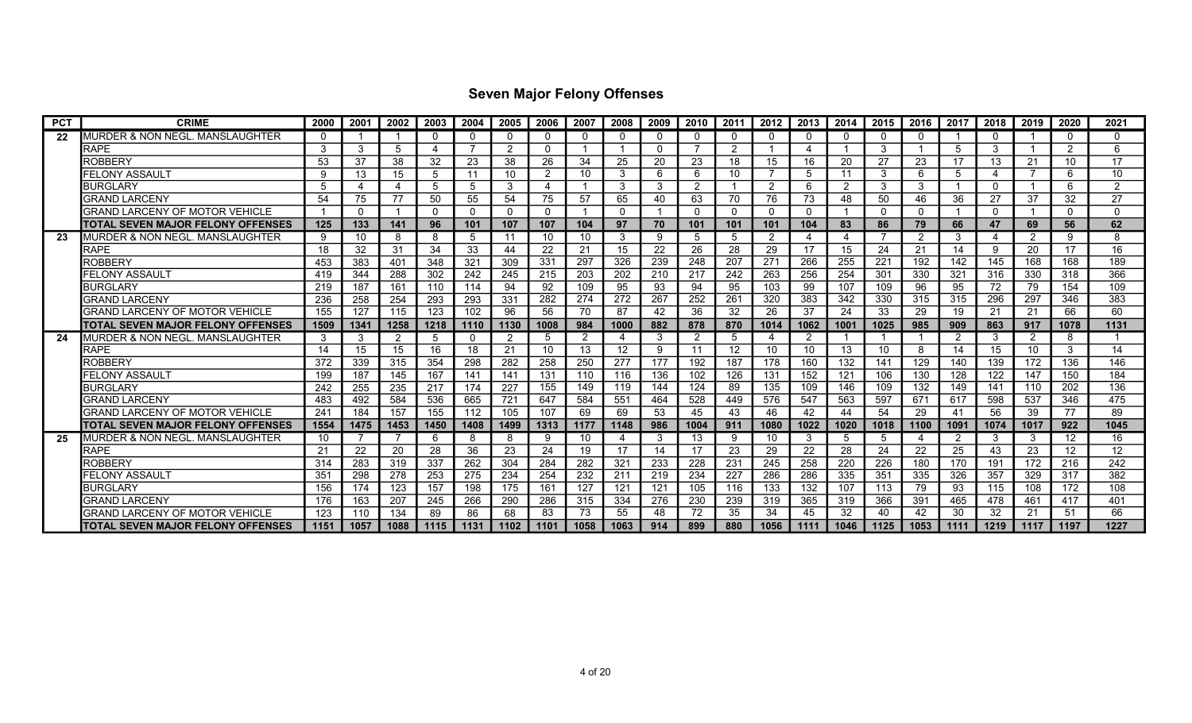# Seven Major Felony Offenses

| PCT | CRIME | 2000 | 2001 | 2002 | 2003 | 2004 | 2005 | 2006 | 2007 | 2008 | 2009 | 2010 | 2011 | 2012 | 2013 | 2014 | 2015 | 2016 | 2017 | 2018 | 2019 | 2020 | 2021 |
|---|---|---|---|---|---|---|---|---|---|---|---|---|---|---|---|---|---|---|---|---|---|---|---|
| 22 | MURDER & NON NEGL. MANSLAUGHTER | 0 | 1 | 1 | 0 | 0 | 0 | 0 | 0 | 0 | 0 | 0 | 0 | 0 | 0 | 0 | 0 | 0 | 1 | 0 | 1 | 0 | 0 |
| | RAPE | 3 | 3 | 5 | 4 | 7 | 2 | 0 | 1 | 1 | 0 | 7 | 2 | 1 | 4 | 1 | 3 | 1 | 5 | 3 | 1 | 2 | 6 |
| | ROBBERY | 53 | 37 | 38 | 32 | 23 | 38 | 26 | 34 | 25 | 20 | 23 | 18 | 15 | 16 | 20 | 27 | 23 | 17 | 13 | 21 | 10 | 17 |
| | FELONY ASSAULT | 9 | 13 | 15 | 5 | 11 | 10 | 2 | 10 | 3 | 6 | 6 | 10 | 7 | 5 | 11 | 3 | 6 | 5 | 4 | 7 | 6 | 10 |
| | BURGLARY | 5 | 4 | 4 | 5 | 5 | 3 | 4 | 1 | 3 | 3 | 2 | 1 | 2 | 6 | 2 | 3 | 3 | 1 | 0 | 1 | 6 | 2 |
| | GRAND LARCENY | 54 | 75 | 77 | 50 | 55 | 54 | 75 | 57 | 65 | 40 | 63 | 70 | 76 | 73 | 48 | 50 | 46 | 36 | 27 | 37 | 32 | 27 |
| | GRAND LARCENY OF MOTOR VEHICLE | 1 | 0 | 1 | 0 | 0 | 0 | 0 | 1 | 0 | 1 | 0 | 0 | 0 | 0 | 1 | 0 | 0 | 1 | 0 | 1 | 0 | 0 |
| | **TOTAL SEVEN MAJOR FELONY OFFENSES** | **125** | **133** | **141** | **96** | **101** | **107** | **107** | **104** | **97** | **70** | **101** | **101** | **101** | **104** | **83** | **86** | **79** | **66** | **47** | **69** | **56** | **62** |
| 23 | MURDER & NON NEGL. MANSLAUGHTER | 9 | 10 | 8 | 8 | 5 | 11 | 10 | 10 | 3 | 9 | 5 | 5 | 2 | 4 | 4 | 7 | 2 | 3 | 4 | 2 | 9 | 8 |
| | RAPE | 18 | 32 | 31 | 34 | 33 | 44 | 22 | 21 | 15 | 22 | 26 | 28 | 29 | 17 | 15 | 24 | 21 | 14 | 9 | 20 | 17 | 16 |
| | ROBBERY | 453 | 383 | 401 | 348 | 321 | 309 | 331 | 297 | 326 | 239 | 248 | 207 | 271 | 266 | 255 | 221 | 192 | 142 | 145 | 168 | 168 | 189 |
| | FELONY ASSAULT | 419 | 344 | 288 | 302 | 242 | 245 | 215 | 203 | 202 | 210 | 217 | 242 | 263 | 256 | 254 | 301 | 330 | 321 | 316 | 330 | 318 | 366 |
| | BURGLARY | 219 | 187 | 161 | 110 | 114 | 94 | 92 | 109 | 95 | 93 | 94 | 95 | 103 | 99 | 107 | 109 | 96 | 95 | 72 | 79 | 154 | 109 |
| | GRAND LARCENY | 236 | 258 | 254 | 293 | 293 | 331 | 282 | 274 | 272 | 267 | 252 | 261 | 320 | 383 | 342 | 330 | 315 | 315 | 296 | 297 | 346 | 383 |
| | GRAND LARCENY OF MOTOR VEHICLE | 155 | 127 | 115 | 123 | 102 | 96 | 56 | 70 | 87 | 42 | 36 | 32 | 26 | 37 | 24 | 33 | 29 | 19 | 21 | 21 | 66 | 60 |
| | **TOTAL SEVEN MAJOR FELONY OFFENSES** | **1509** | **1341** | **1258** | **1218** | **1110** | **1130** | **1008** | **984** | **1000** | **882** | **878** | **870** | **1014** | **1062** | **1001** | **1025** | **985** | **909** | **863** | **917** | **1078** | **1131** |
| 24 | MURDER & NON NEGL. MANSLAUGHTER | 3 | 3 | 2 | 5 | 0 | 2 | 5 | 2 | 4 | 3 | 2 | 5 | 4 | 2 | 1 | 1 | 1 | 2 | 3 | 2 | 8 | 1 |
| | RAPE | 14 | 15 | 15 | 16 | 18 | 21 | 10 | 13 | 12 | 9 | 11 | 12 | 10 | 10 | 13 | 10 | 8 | 14 | 15 | 10 | 3 | 14 |
| | ROBBERY | 372 | 339 | 315 | 354 | 298 | 282 | 258 | 250 | 277 | 177 | 192 | 187 | 178 | 160 | 132 | 141 | 129 | 140 | 139 | 172 | 136 | 146 |
| | FELONY ASSAULT | 199 | 187 | 145 | 167 | 141 | 141 | 131 | 110 | 116 | 136 | 102 | 126 | 131 | 152 | 121 | 106 | 130 | 128 | 122 | 147 | 150 | 184 |
| | BURGLARY | 242 | 255 | 235 | 217 | 174 | 227 | 155 | 149 | 119 | 144 | 124 | 89 | 135 | 109 | 146 | 109 | 132 | 149 | 141 | 110 | 202 | 136 |
| | GRAND LARCENY | 483 | 492 | 584 | 536 | 665 | 721 | 647 | 584 | 551 | 464 | 528 | 449 | 576 | 547 | 563 | 597 | 671 | 617 | 598 | 537 | 346 | 475 |
| | GRAND LARCENY OF MOTOR VEHICLE | 241 | 184 | 157 | 155 | 112 | 105 | 107 | 69 | 69 | 53 | 45 | 43 | 46 | 42 | 44 | 54 | 29 | 41 | 56 | 39 | 77 | 89 |
| | **TOTAL SEVEN MAJOR FELONY OFFENSES** | **1554** | **1475** | **1453** | **1450** | **1408** | **1499** | **1313** | **1177** | **1148** | **986** | **1004** | **911** | **1080** | **1022** | **1020** | **1018** | **1100** | **1091** | **1074** | **1017** | **922** | **1045** |
| 25 | MURDER & NON NEGL. MANSLAUGHTER | 10 | 7 | 7 | 6 | 8 | 8 | 9 | 10 | 4 | 3 | 13 | 9 | 10 | 3 | 5 | 5 | 4 | 2 | 3 | 3 | 12 | 16 |
| | RAPE | 21 | 22 | 20 | 28 | 36 | 23 | 24 | 19 | 17 | 14 | 17 | 23 | 29 | 22 | 28 | 24 | 22 | 25 | 43 | 23 | 12 | 12 |
| | ROBBERY | 314 | 283 | 319 | 337 | 262 | 304 | 284 | 282 | 321 | 233 | 228 | 231 | 245 | 258 | 220 | 226 | 180 | 170 | 191 | 172 | 216 | 242 |
| | FELONY ASSAULT | 351 | 298 | 278 | 253 | 275 | 234 | 254 | 232 | 211 | 219 | 234 | 227 | 286 | 286 | 335 | 351 | 335 | 326 | 357 | 329 | 317 | 382 |
| | BURGLARY | 156 | 174 | 123 | 157 | 198 | 175 | 161 | 127 | 121 | 121 | 105 | 116 | 133 | 132 | 107 | 113 | 79 | 93 | 115 | 108 | 172 | 108 |
| | GRAND LARCENY | 176 | 163 | 207 | 245 | 266 | 290 | 286 | 315 | 334 | 276 | 230 | 239 | 319 | 365 | 319 | 366 | 391 | 465 | 478 | 461 | 417 | 401 |
| | GRAND LARCENY OF MOTOR VEHICLE | 123 | 110 | 134 | 89 | 86 | 68 | 83 | 73 | 55 | 48 | 72 | 35 | 34 | 45 | 32 | 40 | 42 | 30 | 32 | 21 | 51 | 66 |
| | **TOTAL SEVEN MAJOR FELONY OFFENSES** | **1151** | **1057** | **1088** | **1115** | **1131** | **1102** | **1101** | **1058** | **1063** | **914** | **899** | **880** | **1056** | **1111** | **1046** | **1125** | **1053** | **1111** | **1219** | **1117** | **1197** | **1227** |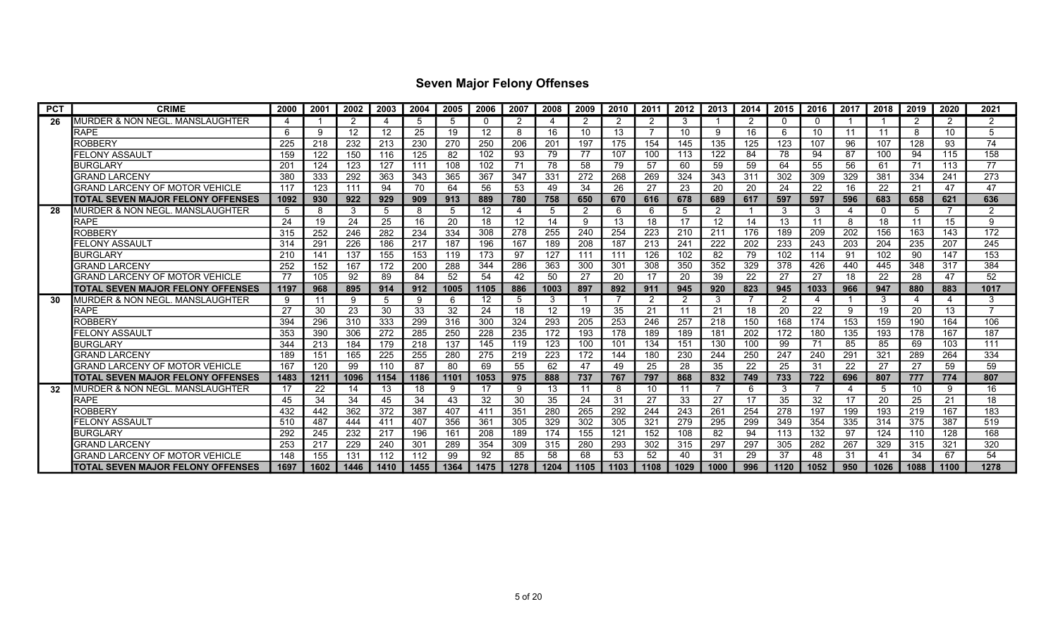## Seven Major Felony Offenses

| PCT | CRIME | 2000 | 2001 | 2002 | 2003 | 2004 | 2005 | 2006 | 2007 | 2008 | 2009 | 2010 | 2011 | 2012 | 2013 | 2014 | 2015 | 2016 | 2017 | 2018 | 2019 | 2020 | 2021 |
|---|---|---|---|---|---|---|---|---|---|---|---|---|---|---|---|---|---|---|---|---|---|---|---|
| 26 | MURDER & NON NEGL. MANSLAUGHTER | 4 | 1 | 2 | 4 | 5 | 5 | 0 | 2 | 4 | 2 | 2 | 2 | 3 | 1 | 2 | 0 | 0 | 1 | 1 | 2 | 2 | 2 |
| | RAPE | 6 | 9 | 12 | 12 | 25 | 19 | 12 | 8 | 16 | 10 | 13 | 7 | 10 | 9 | 16 | 6 | 10 | 11 | 11 | 8 | 10 | 5 |
| | ROBBERY | 225 | 218 | 232 | 213 | 230 | 270 | 250 | 206 | 201 | 197 | 175 | 154 | 145 | 135 | 125 | 123 | 107 | 96 | 107 | 128 | 93 | 74 |
| | FELONY ASSAULT | 159 | 122 | 150 | 116 | 125 | 82 | 102 | 93 | 79 | 77 | 107 | 100 | 113 | 122 | 84 | 78 | 94 | 87 | 100 | 94 | 115 | 158 |
| | BURGLARY | 201 | 124 | 123 | 127 | 111 | 108 | 102 | 71 | 78 | 58 | 79 | 57 | 60 | 59 | 59 | 64 | 55 | 56 | 61 | 71 | 113 | 77 |
| | GRAND LARCENY | 380 | 333 | 292 | 363 | 343 | 365 | 367 | 347 | 331 | 272 | 268 | 269 | 324 | 343 | 311 | 302 | 309 | 329 | 381 | 334 | 241 | 273 |
| | GRAND LARCENY OF MOTOR VEHICLE | 117 | 123 | 111 | 94 | 70 | 64 | 56 | 53 | 49 | 34 | 26 | 27 | 23 | 20 | 20 | 24 | 22 | 16 | 22 | 21 | 47 | 47 |
| | **TOTAL SEVEN MAJOR FELONY OFFENSES** | **1092** | **930** | **922** | **929** | **909** | **913** | **889** | **780** | **758** | **650** | **670** | **616** | **678** | **689** | **617** | **597** | **597** | **596** | **683** | **658** | **621** | **636** |
| 28 | MURDER & NON NEGL. MANSLAUGHTER | 5 | 8 | 3 | 5 | 8 | 5 | 12 | 4 | 5 | 2 | 6 | 6 | 5 | 2 | 1 | 3 | 3 | 4 | 0 | 5 | 7 | 2 |
| | RAPE | 24 | 19 | 24 | 25 | 16 | 20 | 18 | 12 | 14 | 9 | 13 | 18 | 17 | 12 | 14 | 13 | 11 | 8 | 18 | 11 | 15 | 9 |
| | ROBBERY | 315 | 252 | 246 | 282 | 234 | 334 | 308 | 278 | 255 | 240 | 254 | 223 | 210 | 211 | 176 | 189 | 209 | 202 | 156 | 163 | 143 | 172 |
| | FELONY ASSAULT | 314 | 291 | 226 | 186 | 217 | 187 | 196 | 167 | 189 | 208 | 187 | 213 | 241 | 222 | 202 | 233 | 243 | 203 | 204 | 235 | 207 | 245 |
| | BURGLARY | 210 | 141 | 137 | 155 | 153 | 119 | 173 | 97 | 127 | 111 | 111 | 126 | 102 | 82 | 79 | 102 | 114 | 91 | 102 | 90 | 147 | 153 |
| | GRAND LARCENY | 252 | 152 | 167 | 172 | 200 | 288 | 344 | 286 | 363 | 300 | 301 | 308 | 350 | 352 | 329 | 378 | 426 | 440 | 445 | 348 | 317 | 384 |
| | GRAND LARCENY OF MOTOR VEHICLE | 77 | 105 | 92 | 89 | 84 | 52 | 54 | 42 | 50 | 27 | 20 | 17 | 20 | 39 | 22 | 27 | 27 | 18 | 22 | 28 | 47 | 52 |
| | **TOTAL SEVEN MAJOR FELONY OFFENSES** | **1197** | **968** | **895** | **914** | **912** | **1005** | **1105** | **886** | **1003** | **897** | **892** | **911** | **945** | **920** | **823** | **945** | **1033** | **966** | **947** | **880** | **883** | **1017** |
| 30 | MURDER & NON NEGL. MANSLAUGHTER | 9 | 11 | 9 | 5 | 9 | 6 | 12 | 5 | 3 | 1 | 7 | 2 | 2 | 3 | 7 | 2 | 4 | 1 | 3 | 4 | 4 | 3 |
| | RAPE | 27 | 30 | 23 | 30 | 33 | 32 | 24 | 18 | 12 | 19 | 35 | 21 | 11 | 21 | 18 | 20 | 22 | 9 | 19 | 20 | 13 | 7 |
| | ROBBERY | 394 | 296 | 310 | 333 | 299 | 316 | 300 | 324 | 293 | 205 | 253 | 246 | 257 | 218 | 150 | 168 | 174 | 153 | 159 | 190 | 164 | 106 |
| | FELONY ASSAULT | 353 | 390 | 306 | 272 | 285 | 250 | 228 | 235 | 172 | 193 | 178 | 189 | 189 | 181 | 202 | 172 | 180 | 135 | 193 | 178 | 167 | 187 |
| | BURGLARY | 344 | 213 | 184 | 179 | 218 | 137 | 145 | 119 | 123 | 100 | 101 | 134 | 151 | 130 | 100 | 99 | 71 | 85 | 85 | 69 | 103 | 111 |
| | GRAND LARCENY | 189 | 151 | 165 | 225 | 255 | 280 | 275 | 219 | 223 | 172 | 144 | 180 | 230 | 244 | 250 | 247 | 240 | 291 | 321 | 289 | 264 | 334 |
| | GRAND LARCENY OF MOTOR VEHICLE | 167 | 120 | 99 | 110 | 87 | 80 | 69 | 55 | 62 | 47 | 49 | 25 | 28 | 35 | 22 | 25 | 31 | 22 | 27 | 27 | 59 | 59 |
| | **TOTAL SEVEN MAJOR FELONY OFFENSES** | **1483** | **1211** | **1096** | **1154** | **1186** | **1101** | **1053** | **975** | **888** | **737** | **767** | **797** | **868** | **832** | **749** | **733** | **722** | **696** | **807** | **777** | **774** | **807** |
| 32 | MURDER & NON NEGL. MANSLAUGHTER | 17 | 22 | 14 | 13 | 18 | 9 | 17 | 9 | 13 | 11 | 8 | 10 | 11 | 7 | 6 | 3 | 7 | 4 | 5 | 10 | 9 | 16 |
| | RAPE | 45 | 34 | 34 | 45 | 34 | 43 | 32 | 30 | 35 | 24 | 31 | 27 | 33 | 27 | 17 | 35 | 32 | 17 | 20 | 25 | 21 | 18 |
| | ROBBERY | 432 | 442 | 362 | 372 | 387 | 407 | 411 | 351 | 280 | 265 | 292 | 244 | 243 | 261 | 254 | 278 | 197 | 199 | 193 | 219 | 167 | 183 |
| | FELONY ASSAULT | 510 | 487 | 444 | 411 | 407 | 356 | 361 | 305 | 329 | 302 | 305 | 321 | 279 | 295 | 299 | 349 | 354 | 335 | 314 | 375 | 387 | 519 |
| | BURGLARY | 292 | 245 | 232 | 217 | 196 | 161 | 208 | 189 | 174 | 155 | 121 | 152 | 108 | 82 | 94 | 113 | 132 | 97 | 124 | 110 | 128 | 168 |
| | GRAND LARCENY | 253 | 217 | 229 | 240 | 301 | 289 | 354 | 309 | 315 | 280 | 293 | 302 | 315 | 297 | 297 | 305 | 282 | 267 | 329 | 315 | 321 | 320 |
| | GRAND LARCENY OF MOTOR VEHICLE | 148 | 155 | 131 | 112 | 112 | 99 | 92 | 85 | 58 | 68 | 53 | 52 | 40 | 31 | 29 | 37 | 48 | 31 | 41 | 34 | 67 | 54 |
| | **TOTAL SEVEN MAJOR FELONY OFFENSES** | **1697** | **1602** | **1446** | **1410** | **1455** | **1364** | **1475** | **1278** | **1204** | **1105** | **1103** | **1108** | **1029** | **1000** | **996** | **1120** | **1052** | **950** | **1026** | **1088** | **1100** | **1278** |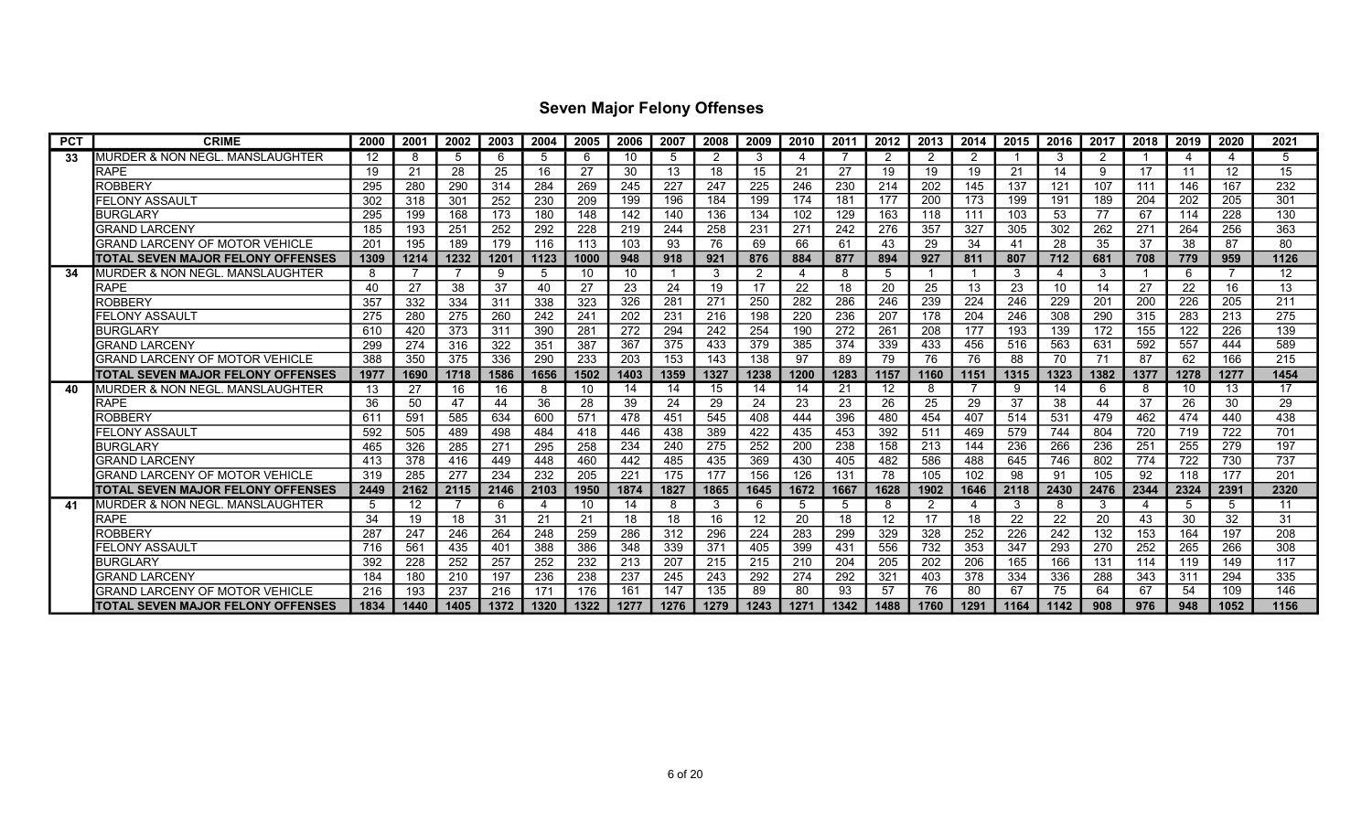# Seven Major Felony Offenses

| PCT | CRIME | 2000 | 2001 | 2002 | 2003 | 2004 | 2005 | 2006 | 2007 | 2008 | 2009 | 2010 | 2011 | 2012 | 2013 | 2014 | 2015 | 2016 | 2017 | 2018 | 2019 | 2020 | 2021 |
|---|---|---|---|---|---|---|---|---|---|---|---|---|---|---|---|---|---|---|---|---|---|---|---|
| 33 | MURDER & NON NEGL. MANSLAUGHTER | 12 | 8 | 5 | 6 | 5 | 6 | 10 | 5 | 2 | 3 | 4 | 7 | 2 | 2 | 2 | 1 | 3 | 2 | 1 | 4 | 4 | 5 |
| | RAPE | 19 | 21 | 28 | 25 | 16 | 27 | 30 | 13 | 18 | 15 | 21 | 27 | 19 | 19 | 19 | 21 | 14 | 9 | 17 | 11 | 12 | 15 |
| | ROBBERY | 295 | 280 | 290 | 314 | 284 | 269 | 245 | 227 | 247 | 225 | 246 | 230 | 214 | 202 | 145 | 137 | 121 | 107 | 111 | 146 | 167 | 232 |
| | FELONY ASSAULT | 302 | 318 | 301 | 252 | 230 | 209 | 199 | 196 | 184 | 199 | 174 | 181 | 177 | 200 | 173 | 199 | 191 | 189 | 204 | 202 | 205 | 301 |
| | BURGLARY | 295 | 199 | 168 | 173 | 180 | 148 | 142 | 140 | 136 | 134 | 102 | 129 | 163 | 118 | 111 | 103 | 53 | 77 | 67 | 114 | 228 | 130 |
| | GRAND LARCENY | 185 | 193 | 251 | 252 | 292 | 228 | 219 | 244 | 258 | 231 | 271 | 242 | 276 | 357 | 327 | 305 | 302 | 262 | 271 | 264 | 256 | 363 |
| | GRAND LARCENY OF MOTOR VEHICLE | 201 | 195 | 189 | 179 | 116 | 113 | 103 | 93 | 76 | 69 | 66 | 61 | 43 | 29 | 34 | 41 | 28 | 35 | 37 | 38 | 87 | 80 |
| | **TOTAL SEVEN MAJOR FELONY OFFENSES** | **1309** | **1214** | **1232** | **1201** | **1123** | **1000** | **948** | **918** | **921** | **876** | **884** | **877** | **894** | **927** | **811** | **807** | **712** | **681** | **708** | **779** | **959** | **1126** |
| 34 | MURDER & NON NEGL. MANSLAUGHTER | 8 | 7 | 7 | 9 | 5 | 10 | 10 | 1 | 3 | 2 | 4 | 8 | 5 | 1 | 1 | 3 | 4 | 3 | 1 | 6 | 7 | 12 |
| | RAPE | 40 | 27 | 38 | 37 | 40 | 27 | 23 | 24 | 19 | 17 | 22 | 18 | 20 | 25 | 13 | 23 | 10 | 14 | 27 | 22 | 16 | 13 |
| | ROBBERY | 357 | 332 | 334 | 311 | 338 | 323 | 326 | 281 | 271 | 250 | 282 | 286 | 246 | 239 | 224 | 246 | 229 | 201 | 200 | 226 | 205 | 211 |
| | FELONY ASSAULT | 275 | 280 | 275 | 260 | 242 | 241 | 202 | 231 | 216 | 198 | 220 | 236 | 207 | 178 | 204 | 246 | 308 | 290 | 315 | 283 | 213 | 275 |
| | BURGLARY | 610 | 420 | 373 | 311 | 390 | 281 | 272 | 294 | 242 | 254 | 190 | 272 | 261 | 208 | 177 | 193 | 139 | 172 | 155 | 122 | 226 | 139 |
| | GRAND LARCENY | 299 | 274 | 316 | 322 | 351 | 387 | 367 | 375 | 433 | 379 | 385 | 374 | 339 | 433 | 456 | 516 | 563 | 631 | 592 | 557 | 444 | 589 |
| | GRAND LARCENY OF MOTOR VEHICLE | 388 | 350 | 375 | 336 | 290 | 233 | 203 | 153 | 143 | 138 | 97 | 89 | 79 | 76 | 76 | 88 | 70 | 71 | 87 | 62 | 166 | 215 |
| | **TOTAL SEVEN MAJOR FELONY OFFENSES** | **1977** | **1690** | **1718** | **1586** | **1656** | **1502** | **1403** | **1359** | **1327** | **1238** | **1200** | **1283** | **1157** | **1160** | **1151** | **1315** | **1323** | **1382** | **1377** | **1278** | **1277** | **1454** |
| 40 | MURDER & NON NEGL. MANSLAUGHTER | 13 | 27 | 16 | 16 | 8 | 10 | 14 | 14 | 15 | 14 | 14 | 21 | 12 | 8 | 7 | 9 | 14 | 6 | 8 | 10 | 13 | 17 |
| | RAPE | 36 | 50 | 47 | 44 | 36 | 28 | 39 | 24 | 29 | 24 | 23 | 23 | 26 | 25 | 29 | 37 | 38 | 44 | 37 | 26 | 30 | 29 |
| | ROBBERY | 611 | 591 | 585 | 634 | 600 | 571 | 478 | 451 | 545 | 408 | 444 | 396 | 480 | 454 | 407 | 514 | 531 | 479 | 462 | 474 | 440 | 438 |
| | FELONY ASSAULT | 592 | 505 | 489 | 498 | 484 | 418 | 446 | 438 | 389 | 422 | 435 | 453 | 392 | 511 | 469 | 579 | 744 | 804 | 720 | 719 | 722 | 701 |
| | BURGLARY | 465 | 326 | 285 | 271 | 295 | 258 | 234 | 240 | 275 | 252 | 200 | 238 | 158 | 213 | 144 | 236 | 266 | 236 | 251 | 255 | 279 | 197 |
| | GRAND LARCENY | 413 | 378 | 416 | 449 | 448 | 460 | 442 | 485 | 435 | 369 | 430 | 405 | 482 | 586 | 488 | 645 | 746 | 802 | 774 | 722 | 730 | 737 |
| | GRAND LARCENY OF MOTOR VEHICLE | 319 | 285 | 277 | 234 | 232 | 205 | 221 | 175 | 177 | 156 | 126 | 131 | 78 | 105 | 102 | 98 | 91 | 105 | 92 | 118 | 177 | 201 |
| | **TOTAL SEVEN MAJOR FELONY OFFENSES** | **2449** | **2162** | **2115** | **2146** | **2103** | **1950** | **1874** | **1827** | **1865** | **1645** | **1672** | **1667** | **1628** | **1902** | **1646** | **2118** | **2430** | **2476** | **2344** | **2324** | **2391** | **2320** |
| 41 | MURDER & NON NEGL. MANSLAUGHTER | 5 | 12 | 7 | 6 | 4 | 10 | 14 | 8 | 3 | 6 | 5 | 5 | 8 | 2 | 4 | 3 | 8 | 3 | 4 | 5 | 5 | 11 |
| | RAPE | 34 | 19 | 18 | 31 | 21 | 21 | 18 | 18 | 16 | 12 | 20 | 18 | 12 | 17 | 18 | 22 | 22 | 20 | 43 | 30 | 32 | 31 |
| | ROBBERY | 287 | 247 | 246 | 264 | 248 | 259 | 286 | 312 | 296 | 224 | 283 | 299 | 329 | 328 | 252 | 226 | 242 | 132 | 153 | 164 | 197 | 208 |
| | FELONY ASSAULT | 716 | 561 | 435 | 401 | 388 | 386 | 348 | 339 | 371 | 405 | 399 | 431 | 556 | 732 | 353 | 347 | 293 | 270 | 252 | 265 | 266 | 308 |
| | BURGLARY | 392 | 228 | 252 | 257 | 252 | 232 | 213 | 207 | 215 | 215 | 210 | 204 | 205 | 202 | 206 | 165 | 166 | 131 | 114 | 119 | 149 | 117 |
| | GRAND LARCENY | 184 | 180 | 210 | 197 | 236 | 238 | 237 | 245 | 243 | 292 | 274 | 292 | 321 | 403 | 378 | 334 | 336 | 288 | 343 | 311 | 294 | 335 |
| | GRAND LARCENY OF MOTOR VEHICLE | 216 | 193 | 237 | 216 | 171 | 176 | 161 | 147 | 135 | 89 | 80 | 93 | 57 | 76 | 80 | 67 | 75 | 64 | 67 | 54 | 109 | 146 |
| | **TOTAL SEVEN MAJOR FELONY OFFENSES** | **1834** | **1440** | **1405** | **1372** | **1320** | **1322** | **1277** | **1276** | **1279** | **1243** | **1271** | **1342** | **1488** | **1760** | **1291** | **1164** | **1142** | **908** | **976** | **948** | **1052** | **1156** |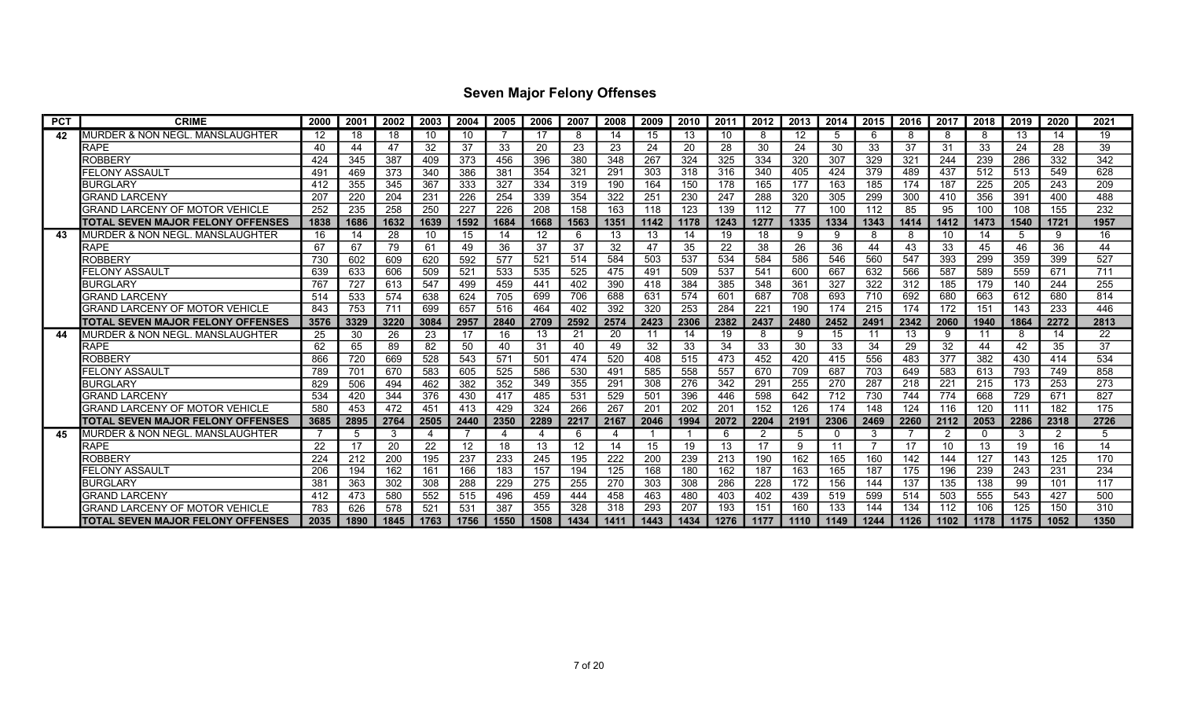## Seven Major Felony Offenses

| PCT | CRIME | 2000 | 2001 | 2002 | 2003 | 2004 | 2005 | 2006 | 2007 | 2008 | 2009 | 2010 | 2011 | 2012 | 2013 | 2014 | 2015 | 2016 | 2017 | 2018 | 2019 | 2020 | 2021 |
|---|---|---|---|---|---|---|---|---|---|---|---|---|---|---|---|---|---|---|---|---|---|---|---|
| 42 | MURDER & NON NEGL. MANSLAUGHTER | 12 | 18 | 18 | 10 | 10 | 7 | 17 | 8 | 14 | 15 | 13 | 10 | 8 | 12 | 5 | 6 | 8 | 8 | 8 | 13 | 14 | 19 |
| | RAPE | 40 | 44 | 47 | 32 | 37 | 33 | 20 | 23 | 23 | 24 | 20 | 28 | 30 | 24 | 30 | 33 | 37 | 31 | 33 | 24 | 28 | 39 |
| | ROBBERY | 424 | 345 | 387 | 409 | 373 | 456 | 396 | 380 | 348 | 267 | 324 | 325 | 334 | 320 | 307 | 329 | 321 | 244 | 239 | 286 | 332 | 342 |
| | FELONY ASSAULT | 491 | 469 | 373 | 340 | 386 | 381 | 354 | 321 | 291 | 303 | 318 | 316 | 340 | 405 | 424 | 379 | 489 | 437 | 512 | 513 | 549 | 628 |
| | BURGLARY | 412 | 355 | 345 | 367 | 333 | 327 | 334 | 319 | 190 | 164 | 150 | 178 | 165 | 177 | 163 | 185 | 174 | 187 | 225 | 205 | 243 | 209 |
| | GRAND LARCENY | 207 | 220 | 204 | 231 | 226 | 254 | 339 | 354 | 322 | 251 | 230 | 247 | 288 | 320 | 305 | 299 | 300 | 410 | 356 | 391 | 400 | 488 |
| | GRAND LARCENY OF MOTOR VEHICLE | 252 | 235 | 258 | 250 | 227 | 226 | 208 | 158 | 163 | 118 | 123 | 139 | 112 | 77 | 100 | 112 | 85 | 95 | 100 | 108 | 155 | 232 |
| | **TOTAL SEVEN MAJOR FELONY OFFENSES** | **1838** | **1686** | **1632** | **1639** | **1592** | **1684** | **1668** | **1563** | **1351** | **1142** | **1178** | **1243** | **1277** | **1335** | **1334** | **1343** | **1414** | **1412** | **1473** | **1540** | **1721** | **1957** |
| 43 | MURDER & NON NEGL. MANSLAUGHTER | 16 | 14 | 28 | 10 | 15 | 14 | 12 | 6 | 13 | 13 | 14 | 19 | 18 | 9 | 9 | 8 | 8 | 10 | 14 | 5 | 9 | 16 |
| | RAPE | 67 | 67 | 79 | 61 | 49 | 36 | 37 | 37 | 32 | 47 | 35 | 22 | 38 | 26 | 36 | 44 | 43 | 33 | 45 | 46 | 36 | 44 |
| | ROBBERY | 730 | 602 | 609 | 620 | 592 | 577 | 521 | 514 | 584 | 503 | 537 | 534 | 584 | 586 | 546 | 560 | 547 | 393 | 299 | 359 | 399 | 527 |
| | FELONY ASSAULT | 639 | 633 | 606 | 509 | 521 | 533 | 535 | 525 | 475 | 491 | 509 | 537 | 541 | 600 | 667 | 632 | 566 | 587 | 589 | 559 | 671 | 711 |
| | BURGLARY | 767 | 727 | 613 | 547 | 499 | 459 | 441 | 402 | 390 | 418 | 384 | 385 | 348 | 361 | 327 | 322 | 312 | 185 | 179 | 140 | 244 | 255 |
| | GRAND LARCENY | 514 | 533 | 574 | 638 | 624 | 705 | 699 | 706 | 688 | 631 | 574 | 601 | 687 | 708 | 693 | 710 | 692 | 680 | 663 | 612 | 680 | 814 |
| | GRAND LARCENY OF MOTOR VEHICLE | 843 | 753 | 711 | 699 | 657 | 516 | 464 | 402 | 392 | 320 | 253 | 284 | 221 | 190 | 174 | 215 | 174 | 172 | 151 | 143 | 233 | 446 |
| | **TOTAL SEVEN MAJOR FELONY OFFENSES** | **3576** | **3329** | **3220** | **3084** | **2957** | **2840** | **2709** | **2592** | **2574** | **2423** | **2306** | **2382** | **2437** | **2480** | **2452** | **2491** | **2342** | **2060** | **1940** | **1864** | **2272** | **2813** |
| 44 | MURDER & NON NEGL. MANSLAUGHTER | 25 | 30 | 26 | 23 | 17 | 16 | 13 | 21 | 20 | 11 | 14 | 19 | 8 | 9 | 15 | 11 | 13 | 9 | 11 | 8 | 14 | 22 |
| | RAPE | 62 | 65 | 89 | 82 | 50 | 40 | 31 | 40 | 49 | 32 | 33 | 34 | 33 | 30 | 33 | 34 | 29 | 32 | 44 | 42 | 35 | 37 |
| | ROBBERY | 866 | 720 | 669 | 528 | 543 | 571 | 501 | 474 | 520 | 408 | 515 | 473 | 452 | 420 | 415 | 556 | 483 | 377 | 382 | 430 | 414 | 534 |
| | FELONY ASSAULT | 789 | 701 | 670 | 583 | 605 | 525 | 586 | 530 | 491 | 585 | 558 | 557 | 670 | 709 | 687 | 703 | 649 | 583 | 613 | 793 | 749 | 858 |
| | BURGLARY | 829 | 506 | 494 | 462 | 382 | 352 | 349 | 355 | 291 | 308 | 276 | 342 | 291 | 255 | 270 | 287 | 218 | 221 | 215 | 173 | 253 | 273 |
| | GRAND LARCENY | 534 | 420 | 344 | 376 | 430 | 417 | 485 | 531 | 529 | 501 | 396 | 446 | 598 | 642 | 712 | 730 | 744 | 774 | 668 | 729 | 671 | 827 |
| | GRAND LARCENY OF MOTOR VEHICLE | 580 | 453 | 472 | 451 | 413 | 429 | 324 | 266 | 267 | 201 | 202 | 201 | 152 | 126 | 174 | 148 | 124 | 116 | 120 | 111 | 182 | 175 |
| | **TOTAL SEVEN MAJOR FELONY OFFENSES** | **3685** | **2895** | **2764** | **2505** | **2440** | **2350** | **2289** | **2217** | **2167** | **2046** | **1994** | **2072** | **2204** | **2191** | **2306** | **2469** | **2260** | **2112** | **2053** | **2286** | **2318** | **2726** |
| 45 | MURDER & NON NEGL. MANSLAUGHTER | 7 | 5 | 3 | 4 | 7 | 4 | 4 | 6 | 4 | 1 | 1 | 6 | 2 | 5 | 0 | 3 | 7 | 2 | 0 | 3 | 2 | 5 |
| | RAPE | 22 | 17 | 20 | 22 | 12 | 18 | 13 | 12 | 14 | 15 | 19 | 13 | 17 | 9 | 11 | 7 | 17 | 10 | 13 | 19 | 16 | 14 |
| | ROBBERY | 224 | 212 | 200 | 195 | 237 | 233 | 245 | 195 | 222 | 200 | 239 | 213 | 190 | 162 | 165 | 160 | 142 | 144 | 127 | 143 | 125 | 170 |
| | FELONY ASSAULT | 206 | 194 | 162 | 161 | 166 | 183 | 157 | 194 | 125 | 168 | 180 | 162 | 187 | 163 | 165 | 187 | 175 | 196 | 239 | 243 | 231 | 234 |
| | BURGLARY | 381 | 363 | 302 | 308 | 288 | 229 | 275 | 255 | 270 | 303 | 308 | 286 | 228 | 172 | 156 | 144 | 137 | 135 | 138 | 99 | 101 | 117 |
| | GRAND LARCENY | 412 | 473 | 580 | 552 | 515 | 496 | 459 | 444 | 458 | 463 | 480 | 403 | 402 | 439 | 519 | 599 | 514 | 503 | 555 | 543 | 427 | 500 |
| | GRAND LARCENY OF MOTOR VEHICLE | 783 | 626 | 578 | 521 | 531 | 387 | 355 | 328 | 318 | 293 | 207 | 193 | 151 | 160 | 133 | 144 | 134 | 112 | 106 | 125 | 150 | 310 |
| | **TOTAL SEVEN MAJOR FELONY OFFENSES** | **2035** | **1890** | **1845** | **1763** | **1756** | **1550** | **1508** | **1434** | **1411** | **1443** | **1434** | **1276** | **1177** | **1110** | **1149** | **1244** | **1126** | **1102** | **1178** | **1175** | **1052** | **1350** |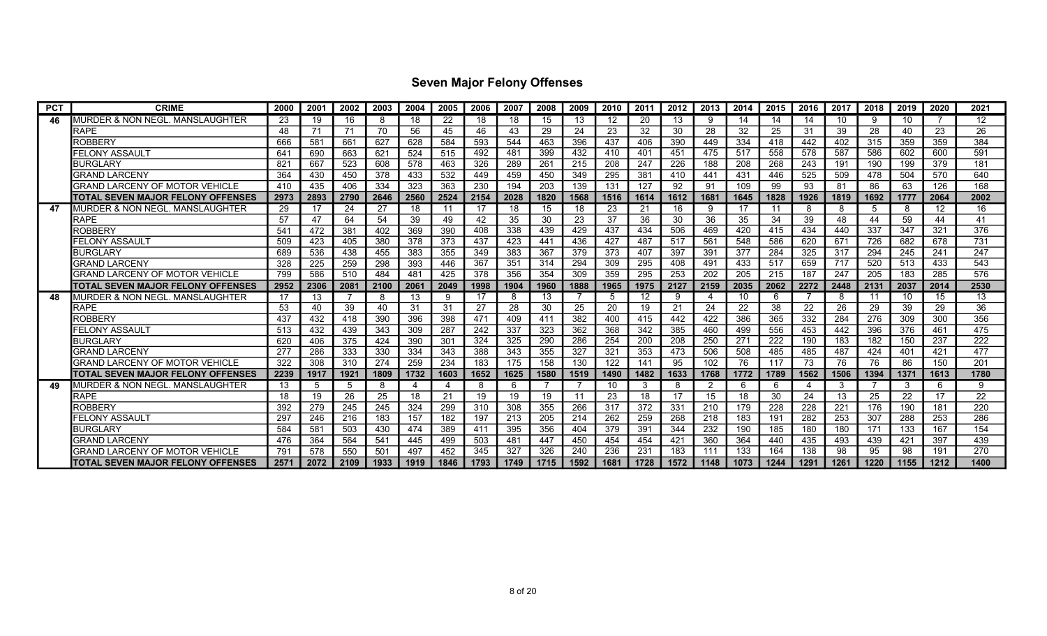# Seven Major Felony Offenses

| PCT | CRIME | 2000 | 2001 | 2002 | 2003 | 2004 | 2005 | 2006 | 2007 | 2008 | 2009 | 2010 | 2011 | 2012 | 2013 | 2014 | 2015 | 2016 | 2017 | 2018 | 2019 | 2020 | 2021 |
|---|---|---|---|---|---|---|---|---|---|---|---|---|---|---|---|---|---|---|---|---|---|---|---|
| 46 | MURDER & NON NEGL. MANSLAUGHTER | 23 | 19 | 16 | 8 | 18 | 22 | 18 | 18 | 15 | 13 | 12 | 20 | 13 | 9 | 14 | 14 | 14 | 10 | 9 | 10 | 7 | 12 |
| | RAPE | 48 | 71 | 71 | 70 | 56 | 45 | 46 | 43 | 29 | 24 | 23 | 32 | 30 | 28 | 32 | 25 | 31 | 39 | 28 | 40 | 23 | 26 |
| | ROBBERY | 666 | 581 | 661 | 627 | 628 | 584 | 593 | 544 | 463 | 396 | 437 | 406 | 390 | 449 | 334 | 418 | 442 | 402 | 315 | 359 | 359 | 384 |
| | FELONY ASSAULT | 641 | 690 | 663 | 621 | 524 | 515 | 492 | 481 | 399 | 432 | 410 | 401 | 451 | 475 | 517 | 558 | 578 | 587 | 586 | 602 | 600 | 591 |
| | BURGLARY | 821 | 667 | 523 | 608 | 578 | 463 | 326 | 289 | 261 | 215 | 208 | 247 | 226 | 188 | 208 | 268 | 243 | 191 | 190 | 199 | 379 | 181 |
| | GRAND LARCENY | 364 | 430 | 450 | 378 | 433 | 532 | 449 | 459 | 450 | 349 | 295 | 381 | 410 | 441 | 431 | 446 | 525 | 509 | 478 | 504 | 570 | 640 |
| | GRAND LARCENY OF MOTOR VEHICLE | 410 | 435 | 406 | 334 | 323 | 363 | 230 | 194 | 203 | 139 | 131 | 127 | 92 | 91 | 109 | 99 | 93 | 81 | 86 | 63 | 126 | 168 |
| | **TOTAL SEVEN MAJOR FELONY OFFENSES** | **2973** | **2893** | **2790** | **2646** | **2560** | **2524** | **2154** | **2028** | **1820** | **1568** | **1516** | **1614** | **1612** | **1681** | **1645** | **1828** | **1926** | **1819** | **1692** | **1777** | **2064** | **2002** |
| 47 | MURDER & NON NEGL. MANSLAUGHTER | 29 | 17 | 24 | 27 | 18 | 11 | 17 | 18 | 15 | 18 | 23 | 21 | 16 | 9 | 17 | 11 | 8 | 8 | 5 | 8 | 12 | 16 |
| | RAPE | 57 | 47 | 64 | 54 | 39 | 49 | 42 | 35 | 30 | 23 | 37 | 36 | 30 | 36 | 35 | 34 | 39 | 48 | 44 | 59 | 44 | 41 |
| | ROBBERY | 541 | 472 | 381 | 402 | 369 | 390 | 408 | 338 | 439 | 429 | 437 | 434 | 506 | 469 | 420 | 415 | 434 | 440 | 337 | 347 | 321 | 376 |
| | FELONY ASSAULT | 509 | 423 | 405 | 380 | 378 | 373 | 437 | 423 | 441 | 436 | 427 | 487 | 517 | 561 | 548 | 586 | 620 | 671 | 726 | 682 | 678 | 731 |
| | BURGLARY | 689 | 536 | 438 | 455 | 383 | 355 | 349 | 383 | 367 | 379 | 373 | 407 | 397 | 391 | 377 | 284 | 325 | 317 | 294 | 245 | 241 | 247 |
| | GRAND LARCENY | 328 | 225 | 259 | 298 | 393 | 446 | 367 | 351 | 314 | 294 | 309 | 295 | 408 | 491 | 433 | 517 | 659 | 717 | 520 | 513 | 433 | 543 |
| | GRAND LARCENY OF MOTOR VEHICLE | 799 | 586 | 510 | 484 | 481 | 425 | 378 | 356 | 354 | 309 | 359 | 295 | 253 | 202 | 205 | 215 | 187 | 247 | 205 | 183 | 285 | 576 |
| | **TOTAL SEVEN MAJOR FELONY OFFENSES** | **2952** | **2306** | **2081** | **2100** | **2061** | **2049** | **1998** | **1904** | **1960** | **1888** | **1965** | **1975** | **2127** | **2159** | **2035** | **2062** | **2272** | **2448** | **2131** | **2037** | **2014** | **2530** |
| 48 | MURDER & NON NEGL. MANSLAUGHTER | 17 | 13 | 7 | 8 | 13 | 9 | 17 | 8 | 13 | 7 | 5 | 12 | 9 | 4 | 10 | 6 | 7 | 8 | 11 | 10 | 15 | 13 |
| | RAPE | 53 | 40 | 39 | 40 | 31 | 31 | 27 | 28 | 30 | 25 | 20 | 19 | 21 | 24 | 22 | 38 | 22 | 26 | 29 | 39 | 29 | 36 |
| | ROBBERY | 437 | 432 | 418 | 390 | 396 | 398 | 471 | 409 | 411 | 382 | 400 | 415 | 442 | 422 | 386 | 365 | 332 | 284 | 276 | 309 | 300 | 356 |
| | FELONY ASSAULT | 513 | 432 | 439 | 343 | 309 | 287 | 242 | 337 | 323 | 362 | 368 | 342 | 385 | 460 | 499 | 556 | 453 | 442 | 396 | 376 | 461 | 475 |
| | BURGLARY | 620 | 406 | 375 | 424 | 390 | 301 | 324 | 325 | 290 | 286 | 254 | 200 | 208 | 250 | 271 | 222 | 190 | 183 | 182 | 150 | 237 | 222 |
| | GRAND LARCENY | 277 | 286 | 333 | 330 | 334 | 343 | 388 | 343 | 355 | 327 | 321 | 353 | 473 | 506 | 508 | 485 | 485 | 487 | 424 | 401 | 421 | 477 |
| | GRAND LARCENY OF MOTOR VEHICLE | 322 | 308 | 310 | 274 | 259 | 234 | 183 | 175 | 158 | 130 | 122 | 141 | 95 | 102 | 76 | 117 | 73 | 76 | 76 | 86 | 150 | 201 |
| | **TOTAL SEVEN MAJOR FELONY OFFENSES** | **2239** | **1917** | **1921** | **1809** | **1732** | **1603** | **1652** | **1625** | **1580** | **1519** | **1490** | **1482** | **1633** | **1768** | **1772** | **1789** | **1562** | **1506** | **1394** | **1371** | **1613** | **1780** |
| 49 | MURDER & NON NEGL. MANSLAUGHTER | 13 | 5 | 5 | 8 | 4 | 4 | 8 | 6 | 7 | 7 | 10 | 3 | 8 | 2 | 6 | 6 | 4 | 3 | 7 | 3 | 6 | 9 |
| | RAPE | 18 | 19 | 26 | 25 | 18 | 21 | 19 | 19 | 19 | 11 | 23 | 18 | 17 | 15 | 18 | 30 | 24 | 13 | 25 | 22 | 17 | 22 |
| | ROBBERY | 392 | 279 | 245 | 245 | 324 | 299 | 310 | 308 | 355 | 266 | 317 | 372 | 331 | 210 | 179 | 228 | 228 | 221 | 176 | 190 | 181 | 220 |
| | FELONY ASSAULT | 297 | 246 | 216 | 183 | 157 | 182 | 197 | 213 | 205 | 214 | 262 | 259 | 268 | 218 | 183 | 191 | 282 | 253 | 307 | 288 | 253 | 286 |
| | BURGLARY | 584 | 581 | 503 | 430 | 474 | 389 | 411 | 395 | 356 | 404 | 379 | 391 | 344 | 232 | 190 | 185 | 180 | 180 | 171 | 133 | 167 | 154 |
| | GRAND LARCENY | 476 | 364 | 564 | 541 | 445 | 499 | 503 | 481 | 447 | 450 | 454 | 454 | 421 | 360 | 364 | 440 | 435 | 493 | 439 | 421 | 397 | 439 |
| | GRAND LARCENY OF MOTOR VEHICLE | 791 | 578 | 550 | 501 | 497 | 452 | 345 | 327 | 326 | 240 | 236 | 231 | 183 | 111 | 133 | 164 | 138 | 98 | 95 | 98 | 191 | 270 |
| | **TOTAL SEVEN MAJOR FELONY OFFENSES** | **2571** | **2072** | **2109** | **1933** | **1919** | **1846** | **1793** | **1749** | **1715** | **1592** | **1681** | **1728** | **1572** | **1148** | **1073** | **1244** | **1291** | **1261** | **1220** | **1155** | **1212** | **1400** |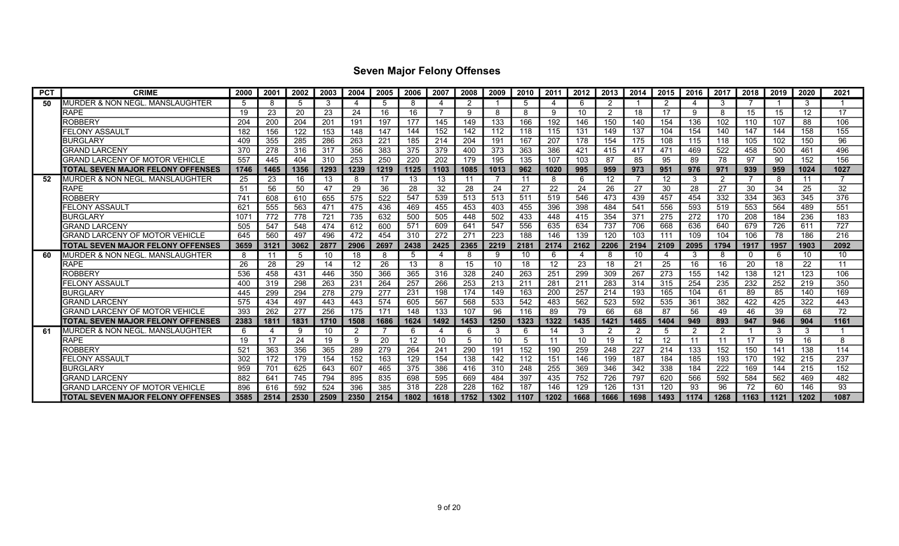## Seven Major Felony Offenses

| PCT | CRIME | 2000 | 2001 | 2002 | 2003 | 2004 | 2005 | 2006 | 2007 | 2008 | 2009 | 2010 | 2011 | 2012 | 2013 | 2014 | 2015 | 2016 | 2017 | 2018 | 2019 | 2020 | 2021 |
|---|---|---|---|---|---|---|---|---|---|---|---|---|---|---|---|---|---|---|---|---|---|---|---|
| 50 | MURDER & NON NEGL. MANSLAUGHTER | 5 | 8 | 5 | 3 | 4 | 5 | 8 | 4 | 2 | 1 | 5 | 4 | 6 | 2 | 1 | 2 | 4 | 3 | 7 | 1 | 3 | 1 |
| | RAPE | 19 | 23 | 20 | 23 | 24 | 16 | 16 | 7 | 9 | 8 | 8 | 9 | 10 | 2 | 18 | 17 | 9 | 8 | 15 | 15 | 12 | 17 |
| | ROBBERY | 204 | 200 | 204 | 201 | 191 | 197 | 177 | 145 | 149 | 133 | 166 | 192 | 146 | 150 | 140 | 154 | 136 | 102 | 110 | 107 | 88 | 106 |
| | FELONY ASSAULT | 182 | 156 | 122 | 153 | 148 | 147 | 144 | 152 | 142 | 112 | 118 | 115 | 131 | 149 | 137 | 104 | 154 | 140 | 147 | 144 | 158 | 155 |
| | BURGLARY | 409 | 355 | 285 | 286 | 263 | 221 | 185 | 214 | 204 | 191 | 167 | 207 | 178 | 154 | 175 | 108 | 115 | 118 | 105 | 102 | 150 | 96 |
| | GRAND LARCENY | 370 | 278 | 316 | 317 | 356 | 383 | 375 | 379 | 400 | 373 | 363 | 386 | 421 | 415 | 417 | 471 | 469 | 522 | 458 | 500 | 461 | 496 |
| | GRAND LARCENY OF MOTOR VEHICLE | 557 | 445 | 404 | 310 | 253 | 250 | 220 | 202 | 179 | 195 | 135 | 107 | 103 | 87 | 85 | 95 | 89 | 78 | 97 | 90 | 152 | 156 |
| | **TOTAL SEVEN MAJOR FELONY OFFENSES** | **1746** | **1465** | **1356** | **1293** | **1239** | **1219** | **1125** | **1103** | **1085** | **1013** | **962** | **1020** | **995** | **959** | **973** | **951** | **976** | **971** | **939** | **959** | **1024** | **1027** |
| 52 | MURDER & NON NEGL. MANSLAUGHTER | 25 | 23 | 16 | 13 | 8 | 17 | 13 | 13 | 11 | 7 | 11 | 8 | 6 | 12 | 7 | 12 | 3 | 2 | 7 | 8 | 11 | 7 |
| | RAPE | 51 | 56 | 50 | 47 | 29 | 36 | 28 | 32 | 28 | 24 | 27 | 22 | 24 | 26 | 27 | 30 | 28 | 27 | 30 | 34 | 25 | 32 |
| | ROBBERY | 741 | 608 | 610 | 655 | 575 | 522 | 547 | 539 | 513 | 513 | 511 | 519 | 546 | 473 | 439 | 457 | 454 | 332 | 334 | 363 | 345 | 376 |
| | FELONY ASSAULT | 621 | 555 | 563 | 471 | 475 | 436 | 469 | 455 | 453 | 403 | 455 | 396 | 398 | 484 | 541 | 556 | 593 | 519 | 553 | 564 | 489 | 551 |
| | BURGLARY | 1071 | 772 | 778 | 721 | 735 | 632 | 500 | 505 | 448 | 502 | 433 | 448 | 415 | 354 | 371 | 275 | 272 | 170 | 208 | 184 | 236 | 183 |
| | GRAND LARCENY | 505 | 547 | 548 | 474 | 612 | 600 | 571 | 609 | 641 | 547 | 556 | 635 | 634 | 737 | 706 | 668 | 636 | 640 | 679 | 726 | 611 | 727 |
| | GRAND LARCENY OF MOTOR VEHICLE | 645 | 560 | 497 | 496 | 472 | 454 | 310 | 272 | 271 | 223 | 188 | 146 | 139 | 120 | 103 | 111 | 109 | 104 | 106 | 78 | 186 | 216 |
| | **TOTAL SEVEN MAJOR FELONY OFFENSES** | **3659** | **3121** | **3062** | **2877** | **2906** | **2697** | **2438** | **2425** | **2365** | **2219** | **2181** | **2174** | **2162** | **2206** | **2194** | **2109** | **2095** | **1794** | **1917** | **1957** | **1903** | **2092** |
| 60 | MURDER & NON NEGL. MANSLAUGHTER | 8 | 11 | 5 | 10 | 18 | 8 | 5 | 4 | 8 | 9 | 10 | 6 | 4 | 8 | 10 | 4 | 3 | 8 | 0 | 6 | 10 | 10 |
| | RAPE | 26 | 28 | 29 | 14 | 12 | 26 | 13 | 8 | 15 | 10 | 18 | 12 | 23 | 18 | 21 | 25 | 16 | 16 | 20 | 18 | 22 | 11 |
| | ROBBERY | 536 | 458 | 431 | 446 | 350 | 366 | 365 | 316 | 328 | 240 | 263 | 251 | 299 | 309 | 267 | 273 | 155 | 142 | 138 | 121 | 123 | 106 |
| | FELONY ASSAULT | 400 | 319 | 298 | 263 | 231 | 264 | 257 | 266 | 253 | 213 | 211 | 281 | 211 | 283 | 314 | 315 | 254 | 235 | 232 | 252 | 219 | 350 |
| | BURGLARY | 445 | 299 | 294 | 278 | 279 | 277 | 231 | 198 | 174 | 149 | 163 | 200 | 257 | 214 | 193 | 165 | 104 | 61 | 89 | 85 | 140 | 169 |
| | GRAND LARCENY | 575 | 434 | 497 | 443 | 443 | 574 | 605 | 567 | 568 | 533 | 542 | 483 | 562 | 523 | 592 | 535 | 361 | 382 | 422 | 425 | 322 | 443 |
| | GRAND LARCENY OF MOTOR VEHICLE | 393 | 262 | 277 | 256 | 175 | 171 | 148 | 133 | 107 | 96 | 116 | 89 | 79 | 66 | 68 | 87 | 56 | 49 | 46 | 39 | 68 | 72 |
| | **TOTAL SEVEN MAJOR FELONY OFFENSES** | **2383** | **1811** | **1831** | **1710** | **1508** | **1686** | **1624** | **1492** | **1453** | **1250** | **1323** | **1322** | **1435** | **1421** | **1465** | **1404** | **949** | **893** | **947** | **946** | **904** | **1161** |
| 61 | MURDER & NON NEGL. MANSLAUGHTER | 6 | 4 | 9 | 10 | 2 | 7 | 6 | 4 | 6 | 3 | 6 | 14 | 3 | 2 | 2 | 5 | 2 | 2 | 1 | 3 | 3 | 1 |
| | RAPE | 19 | 17 | 24 | 19 | 9 | 20 | 12 | 10 | 5 | 10 | 5 | 11 | 10 | 19 | 12 | 12 | 11 | 11 | 17 | 19 | 16 | 8 |
| | ROBBERY | 521 | 363 | 356 | 365 | 289 | 279 | 264 | 241 | 290 | 191 | 152 | 190 | 259 | 248 | 227 | 214 | 133 | 152 | 150 | 141 | 138 | 114 |
| | FELONY ASSAULT | 302 | 172 | 179 | 154 | 152 | 163 | 129 | 154 | 138 | 142 | 112 | 151 | 146 | 199 | 187 | 184 | 185 | 193 | 170 | 192 | 215 | 237 |
| | BURGLARY | 959 | 701 | 625 | 643 | 607 | 465 | 375 | 386 | 416 | 310 | 248 | 255 | 369 | 346 | 342 | 338 | 184 | 222 | 169 | 144 | 215 | 152 |
| | GRAND LARCENY | 882 | 641 | 745 | 794 | 895 | 835 | 698 | 595 | 669 | 484 | 397 | 435 | 752 | 726 | 797 | 620 | 566 | 592 | 584 | 562 | 469 | 482 |
| | GRAND LARCENY OF MOTOR VEHICLE | 896 | 616 | 592 | 524 | 396 | 385 | 318 | 228 | 228 | 162 | 187 | 146 | 129 | 126 | 131 | 120 | 93 | 96 | 72 | 60 | 146 | 93 |
| | **TOTAL SEVEN MAJOR FELONY OFFENSES** | **3585** | **2514** | **2530** | **2509** | **2350** | **2154** | **1802** | **1618** | **1752** | **1302** | **1107** | **1202** | **1668** | **1666** | **1698** | **1493** | **1174** | **1268** | **1163** | **1121** | **1202** | **1087** |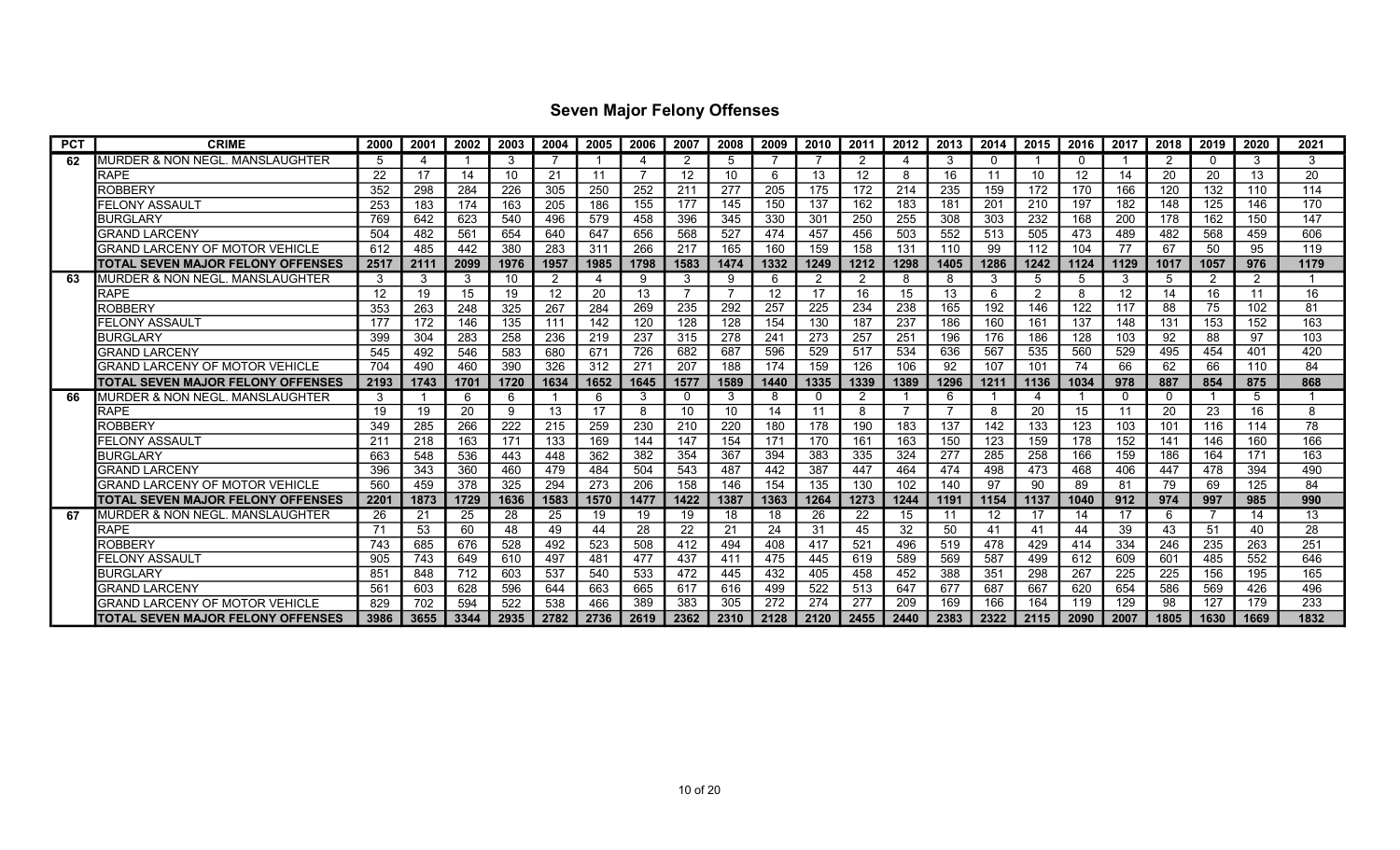## Seven Major Felony Offenses

| PCT | CRIME | 2000 | 2001 | 2002 | 2003 | 2004 | 2005 | 2006 | 2007 | 2008 | 2009 | 2010 | 2011 | 2012 | 2013 | 2014 | 2015 | 2016 | 2017 | 2018 | 2019 | 2020 | 2021 |
|---|---|---|---|---|---|---|---|---|---|---|---|---|---|---|---|---|---|---|---|---|---|---|---|
| 62 | MURDER & NON NEGL. MANSLAUGHTER | 5 | 4 | 1 | 3 | 7 | 1 | 4 | 2 | 5 | 7 | 7 | 2 | 4 | 3 | 0 | 1 | 0 | 1 | 2 | 0 | 3 | 3 |
| | RAPE | 22 | 17 | 14 | 10 | 21 | 11 | 7 | 12 | 10 | 6 | 13 | 12 | 8 | 16 | 11 | 10 | 12 | 14 | 20 | 20 | 13 | 20 |
| | ROBBERY | 352 | 298 | 284 | 226 | 305 | 250 | 252 | 211 | 277 | 205 | 175 | 172 | 214 | 235 | 159 | 172 | 170 | 166 | 120 | 132 | 110 | 114 |
| | FELONY ASSAULT | 253 | 183 | 174 | 163 | 205 | 186 | 155 | 177 | 145 | 150 | 137 | 162 | 183 | 181 | 201 | 210 | 197 | 182 | 148 | 125 | 146 | 170 |
| | BURGLARY | 769 | 642 | 623 | 540 | 496 | 579 | 458 | 396 | 345 | 330 | 301 | 250 | 255 | 308 | 303 | 232 | 168 | 200 | 178 | 162 | 150 | 147 |
| | GRAND LARCENY | 504 | 482 | 561 | 654 | 640 | 647 | 656 | 568 | 527 | 474 | 457 | 456 | 503 | 552 | 513 | 505 | 473 | 489 | 482 | 568 | 459 | 606 |
| | GRAND LARCENY OF MOTOR VEHICLE | 612 | 485 | 442 | 380 | 283 | 311 | 266 | 217 | 165 | 160 | 159 | 158 | 131 | 110 | 99 | 112 | 104 | 77 | 67 | 50 | 95 | 119 |
| | **TOTAL SEVEN MAJOR FELONY OFFENSES** | **2517** | **2111** | **2099** | **1976** | **1957** | **1985** | **1798** | **1583** | **1474** | **1332** | **1249** | **1212** | **1298** | **1405** | **1286** | **1242** | **1124** | **1129** | **1017** | **1057** | **976** | **1179** |
| 63 | MURDER & NON NEGL. MANSLAUGHTER | 3 | 3 | 3 | 10 | 2 | 4 | 9 | 3 | 9 | 6 | 2 | 2 | 8 | 8 | 3 | 5 | 5 | 3 | 5 | 2 | 2 | 1 |
| | RAPE | 12 | 19 | 15 | 19 | 12 | 20 | 13 | 7 | 7 | 12 | 17 | 16 | 15 | 13 | 6 | 2 | 8 | 12 | 14 | 16 | 11 | 16 |
| | ROBBERY | 353 | 263 | 248 | 325 | 267 | 284 | 269 | 235 | 292 | 257 | 225 | 234 | 238 | 165 | 192 | 146 | 122 | 117 | 88 | 75 | 102 | 81 |
| | FELONY ASSAULT | 177 | 172 | 146 | 135 | 111 | 142 | 120 | 128 | 128 | 154 | 130 | 187 | 237 | 186 | 160 | 161 | 137 | 148 | 131 | 153 | 152 | 163 |
| | BURGLARY | 399 | 304 | 283 | 258 | 236 | 219 | 237 | 315 | 278 | 241 | 273 | 257 | 251 | 196 | 176 | 186 | 128 | 103 | 92 | 88 | 97 | 103 |
| | GRAND LARCENY | 545 | 492 | 546 | 583 | 680 | 671 | 726 | 682 | 687 | 596 | 529 | 517 | 534 | 636 | 567 | 535 | 560 | 529 | 495 | 454 | 401 | 420 |
| | GRAND LARCENY OF MOTOR VEHICLE | 704 | 490 | 460 | 390 | 326 | 312 | 271 | 207 | 188 | 174 | 159 | 126 | 106 | 92 | 107 | 101 | 74 | 66 | 62 | 66 | 110 | 84 |
| | **TOTAL SEVEN MAJOR FELONY OFFENSES** | **2193** | **1743** | **1701** | **1720** | **1634** | **1652** | **1645** | **1577** | **1589** | **1440** | **1335** | **1339** | **1389** | **1296** | **1211** | **1136** | **1034** | **978** | **887** | **854** | **875** | **868** |
| 66 | MURDER & NON NEGL. MANSLAUGHTER | 3 | 1 | 6 | 6 | 1 | 6 | 3 | 0 | 3 | 8 | 0 | 2 | 1 | 6 | 1 | 4 | 1 | 0 | 0 | 1 | 5 | 1 |
| | RAPE | 19 | 19 | 20 | 9 | 13 | 17 | 8 | 10 | 10 | 14 | 11 | 8 | 7 | 7 | 8 | 20 | 15 | 11 | 20 | 23 | 16 | 8 |
| | ROBBERY | 349 | 285 | 266 | 222 | 215 | 259 | 230 | 210 | 220 | 180 | 178 | 190 | 183 | 137 | 142 | 133 | 123 | 103 | 101 | 116 | 114 | 78 |
| | FELONY ASSAULT | 211 | 218 | 163 | 171 | 133 | 169 | 144 | 147 | 154 | 171 | 170 | 161 | 163 | 150 | 123 | 159 | 178 | 152 | 141 | 146 | 160 | 166 |
| | BURGLARY | 663 | 548 | 536 | 443 | 448 | 362 | 382 | 354 | 367 | 394 | 383 | 335 | 324 | 277 | 285 | 258 | 166 | 159 | 186 | 164 | 171 | 163 |
| | GRAND LARCENY | 396 | 343 | 360 | 460 | 479 | 484 | 504 | 543 | 487 | 442 | 387 | 447 | 464 | 474 | 498 | 473 | 468 | 406 | 447 | 478 | 394 | 490 |
| | GRAND LARCENY OF MOTOR VEHICLE | 560 | 459 | 378 | 325 | 294 | 273 | 206 | 158 | 146 | 154 | 135 | 130 | 102 | 140 | 97 | 90 | 89 | 81 | 79 | 69 | 125 | 84 |
| | **TOTAL SEVEN MAJOR FELONY OFFENSES** | **2201** | **1873** | **1729** | **1636** | **1583** | **1570** | **1477** | **1422** | **1387** | **1363** | **1264** | **1273** | **1244** | **1191** | **1154** | **1137** | **1040** | **912** | **974** | **997** | **985** | **990** |
| 67 | MURDER & NON NEGL. MANSLAUGHTER | 26 | 21 | 25 | 28 | 25 | 19 | 19 | 19 | 18 | 18 | 26 | 22 | 15 | 11 | 12 | 17 | 14 | 17 | 6 | 7 | 14 | 13 |
| | RAPE | 71 | 53 | 60 | 48 | 49 | 44 | 28 | 22 | 21 | 24 | 31 | 45 | 32 | 50 | 41 | 41 | 44 | 39 | 43 | 51 | 40 | 28 |
| | ROBBERY | 743 | 685 | 676 | 528 | 492 | 523 | 508 | 412 | 494 | 408 | 417 | 521 | 496 | 519 | 478 | 429 | 414 | 334 | 246 | 235 | 263 | 251 |
| | FELONY ASSAULT | 905 | 743 | 649 | 610 | 497 | 481 | 477 | 437 | 411 | 475 | 445 | 619 | 589 | 569 | 587 | 499 | 612 | 609 | 601 | 485 | 552 | 646 |
| | BURGLARY | 851 | 848 | 712 | 603 | 537 | 540 | 533 | 472 | 445 | 432 | 405 | 458 | 452 | 388 | 351 | 298 | 267 | 225 | 225 | 156 | 195 | 165 |
| | GRAND LARCENY | 561 | 603 | 628 | 596 | 644 | 663 | 665 | 617 | 616 | 499 | 522 | 513 | 647 | 677 | 687 | 667 | 620 | 654 | 586 | 569 | 426 | 496 |
| | GRAND LARCENY OF MOTOR VEHICLE | 829 | 702 | 594 | 522 | 538 | 466 | 389 | 383 | 305 | 272 | 274 | 277 | 209 | 169 | 166 | 164 | 119 | 129 | 98 | 127 | 179 | 233 |
| | **TOTAL SEVEN MAJOR FELONY OFFENSES** | **3986** | **3655** | **3344** | **2935** | **2782** | **2736** | **2619** | **2362** | **2310** | **2128** | **2120** | **2455** | **2440** | **2383** | **2322** | **2115** | **2090** | **2007** | **1805** | **1630** | **1669** | **1832** |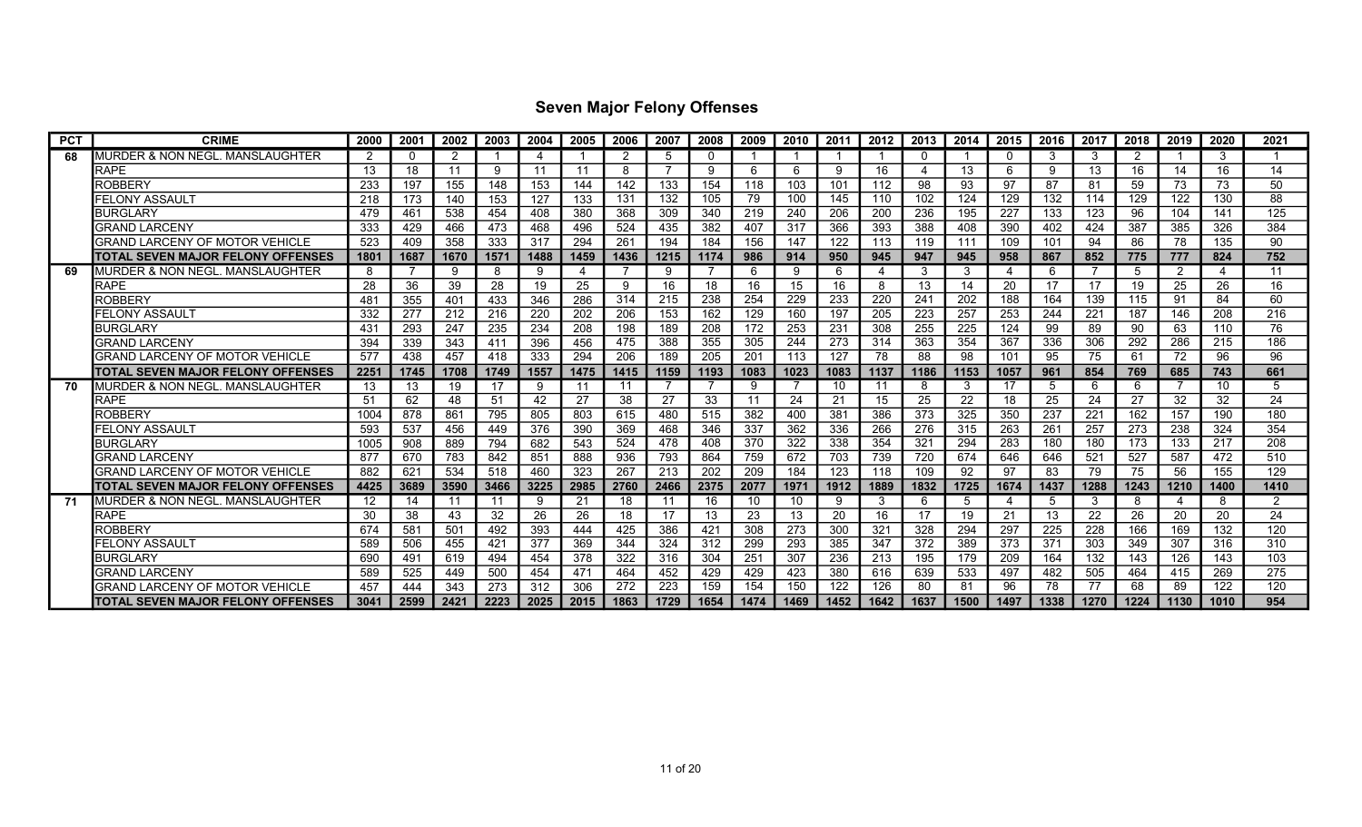## Seven Major Felony Offenses

| PCT | CRIME | 2000 | 2001 | 2002 | 2003 | 2004 | 2005 | 2006 | 2007 | 2008 | 2009 | 2010 | 2011 | 2012 | 2013 | 2014 | 2015 | 2016 | 2017 | 2018 | 2019 | 2020 | 2021 |
|---|---|---|---|---|---|---|---|---|---|---|---|---|---|---|---|---|---|---|---|---|---|---|---|
| 68 | MURDER & NON NEGL. MANSLAUGHTER | 2 | 0 | 2 | 1 | 4 | 1 | 2 | 5 | 0 | 1 | 1 | 1 | 1 | 0 | 1 | 0 | 3 | 3 | 2 | 1 | 3 | 1 |
| | RAPE | 13 | 18 | 11 | 9 | 11 | 11 | 8 | 7 | 9 | 6 | 6 | 9 | 16 | 4 | 13 | 6 | 9 | 13 | 16 | 14 | 16 | 14 |
| | ROBBERY | 233 | 197 | 155 | 148 | 153 | 144 | 142 | 133 | 154 | 118 | 103 | 101 | 112 | 98 | 93 | 97 | 87 | 81 | 59 | 73 | 73 | 50 |
| | FELONY ASSAULT | 218 | 173 | 140 | 153 | 127 | 133 | 131 | 132 | 105 | 79 | 100 | 145 | 110 | 102 | 124 | 129 | 132 | 114 | 129 | 122 | 130 | 88 |
| | BURGLARY | 479 | 461 | 538 | 454 | 408 | 380 | 368 | 309 | 340 | 219 | 240 | 206 | 200 | 236 | 195 | 227 | 133 | 123 | 96 | 104 | 141 | 125 |
| | GRAND LARCENY | 333 | 429 | 466 | 473 | 468 | 496 | 524 | 435 | 382 | 407 | 317 | 366 | 393 | 388 | 408 | 390 | 402 | 424 | 387 | 385 | 326 | 384 |
| | GRAND LARCENY OF MOTOR VEHICLE | 523 | 409 | 358 | 333 | 317 | 294 | 261 | 194 | 184 | 156 | 147 | 122 | 113 | 119 | 111 | 109 | 101 | 94 | 86 | 78 | 135 | 90 |
| | **TOTAL SEVEN MAJOR FELONY OFFENSES** | **1801** | **1687** | **1670** | **1571** | **1488** | **1459** | **1436** | **1215** | **1174** | **986** | **914** | **950** | **945** | **947** | **945** | **958** | **867** | **852** | **775** | **777** | **824** | **752** |
| 69 | MURDER & NON NEGL. MANSLAUGHTER | 8 | 7 | 9 | 8 | 9 | 4 | 7 | 9 | 7 | 6 | 9 | 6 | 4 | 3 | 3 | 4 | 6 | 7 | 5 | 2 | 4 | 11 |
| | RAPE | 28 | 36 | 39 | 28 | 19 | 25 | 9 | 16 | 18 | 16 | 15 | 16 | 8 | 13 | 14 | 20 | 17 | 17 | 19 | 25 | 26 | 16 |
| | ROBBERY | 481 | 355 | 401 | 433 | 346 | 286 | 314 | 215 | 238 | 254 | 229 | 233 | 220 | 241 | 202 | 188 | 164 | 139 | 115 | 91 | 84 | 60 |
| | FELONY ASSAULT | 332 | 277 | 212 | 216 | 220 | 202 | 206 | 153 | 162 | 129 | 160 | 197 | 205 | 223 | 257 | 253 | 244 | 221 | 187 | 146 | 208 | 216 |
| | BURGLARY | 431 | 293 | 247 | 235 | 234 | 208 | 198 | 189 | 208 | 172 | 253 | 231 | 308 | 255 | 225 | 124 | 99 | 89 | 90 | 63 | 110 | 76 |
| | GRAND LARCENY | 394 | 339 | 343 | 411 | 396 | 456 | 475 | 388 | 355 | 305 | 244 | 273 | 314 | 363 | 354 | 367 | 336 | 306 | 292 | 286 | 215 | 186 |
| | GRAND LARCENY OF MOTOR VEHICLE | 577 | 438 | 457 | 418 | 333 | 294 | 206 | 189 | 205 | 201 | 113 | 127 | 78 | 88 | 98 | 101 | 95 | 75 | 61 | 72 | 96 | 96 |
| | **TOTAL SEVEN MAJOR FELONY OFFENSES** | **2251** | **1745** | **1708** | **1749** | **1557** | **1475** | **1415** | **1159** | **1193** | **1083** | **1023** | **1083** | **1137** | **1186** | **1153** | **1057** | **961** | **854** | **769** | **685** | **743** | **661** |
| 70 | MURDER & NON NEGL. MANSLAUGHTER | 13 | 13 | 19 | 17 | 9 | 11 | 11 | 7 | 7 | 9 | 7 | 10 | 11 | 8 | 3 | 17 | 5 | 6 | 6 | 7 | 10 | 5 |
| | RAPE | 51 | 62 | 48 | 51 | 42 | 27 | 38 | 27 | 33 | 11 | 24 | 21 | 15 | 25 | 22 | 18 | 25 | 24 | 27 | 32 | 32 | 24 |
| | ROBBERY | 1004 | 878 | 861 | 795 | 805 | 803 | 615 | 480 | 515 | 382 | 400 | 381 | 386 | 373 | 325 | 350 | 237 | 221 | 162 | 157 | 190 | 180 |
| | FELONY ASSAULT | 593 | 537 | 456 | 449 | 376 | 390 | 369 | 468 | 346 | 337 | 362 | 336 | 266 | 276 | 315 | 263 | 261 | 257 | 273 | 238 | 324 | 354 |
| | BURGLARY | 1005 | 908 | 889 | 794 | 682 | 543 | 524 | 478 | 408 | 370 | 322 | 338 | 354 | 321 | 294 | 283 | 180 | 180 | 173 | 133 | 217 | 208 |
| | GRAND LARCENY | 877 | 670 | 783 | 842 | 851 | 888 | 936 | 793 | 864 | 759 | 672 | 703 | 739 | 720 | 674 | 646 | 646 | 521 | 527 | 587 | 472 | 510 |
| | GRAND LARCENY OF MOTOR VEHICLE | 882 | 621 | 534 | 518 | 460 | 323 | 267 | 213 | 202 | 209 | 184 | 123 | 118 | 109 | 92 | 97 | 83 | 79 | 75 | 56 | 155 | 129 |
| | **TOTAL SEVEN MAJOR FELONY OFFENSES** | **4425** | **3689** | **3590** | **3466** | **3225** | **2985** | **2760** | **2466** | **2375** | **2077** | **1971** | **1912** | **1889** | **1832** | **1725** | **1674** | **1437** | **1288** | **1243** | **1210** | **1400** | **1410** |
| 71 | MURDER & NON NEGL. MANSLAUGHTER | 12 | 14 | 11 | 11 | 9 | 21 | 18 | 11 | 16 | 10 | 10 | 9 | 3 | 6 | 5 | 4 | 5 | 3 | 8 | 4 | 8 | 2 |
| | RAPE | 30 | 38 | 43 | 32 | 26 | 26 | 18 | 17 | 13 | 23 | 13 | 20 | 16 | 17 | 19 | 21 | 13 | 22 | 26 | 20 | 20 | 24 |
| | ROBBERY | 674 | 581 | 501 | 492 | 393 | 444 | 425 | 386 | 421 | 308 | 273 | 300 | 321 | 328 | 294 | 297 | 225 | 228 | 166 | 169 | 132 | 120 |
| | FELONY ASSAULT | 589 | 506 | 455 | 421 | 377 | 369 | 344 | 324 | 312 | 299 | 293 | 385 | 347 | 372 | 389 | 373 | 371 | 303 | 349 | 307 | 316 | 310 |
| | BURGLARY | 690 | 491 | 619 | 494 | 454 | 378 | 322 | 316 | 304 | 251 | 307 | 236 | 213 | 195 | 179 | 209 | 164 | 132 | 143 | 126 | 143 | 103 |
| | GRAND LARCENY | 589 | 525 | 449 | 500 | 454 | 471 | 464 | 452 | 429 | 429 | 423 | 380 | 616 | 639 | 533 | 497 | 482 | 505 | 464 | 415 | 269 | 275 |
| | GRAND LARCENY OF MOTOR VEHICLE | 457 | 444 | 343 | 273 | 312 | 306 | 272 | 223 | 159 | 154 | 150 | 122 | 126 | 80 | 81 | 96 | 78 | 77 | 68 | 89 | 122 | 120 |
| | **TOTAL SEVEN MAJOR FELONY OFFENSES** | **3041** | **2599** | **2421** | **2223** | **2025** | **2015** | **1863** | **1729** | **1654** | **1474** | **1469** | **1452** | **1642** | **1637** | **1500** | **1497** | **1338** | **1270** | **1224** | **1130** | **1010** | **954** |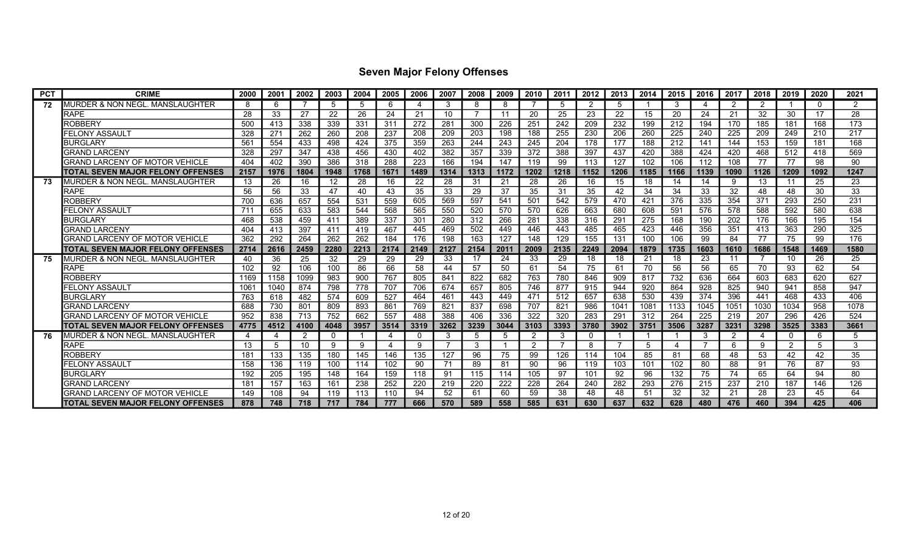## Seven Major Felony Offenses

| PCT | CRIME | 2000 | 2001 | 2002 | 2003 | 2004 | 2005 | 2006 | 2007 | 2008 | 2009 | 2010 | 2011 | 2012 | 2013 | 2014 | 2015 | 2016 | 2017 | 2018 | 2019 | 2020 | 2021 |
|---|---|---|---|---|---|---|---|---|---|---|---|---|---|---|---|---|---|---|---|---|---|---|---|
| 72 | MURDER & NON NEGL. MANSLAUGHTER | 8 | 6 | 7 | 5 | 5 | 6 | 4 | 3 | 8 | 8 | 7 | 5 | 2 | 5 | 1 | 3 | 4 | 2 | 2 | 1 | 0 | 2 |
| | RAPE | 28 | 33 | 27 | 22 | 26 | 24 | 21 | 10 | 7 | 11 | 20 | 25 | 23 | 22 | 15 | 20 | 24 | 21 | 32 | 30 | 17 | 28 |
| | ROBBERY | 500 | 413 | 338 | 339 | 331 | 311 | 272 | 281 | 300 | 226 | 251 | 242 | 209 | 232 | 199 | 212 | 194 | 170 | 185 | 181 | 168 | 173 |
| | FELONY ASSAULT | 328 | 271 | 262 | 260 | 208 | 237 | 208 | 209 | 203 | 198 | 188 | 255 | 230 | 206 | 260 | 225 | 240 | 225 | 209 | 249 | 210 | 217 |
| | BURGLARY | 561 | 554 | 433 | 498 | 424 | 375 | 359 | 263 | 244 | 243 | 245 | 204 | 178 | 177 | 188 | 212 | 141 | 144 | 153 | 159 | 181 | 168 |
| | GRAND LARCENY | 328 | 297 | 347 | 438 | 456 | 430 | 402 | 382 | 357 | 339 | 372 | 388 | 397 | 437 | 420 | 388 | 424 | 420 | 468 | 512 | 418 | 569 |
| | GRAND LARCENY OF MOTOR VEHICLE | 404 | 402 | 390 | 386 | 318 | 288 | 223 | 166 | 194 | 147 | 119 | 99 | 113 | 127 | 102 | 106 | 112 | 108 | 77 | 77 | 98 | 90 |
| | **TOTAL SEVEN MAJOR FELONY OFFENSES** | **2157** | **1976** | **1804** | **1948** | **1768** | **1671** | **1489** | **1314** | **1313** | **1172** | **1202** | **1218** | **1152** | **1206** | **1185** | **1166** | **1139** | **1090** | **1126** | **1209** | **1092** | **1247** |
| 73 | MURDER & NON NEGL. MANSLAUGHTER | 13 | 26 | 16 | 12 | 28 | 16 | 22 | 28 | 31 | 21 | 28 | 26 | 16 | 15 | 18 | 14 | 14 | 9 | 13 | 11 | 25 | 23 |
| | RAPE | 56 | 56 | 33 | 47 | 40 | 43 | 35 | 33 | 29 | 37 | 35 | 31 | 35 | 42 | 34 | 34 | 33 | 32 | 48 | 48 | 30 | 33 |
| | ROBBERY | 700 | 636 | 657 | 554 | 531 | 559 | 605 | 569 | 597 | 541 | 501 | 542 | 579 | 470 | 421 | 376 | 335 | 354 | 371 | 293 | 250 | 231 |
| | FELONY ASSAULT | 711 | 655 | 633 | 583 | 544 | 568 | 565 | 550 | 520 | 570 | 570 | 626 | 663 | 680 | 608 | 591 | 576 | 578 | 588 | 592 | 580 | 638 |
| | BURGLARY | 468 | 538 | 459 | 411 | 389 | 337 | 301 | 280 | 312 | 266 | 281 | 338 | 316 | 291 | 275 | 168 | 190 | 202 | 176 | 166 | 195 | 154 |
| | GRAND LARCENY | 404 | 413 | 397 | 411 | 419 | 467 | 445 | 469 | 502 | 449 | 446 | 443 | 485 | 465 | 423 | 446 | 356 | 351 | 413 | 363 | 290 | 325 |
| | GRAND LARCENY OF MOTOR VEHICLE | 362 | 292 | 264 | 262 | 262 | 184 | 176 | 198 | 163 | 127 | 148 | 129 | 155 | 131 | 100 | 106 | 99 | 84 | 77 | 75 | 99 | 176 |
| | **TOTAL SEVEN MAJOR FELONY OFFENSES** | **2714** | **2616** | **2459** | **2280** | **2213** | **2174** | **2149** | **2127** | **2154** | **2011** | **2009** | **2135** | **2249** | **2094** | **1879** | **1735** | **1603** | **1610** | **1686** | **1548** | **1469** | **1580** |
| 75 | MURDER & NON NEGL. MANSLAUGHTER | 40 | 36 | 25 | 32 | 29 | 29 | 29 | 33 | 17 | 24 | 33 | 29 | 18 | 18 | 21 | 18 | 23 | 11 | 7 | 10 | 26 | 25 |
| | RAPE | 102 | 92 | 106 | 100 | 86 | 66 | 58 | 44 | 57 | 50 | 61 | 54 | 75 | 61 | 70 | 56 | 56 | 65 | 70 | 93 | 62 | 54 |
| | ROBBERY | 1169 | 1158 | 1099 | 983 | 900 | 767 | 805 | 841 | 822 | 682 | 763 | 780 | 846 | 909 | 817 | 732 | 636 | 664 | 603 | 683 | 620 | 627 |
| | FELONY ASSAULT | 1061 | 1040 | 874 | 798 | 778 | 707 | 706 | 674 | 657 | 805 | 746 | 877 | 915 | 944 | 920 | 864 | 928 | 825 | 940 | 941 | 858 | 947 |
| | BURGLARY | 763 | 618 | 482 | 574 | 609 | 527 | 464 | 461 | 443 | 449 | 471 | 512 | 657 | 638 | 530 | 439 | 374 | 396 | 441 | 468 | 433 | 406 |
| | GRAND LARCENY | 688 | 730 | 801 | 809 | 893 | 861 | 769 | 821 | 837 | 698 | 707 | 821 | 986 | 1041 | 1081 | 1133 | 1045 | 1051 | 1030 | 1034 | 958 | 1078 |
| | GRAND LARCENY OF MOTOR VEHICLE | 952 | 838 | 713 | 752 | 662 | 557 | 488 | 388 | 406 | 336 | 322 | 320 | 283 | 291 | 312 | 264 | 225 | 219 | 207 | 296 | 426 | 524 |
| | **TOTAL SEVEN MAJOR FELONY OFFENSES** | **4775** | **4512** | **4100** | **4048** | **3957** | **3514** | **3319** | **3262** | **3239** | **3044** | **3103** | **3393** | **3780** | **3902** | **3751** | **3506** | **3287** | **3231** | **3298** | **3525** | **3383** | **3661** |
| 76 | MURDER & NON NEGL. MANSLAUGHTER | 4 | 4 | 2 | 0 | 1 | 4 | 0 | 3 | 5 | 5 | 2 | 3 | 0 | 1 | 1 | 1 | 3 | 2 | 4 | 0 | 6 | 5 |
| | RAPE | 13 | 5 | 10 | 9 | 9 | 4 | 9 | 7 | 3 | 1 | 2 | 7 | 8 | 7 | 5 | 4 | 7 | 6 | 9 | 2 | 5 | 3 |
| | ROBBERY | 181 | 133 | 135 | 180 | 145 | 146 | 135 | 127 | 96 | 75 | 99 | 126 | 114 | 104 | 85 | 81 | 68 | 48 | 53 | 42 | 42 | 35 |
| | FELONY ASSAULT | 158 | 136 | 119 | 100 | 114 | 102 | 90 | 71 | 89 | 81 | 90 | 96 | 119 | 103 | 101 | 102 | 80 | 88 | 91 | 76 | 87 | 93 |
| | BURGLARY | 192 | 205 | 195 | 148 | 164 | 159 | 118 | 91 | 115 | 114 | 105 | 97 | 101 | 92 | 96 | 132 | 75 | 74 | 65 | 64 | 94 | 80 |
| | GRAND LARCENY | 181 | 157 | 163 | 161 | 238 | 252 | 220 | 219 | 220 | 222 | 228 | 264 | 240 | 282 | 293 | 276 | 215 | 237 | 210 | 187 | 146 | 126 |
| | GRAND LARCENY OF MOTOR VEHICLE | 149 | 108 | 94 | 119 | 113 | 110 | 94 | 52 | 61 | 60 | 59 | 38 | 48 | 48 | 51 | 32 | 32 | 21 | 28 | 23 | 45 | 64 |
| | **TOTAL SEVEN MAJOR FELONY OFFENSES** | **878** | **748** | **718** | **717** | **784** | **777** | **666** | **570** | **589** | **558** | **585** | **631** | **630** | **637** | **632** | **628** | **480** | **476** | **460** | **394** | **425** | **406** |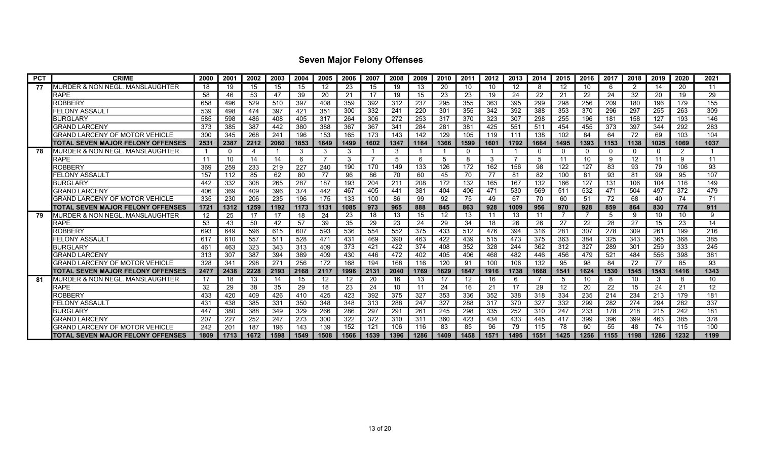## Seven Major Felony Offenses

| PCT | CRIME | 2000 | 2001 | 2002 | 2003 | 2004 | 2005 | 2006 | 2007 | 2008 | 2009 | 2010 | 2011 | 2012 | 2013 | 2014 | 2015 | 2016 | 2017 | 2018 | 2019 | 2020 | 2021 |
|---|---|---|---|---|---|---|---|---|---|---|---|---|---|---|---|---|---|---|---|---|---|---|---|
| 77 | MURDER & NON NEGL. MANSLAUGHTER | 18 | 19 | 15 | 15 | 15 | 12 | 23 | 15 | 19 | 13 | 20 | 10 | 10 | 12 | 8 | 12 | 10 | 6 | 2 | 14 | 20 | 11 |
| | RAPE | 58 | 46 | 53 | 47 | 39 | 20 | 21 | 17 | 19 | 15 | 23 | 23 | 19 | 24 | 22 | 21 | 22 | 24 | 32 | 20 | 19 | 29 |
| | ROBBERY | 658 | 496 | 529 | 510 | 397 | 408 | 359 | 392 | 312 | 237 | 295 | 355 | 363 | 395 | 299 | 298 | 256 | 209 | 180 | 196 | 179 | 155 |
| | FELONY ASSAULT | 539 | 498 | 474 | 397 | 421 | 351 | 300 | 332 | 241 | 220 | 301 | 355 | 342 | 392 | 388 | 353 | 370 | 296 | 297 | 255 | 263 | 309 |
| | BURGLARY | 585 | 598 | 486 | 408 | 405 | 317 | 264 | 306 | 272 | 253 | 317 | 370 | 323 | 307 | 298 | 255 | 196 | 181 | 158 | 127 | 193 | 146 |
| | GRAND LARCENY | 373 | 385 | 387 | 442 | 380 | 388 | 367 | 367 | 341 | 284 | 281 | 381 | 425 | 551 | 511 | 454 | 455 | 373 | 397 | 344 | 292 | 283 |
| | GRAND LARCENY OF MOTOR VEHICLE | 300 | 345 | 268 | 241 | 196 | 153 | 165 | 173 | 143 | 142 | 129 | 105 | 119 | 111 | 138 | 102 | 84 | 64 | 72 | 69 | 103 | 104 |
| | **TOTAL SEVEN MAJOR FELONY OFFENSES** | **2531** | **2387** | **2212** | **2060** | **1853** | **1649** | **1499** | **1602** | **1347** | **1164** | **1366** | **1599** | **1601** | **1792** | **1664** | **1495** | **1393** | **1153** | **1138** | **1025** | **1069** | **1037** |
| 78 | MURDER & NON NEGL. MANSLAUGHTER | 1 | 0 | 4 | 1 | 3 | 3 | 3 | 1 | 3 | 1 | 1 | 0 | 1 | 1 | 0 | 0 | 0 | 0 | 0 | 0 | 2 | 1 |
| | RAPE | 11 | 10 | 14 | 14 | 6 | 7 | 3 | 7 | 5 | 6 | 5 | 8 | 3 | 7 | 5 | 11 | 10 | 9 | 12 | 11 | 9 | 11 |
| | ROBBERY | 369 | 259 | 233 | 219 | 227 | 240 | 190 | 170 | 149 | 133 | 126 | 172 | 162 | 156 | 98 | 122 | 127 | 83 | 93 | 79 | 106 | 93 |
| | FELONY ASSAULT | 157 | 112 | 85 | 62 | 80 | 77 | 96 | 86 | 70 | 60 | 45 | 70 | 77 | 81 | 82 | 100 | 81 | 93 | 81 | 99 | 95 | 107 |
| | BURGLARY | 442 | 332 | 308 | 265 | 287 | 187 | 193 | 204 | 211 | 208 | 172 | 132 | 165 | 167 | 132 | 166 | 127 | 131 | 106 | 104 | 116 | 149 |
| | GRAND LARCENY | 406 | 369 | 409 | 396 | 374 | 442 | 467 | 405 | 441 | 381 | 404 | 406 | 471 | 530 | 569 | 511 | 532 | 471 | 504 | 497 | 372 | 479 |
| | GRAND LARCENY OF MOTOR VEHICLE | 335 | 230 | 206 | 235 | 196 | 175 | 133 | 100 | 86 | 99 | 92 | 75 | 49 | 67 | 70 | 60 | 51 | 72 | 68 | 40 | 74 | 71 |
| | **TOTAL SEVEN MAJOR FELONY OFFENSES** | **1721** | **1312** | **1259** | **1192** | **1173** | **1131** | **1085** | **973** | **965** | **888** | **845** | **863** | **928** | **1009** | **956** | **970** | **928** | **859** | **864** | **830** | **774** | **911** |
| 79 | MURDER & NON NEGL. MANSLAUGHTER | 12 | 25 | 17 | 17 | 18 | 24 | 23 | 18 | 13 | 15 | 12 | 13 | 11 | 13 | 11 | 7 | 7 | 5 | 9 | 10 | 10 | 9 |
| | RAPE | 53 | 43 | 50 | 42 | 57 | 39 | 35 | 29 | 23 | 24 | 29 | 34 | 18 | 26 | 26 | 27 | 22 | 28 | 27 | 15 | 23 | 14 |
| | ROBBERY | 693 | 649 | 596 | 615 | 607 | 593 | 536 | 554 | 552 | 375 | 433 | 512 | 476 | 394 | 316 | 281 | 307 | 278 | 309 | 261 | 199 | 216 |
| | FELONY ASSAULT | 617 | 610 | 557 | 511 | 528 | 471 | 431 | 469 | 390 | 463 | 422 | 439 | 515 | 473 | 375 | 363 | 384 | 325 | 343 | 365 | 368 | 385 |
| | BURGLARY | 461 | 463 | 323 | 343 | 313 | 409 | 373 | 421 | 422 | 374 | 408 | 352 | 328 | 244 | 362 | 312 | 327 | 289 | 301 | 259 | 333 | 245 |
| | GRAND LARCENY | 313 | 307 | 387 | 394 | 389 | 409 | 430 | 446 | 472 | 402 | 405 | 406 | 468 | 482 | 446 | 456 | 479 | 521 | 484 | 556 | 398 | 381 |
| | GRAND LARCENY OF MOTOR VEHICLE | 328 | 341 | 298 | 271 | 256 | 172 | 168 | 194 | 168 | 116 | 120 | 91 | 100 | 106 | 132 | 95 | 98 | 84 | 72 | 77 | 85 | 93 |
| | **TOTAL SEVEN MAJOR FELONY OFFENSES** | **2477** | **2438** | **2228** | **2193** | **2168** | **2117** | **1996** | **2131** | **2040** | **1769** | **1829** | **1847** | **1916** | **1738** | **1668** | **1541** | **1624** | **1530** | **1545** | **1543** | **1416** | **1343** |
| 81 | MURDER & NON NEGL. MANSLAUGHTER | 17 | 18 | 13 | 14 | 15 | 12 | 12 | 20 | 16 | 13 | 17 | 12 | 16 | 6 | 7 | 5 | 10 | 8 | 10 | 3 | 8 | 10 |
| | RAPE | 32 | 29 | 38 | 35 | 29 | 18 | 23 | 24 | 10 | 11 | 24 | 16 | 21 | 17 | 29 | 12 | 20 | 22 | 15 | 24 | 21 | 12 |
| | ROBBERY | 433 | 420 | 409 | 426 | 410 | 425 | 423 | 392 | 375 | 327 | 353 | 336 | 352 | 338 | 318 | 334 | 235 | 214 | 234 | 213 | 179 | 181 |
| | FELONY ASSAULT | 431 | 438 | 385 | 331 | 350 | 348 | 348 | 313 | 288 | 247 | 327 | 288 | 317 | 370 | 327 | 332 | 299 | 282 | 274 | 294 | 282 | 337 |
| | BURGLARY | 447 | 380 | 388 | 349 | 329 | 266 | 286 | 297 | 291 | 261 | 245 | 298 | 335 | 252 | 310 | 247 | 233 | 178 | 218 | 215 | 242 | 181 |
| | GRAND LARCENY | 207 | 227 | 252 | 247 | 273 | 300 | 322 | 372 | 310 | 311 | 360 | 423 | 434 | 433 | 445 | 417 | 399 | 396 | 399 | 463 | 385 | 378 |
| | GRAND LARCENY OF MOTOR VEHICLE | 242 | 201 | 187 | 196 | 143 | 139 | 152 | 121 | 106 | 116 | 83 | 85 | 96 | 79 | 115 | 78 | 60 | 55 | 48 | 74 | 115 | 100 |
| | **TOTAL SEVEN MAJOR FELONY OFFENSES** | **1809** | **1713** | **1672** | **1598** | **1549** | **1508** | **1566** | **1539** | **1396** | **1286** | **1409** | **1458** | **1571** | **1495** | **1551** | **1425** | **1256** | **1155** | **1198** | **1286** | **1232** | **1199** |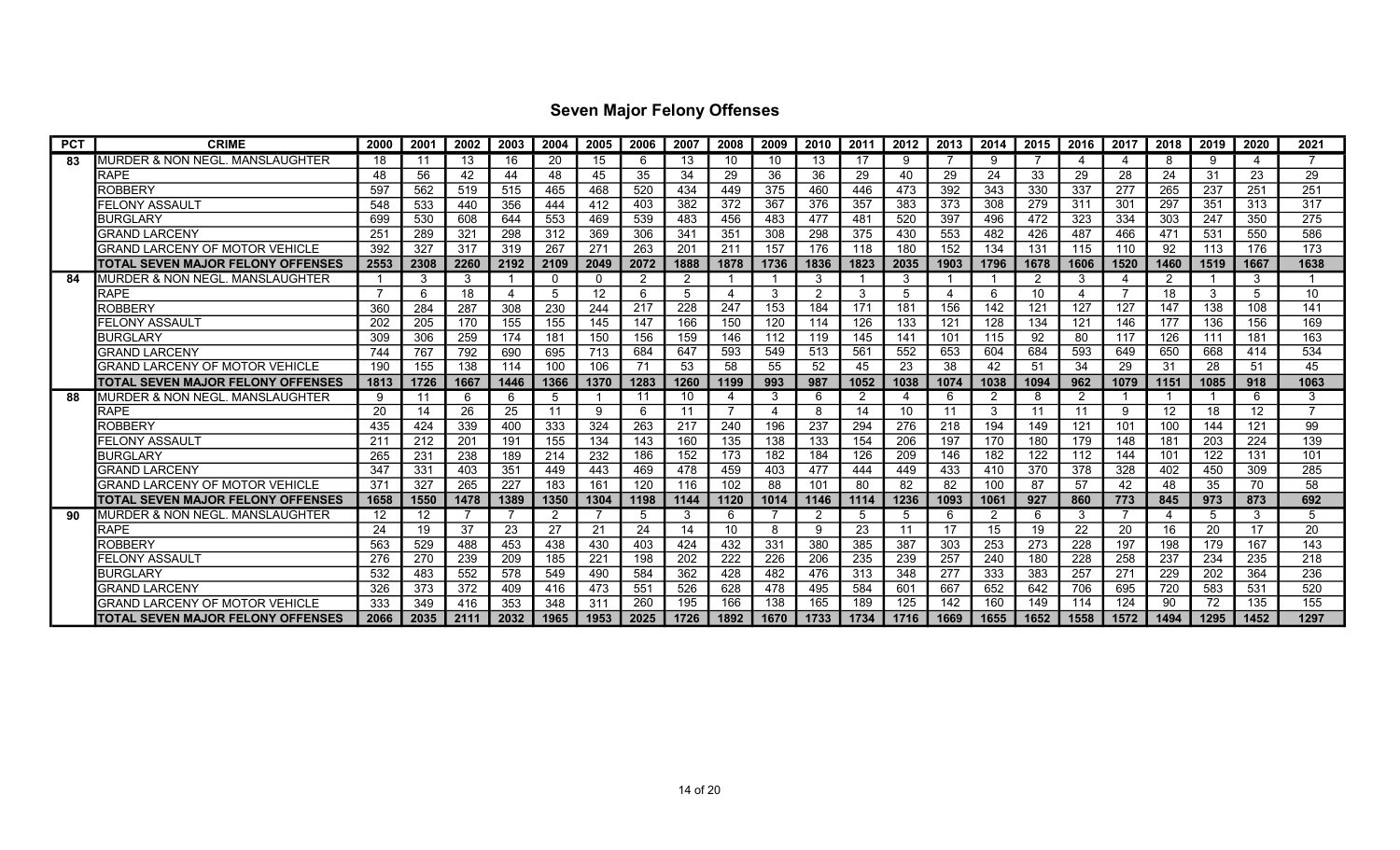# Seven Major Felony Offenses

| PCT | CRIME | 2000 | 2001 | 2002 | 2003 | 2004 | 2005 | 2006 | 2007 | 2008 | 2009 | 2010 | 2011 | 2012 | 2013 | 2014 | 2015 | 2016 | 2017 | 2018 | 2019 | 2020 | 2021 |
|---|---|---|---|---|---|---|---|---|---|---|---|---|---|---|---|---|---|---|---|---|---|---|---|
| 83 | MURDER & NON NEGL. MANSLAUGHTER | 18 | 11 | 13 | 16 | 20 | 15 | 6 | 13 | 10 | 10 | 13 | 17 | 9 | 7 | 9 | 7 | 4 | 4 | 8 | 9 | 4 | 7 |
| | RAPE | 48 | 56 | 42 | 44 | 48 | 45 | 35 | 34 | 29 | 36 | 36 | 29 | 40 | 29 | 24 | 33 | 29 | 28 | 24 | 31 | 23 | 29 |
| | ROBBERY | 597 | 562 | 519 | 515 | 465 | 468 | 520 | 434 | 449 | 375 | 460 | 446 | 473 | 392 | 343 | 330 | 337 | 277 | 265 | 237 | 251 | 251 |
| | FELONY ASSAULT | 548 | 533 | 440 | 356 | 444 | 412 | 403 | 382 | 372 | 367 | 376 | 357 | 383 | 373 | 308 | 279 | 311 | 301 | 297 | 351 | 313 | 317 |
| | BURGLARY | 699 | 530 | 608 | 644 | 553 | 469 | 539 | 483 | 456 | 483 | 477 | 481 | 520 | 397 | 496 | 472 | 323 | 334 | 303 | 247 | 350 | 275 |
| | GRAND LARCENY | 251 | 289 | 321 | 298 | 312 | 369 | 306 | 341 | 351 | 308 | 298 | 375 | 430 | 553 | 482 | 426 | 487 | 466 | 471 | 531 | 550 | 586 |
| | GRAND LARCENY OF MOTOR VEHICLE | 392 | 327 | 317 | 319 | 267 | 271 | 263 | 201 | 211 | 157 | 176 | 118 | 180 | 152 | 134 | 131 | 115 | 110 | 92 | 113 | 176 | 173 |
| | **TOTAL SEVEN MAJOR FELONY OFFENSES** | **2553** | **2308** | **2260** | **2192** | **2109** | **2049** | **2072** | **1888** | **1878** | **1736** | **1836** | **1823** | **2035** | **1903** | **1796** | **1678** | **1606** | **1520** | **1460** | **1519** | **1667** | **1638** |
| 84 | MURDER & NON NEGL. MANSLAUGHTER | 1 | 3 | 3 | 1 | 0 | 0 | 2 | 2 | 1 | 1 | 3 | 1 | 3 | 1 | 1 | 2 | 3 | 4 | 2 | 1 | 3 | 1 |
| | RAPE | 7 | 6 | 18 | 4 | 5 | 12 | 6 | 5 | 4 | 3 | 2 | 3 | 5 | 4 | 6 | 10 | 4 | 7 | 18 | 3 | 5 | 10 |
| | ROBBERY | 360 | 284 | 287 | 308 | 230 | 244 | 217 | 228 | 247 | 153 | 184 | 171 | 181 | 156 | 142 | 121 | 127 | 127 | 147 | 138 | 108 | 141 |
| | FELONY ASSAULT | 202 | 205 | 170 | 155 | 155 | 145 | 147 | 166 | 150 | 120 | 114 | 126 | 133 | 121 | 128 | 134 | 121 | 146 | 177 | 136 | 156 | 169 |
| | BURGLARY | 309 | 306 | 259 | 174 | 181 | 150 | 156 | 159 | 146 | 112 | 119 | 145 | 141 | 101 | 115 | 92 | 80 | 117 | 126 | 111 | 181 | 163 |
| | GRAND LARCENY | 744 | 767 | 792 | 690 | 695 | 713 | 684 | 647 | 593 | 549 | 513 | 561 | 552 | 653 | 604 | 684 | 593 | 649 | 650 | 668 | 414 | 534 |
| | GRAND LARCENY OF MOTOR VEHICLE | 190 | 155 | 138 | 114 | 100 | 106 | 71 | 53 | 58 | 55 | 52 | 45 | 23 | 38 | 42 | 51 | 34 | 29 | 31 | 28 | 51 | 45 |
| | **TOTAL SEVEN MAJOR FELONY OFFENSES** | **1813** | **1726** | **1667** | **1446** | **1366** | **1370** | **1283** | **1260** | **1199** | **993** | **987** | **1052** | **1038** | **1074** | **1038** | **1094** | **962** | **1079** | **1151** | **1085** | **918** | **1063** |
| 88 | MURDER & NON NEGL. MANSLAUGHTER | 9 | 11 | 6 | 6 | 5 | 1 | 11 | 10 | 4 | 3 | 6 | 2 | 4 | 6 | 2 | 8 | 2 | 1 | 1 | 1 | 6 | 3 |
| | RAPE | 20 | 14 | 26 | 25 | 11 | 9 | 6 | 11 | 7 | 4 | 8 | 14 | 10 | 11 | 3 | 11 | 11 | 9 | 12 | 18 | 12 | 7 |
| | ROBBERY | 435 | 424 | 339 | 400 | 333 | 324 | 263 | 217 | 240 | 196 | 237 | 294 | 276 | 218 | 194 | 149 | 121 | 101 | 100 | 144 | 121 | 99 |
| | FELONY ASSAULT | 211 | 212 | 201 | 191 | 155 | 134 | 143 | 160 | 135 | 138 | 133 | 154 | 206 | 197 | 170 | 180 | 179 | 148 | 181 | 203 | 224 | 139 |
| | BURGLARY | 265 | 231 | 238 | 189 | 214 | 232 | 186 | 152 | 173 | 182 | 184 | 126 | 209 | 146 | 182 | 122 | 112 | 144 | 101 | 122 | 131 | 101 |
| | GRAND LARCENY | 347 | 331 | 403 | 351 | 449 | 443 | 469 | 478 | 459 | 403 | 477 | 444 | 449 | 433 | 410 | 370 | 378 | 328 | 402 | 450 | 309 | 285 |
| | GRAND LARCENY OF MOTOR VEHICLE | 371 | 327 | 265 | 227 | 183 | 161 | 120 | 116 | 102 | 88 | 101 | 80 | 82 | 82 | 100 | 87 | 57 | 42 | 48 | 35 | 70 | 58 |
| | **TOTAL SEVEN MAJOR FELONY OFFENSES** | **1658** | **1550** | **1478** | **1389** | **1350** | **1304** | **1198** | **1144** | **1120** | **1014** | **1146** | **1114** | **1236** | **1093** | **1061** | **927** | **860** | **773** | **845** | **973** | **873** | **692** |
| 90 | MURDER & NON NEGL. MANSLAUGHTER | 12 | 12 | 7 | 7 | 2 | 7 | 5 | 3 | 6 | 7 | 2 | 5 | 5 | 6 | 2 | 6 | 3 | 7 | 4 | 5 | 3 | 5 |
| | RAPE | 24 | 19 | 37 | 23 | 27 | 21 | 24 | 14 | 10 | 8 | 9 | 23 | 11 | 17 | 15 | 19 | 22 | 20 | 16 | 20 | 17 | 20 |
| | ROBBERY | 563 | 529 | 488 | 453 | 438 | 430 | 403 | 424 | 432 | 331 | 380 | 385 | 387 | 303 | 253 | 273 | 228 | 197 | 198 | 179 | 167 | 143 |
| | FELONY ASSAULT | 276 | 270 | 239 | 209 | 185 | 221 | 198 | 202 | 222 | 226 | 206 | 235 | 239 | 257 | 240 | 180 | 228 | 258 | 237 | 234 | 235 | 218 |
| | BURGLARY | 532 | 483 | 552 | 578 | 549 | 490 | 584 | 362 | 428 | 482 | 476 | 313 | 348 | 277 | 333 | 383 | 257 | 271 | 229 | 202 | 364 | 236 |
| | GRAND LARCENY | 326 | 373 | 372 | 409 | 416 | 473 | 551 | 526 | 628 | 478 | 495 | 584 | 601 | 667 | 652 | 642 | 706 | 695 | 720 | 583 | 531 | 520 |
| | GRAND LARCENY OF MOTOR VEHICLE | 333 | 349 | 416 | 353 | 348 | 311 | 260 | 195 | 166 | 138 | 165 | 189 | 125 | 142 | 160 | 149 | 114 | 124 | 90 | 72 | 135 | 155 |
| | **TOTAL SEVEN MAJOR FELONY OFFENSES** | **2066** | **2035** | **2111** | **2032** | **1965** | **1953** | **2025** | **1726** | **1892** | **1670** | **1733** | **1734** | **1716** | **1669** | **1655** | **1652** | **1558** | **1572** | **1494** | **1295** | **1452** | **1297** |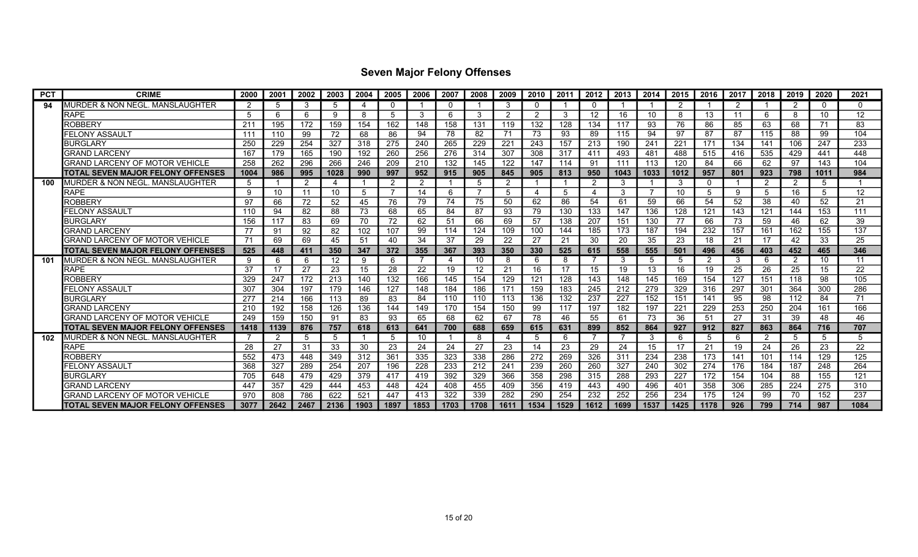## Seven Major Felony Offenses

| PCT | CRIME | 2000 | 2001 | 2002 | 2003 | 2004 | 2005 | 2006 | 2007 | 2008 | 2009 | 2010 | 2011 | 2012 | 2013 | 2014 | 2015 | 2016 | 2017 | 2018 | 2019 | 2020 | 2021 |
|---|---|---|---|---|---|---|---|---|---|---|---|---|---|---|---|---|---|---|---|---|---|---|---|
| 94 | MURDER & NON NEGL. MANSLAUGHTER | 2 | 5 | 3 | 5 | 4 | 0 | 1 | 0 | 1 | 3 | 0 | 1 | 0 | 1 | 1 | 2 | 1 | 2 | 1 | 2 | 0 | 0 |
| | RAPE | 5 | 6 | 6 | 9 | 8 | 5 | 3 | 6 | 3 | 2 | 2 | 3 | 12 | 16 | 10 | 8 | 13 | 11 | 6 | 8 | 10 | 12 |
| | ROBBERY | 211 | 195 | 172 | 159 | 154 | 162 | 148 | 158 | 131 | 119 | 132 | 128 | 134 | 117 | 93 | 76 | 86 | 85 | 63 | 68 | 71 | 83 |
| | FELONY ASSAULT | 111 | 110 | 99 | 72 | 68 | 86 | 94 | 78 | 82 | 71 | 73 | 93 | 89 | 115 | 94 | 97 | 87 | 87 | 115 | 88 | 99 | 104 |
| | BURGLARY | 250 | 229 | 254 | 327 | 318 | 275 | 240 | 265 | 229 | 221 | 243 | 157 | 213 | 190 | 241 | 221 | 171 | 134 | 141 | 106 | 247 | 233 |
| | GRAND LARCENY | 167 | 179 | 165 | 190 | 192 | 260 | 256 | 276 | 314 | 307 | 308 | 317 | 411 | 493 | 481 | 488 | 515 | 416 | 535 | 429 | 441 | 448 |
| | GRAND LARCENY OF MOTOR VEHICLE | 258 | 262 | 296 | 266 | 246 | 209 | 210 | 132 | 145 | 122 | 147 | 114 | 91 | 111 | 113 | 120 | 84 | 66 | 62 | 97 | 143 | 104 |
| | **TOTAL SEVEN MAJOR FELONY OFFENSES** | **1004** | **986** | **995** | **1028** | **990** | **997** | **952** | **915** | **905** | **845** | **905** | **813** | **950** | **1043** | **1033** | **1012** | **957** | **801** | **923** | **798** | **1011** | **984** |
| 100 | MURDER & NON NEGL. MANSLAUGHTER | 5 | 1 | 2 | 4 | 1 | 2 | 2 | 1 | 5 | 2 | 1 | 1 | 2 | 3 | 1 | 3 | 0 | 1 | 2 | 2 | 5 | 1 |
| | RAPE | 9 | 10 | 11 | 10 | 5 | 7 | 14 | 6 | 7 | 5 | 4 | 5 | 4 | 3 | 7 | 10 | 5 | 9 | 5 | 16 | 5 | 12 |
| | ROBBERY | 97 | 66 | 72 | 52 | 45 | 76 | 79 | 74 | 75 | 50 | 62 | 86 | 54 | 61 | 59 | 66 | 54 | 52 | 38 | 40 | 52 | 21 |
| | FELONY ASSAULT | 110 | 94 | 82 | 88 | 73 | 68 | 65 | 84 | 87 | 93 | 79 | 130 | 133 | 147 | 136 | 128 | 121 | 143 | 121 | 144 | 153 | 111 |
| | BURGLARY | 156 | 117 | 83 | 69 | 70 | 72 | 62 | 51 | 66 | 69 | 57 | 138 | 207 | 151 | 130 | 77 | 66 | 73 | 59 | 46 | 62 | 39 |
| | GRAND LARCENY | 77 | 91 | 92 | 82 | 102 | 107 | 99 | 114 | 124 | 109 | 100 | 144 | 185 | 173 | 187 | 194 | 232 | 157 | 161 | 162 | 155 | 137 |
| | GRAND LARCENY OF MOTOR VEHICLE | 71 | 69 | 69 | 45 | 51 | 40 | 34 | 37 | 29 | 22 | 27 | 21 | 30 | 20 | 35 | 23 | 18 | 21 | 17 | 42 | 33 | 25 |
| | **TOTAL SEVEN MAJOR FELONY OFFENSES** | **525** | **448** | **411** | **350** | **347** | **372** | **355** | **367** | **393** | **350** | **330** | **525** | **615** | **558** | **555** | **501** | **496** | **456** | **403** | **452** | **465** | **346** |
| 101 | MURDER & NON NEGL. MANSLAUGHTER | 9 | 6 | 6 | 12 | 9 | 6 | 7 | 4 | 10 | 8 | 6 | 8 | 7 | 3 | 5 | 5 | 2 | 3 | 6 | 2 | 10 | 11 |
| | RAPE | 37 | 17 | 27 | 23 | 15 | 28 | 22 | 19 | 12 | 21 | 16 | 17 | 15 | 19 | 13 | 16 | 19 | 25 | 26 | 25 | 15 | 22 |
| | ROBBERY | 329 | 247 | 172 | 213 | 140 | 132 | 166 | 145 | 154 | 129 | 121 | 128 | 143 | 148 | 145 | 169 | 154 | 127 | 151 | 118 | 98 | 105 |
| | FELONY ASSAULT | 307 | 304 | 197 | 179 | 146 | 127 | 148 | 184 | 186 | 171 | 159 | 183 | 245 | 212 | 279 | 329 | 316 | 297 | 301 | 364 | 300 | 286 |
| | BURGLARY | 277 | 214 | 166 | 113 | 89 | 83 | 84 | 110 | 110 | 113 | 136 | 132 | 237 | 227 | 152 | 151 | 141 | 95 | 98 | 112 | 84 | 71 |
| | GRAND LARCENY | 210 | 192 | 158 | 126 | 136 | 144 | 149 | 170 | 154 | 150 | 99 | 117 | 197 | 182 | 197 | 221 | 229 | 253 | 250 | 204 | 161 | 166 |
| | GRAND LARCENY OF MOTOR VEHICLE | 249 | 159 | 150 | 91 | 83 | 93 | 65 | 68 | 62 | 67 | 78 | 46 | 55 | 61 | 73 | 36 | 51 | 27 | 31 | 39 | 48 | 46 |
| | **TOTAL SEVEN MAJOR FELONY OFFENSES** | **1418** | **1139** | **876** | **757** | **618** | **613** | **641** | **700** | **688** | **659** | **615** | **631** | **899** | **852** | **864** | **927** | **912** | **827** | **863** | **864** | **716** | **707** |
| 102 | MURDER & NON NEGL. MANSLAUGHTER | 7 | 2 | 5 | 5 | 1 | 5 | 10 | 1 | 8 | 4 | 5 | 6 | 7 | 7 | 3 | 6 | 5 | 6 | 2 | 5 | 5 | 5 |
| | RAPE | 28 | 27 | 31 | 33 | 30 | 23 | 24 | 24 | 27 | 23 | 14 | 23 | 29 | 24 | 15 | 17 | 21 | 19 | 24 | 26 | 23 | 22 |
| | ROBBERY | 552 | 473 | 448 | 349 | 312 | 361 | 335 | 323 | 338 | 286 | 272 | 269 | 326 | 311 | 234 | 238 | 173 | 141 | 101 | 114 | 129 | 125 |
| | FELONY ASSAULT | 368 | 327 | 289 | 254 | 207 | 196 | 228 | 233 | 212 | 241 | 239 | 260 | 260 | 327 | 240 | 302 | 274 | 176 | 184 | 187 | 248 | 264 |
| | BURGLARY | 705 | 648 | 479 | 429 | 379 | 417 | 419 | 392 | 329 | 366 | 358 | 298 | 315 | 288 | 293 | 227 | 172 | 154 | 104 | 88 | 155 | 121 |
| | GRAND LARCENY | 447 | 357 | 429 | 444 | 453 | 448 | 424 | 408 | 455 | 409 | 356 | 419 | 443 | 490 | 496 | 401 | 358 | 306 | 285 | 224 | 275 | 310 |
| | GRAND LARCENY OF MOTOR VEHICLE | 970 | 808 | 786 | 622 | 521 | 447 | 413 | 322 | 339 | 282 | 290 | 254 | 232 | 252 | 256 | 234 | 175 | 124 | 99 | 70 | 152 | 237 |
| | **TOTAL SEVEN MAJOR FELONY OFFENSES** | **3077** | **2642** | **2467** | **2136** | **1903** | **1897** | **1853** | **1703** | **1708** | **1611** | **1534** | **1529** | **1612** | **1699** | **1537** | **1425** | **1178** | **926** | **799** | **714** | **987** | **1084** |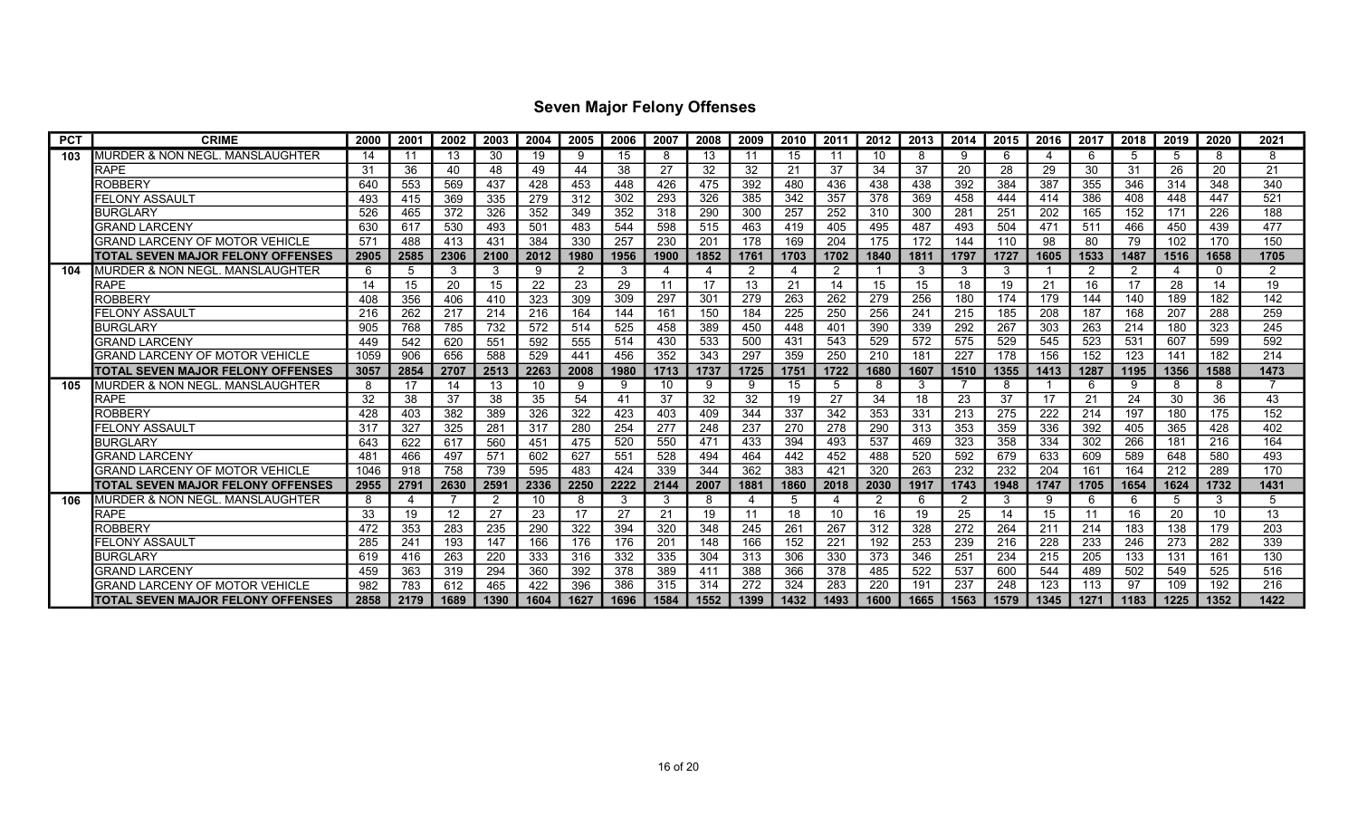## Seven Major Felony Offenses

| PCT | CRIME | 2000 | 2001 | 2002 | 2003 | 2004 | 2005 | 2006 | 2007 | 2008 | 2009 | 2010 | 2011 | 2012 | 2013 | 2014 | 2015 | 2016 | 2017 | 2018 | 2019 | 2020 | 2021 |
|---|---|---|---|---|---|---|---|---|---|---|---|---|---|---|---|---|---|---|---|---|---|---|---|
| 103 | MURDER & NON NEGL. MANSLAUGHTER | 14 | 11 | 13 | 30 | 19 | 9 | 15 | 8 | 13 | 11 | 15 | 11 | 10 | 8 | 9 | 6 | 4 | 6 | 5 | 5 | 8 | 8 |
| | RAPE | 31 | 36 | 40 | 48 | 49 | 44 | 38 | 27 | 32 | 32 | 21 | 37 | 34 | 37 | 20 | 28 | 29 | 30 | 31 | 26 | 20 | 21 |
| | ROBBERY | 640 | 553 | 569 | 437 | 428 | 453 | 448 | 426 | 475 | 392 | 480 | 436 | 438 | 438 | 392 | 384 | 387 | 355 | 346 | 314 | 348 | 340 |
| | FELONY ASSAULT | 493 | 415 | 369 | 335 | 279 | 312 | 302 | 293 | 326 | 385 | 342 | 357 | 378 | 369 | 458 | 444 | 414 | 386 | 408 | 448 | 447 | 521 |
| | BURGLARY | 526 | 465 | 372 | 326 | 352 | 349 | 352 | 318 | 290 | 300 | 257 | 252 | 310 | 300 | 281 | 251 | 202 | 165 | 152 | 171 | 226 | 188 |
| | GRAND LARCENY | 630 | 617 | 530 | 493 | 501 | 483 | 544 | 598 | 515 | 463 | 419 | 405 | 495 | 487 | 493 | 504 | 471 | 511 | 466 | 450 | 439 | 477 |
| | GRAND LARCENY OF MOTOR VEHICLE | 571 | 488 | 413 | 431 | 384 | 330 | 257 | 230 | 201 | 178 | 169 | 204 | 175 | 172 | 144 | 110 | 98 | 80 | 79 | 102 | 170 | 150 |
| | **TOTAL SEVEN MAJOR FELONY OFFENSES** | **2905** | **2585** | **2306** | **2100** | **2012** | **1980** | **1956** | **1900** | **1852** | **1761** | **1703** | **1702** | **1840** | **1811** | **1797** | **1727** | **1605** | **1533** | **1487** | **1516** | **1658** | **1705** |
| 104 | MURDER & NON NEGL. MANSLAUGHTER | 6 | 5 | 3 | 3 | 9 | 2 | 3 | 4 | 4 | 2 | 4 | 2 | 1 | 3 | 3 | 3 | 1 | 2 | 2 | 4 | 0 | 2 |
| | RAPE | 14 | 15 | 20 | 15 | 22 | 23 | 29 | 11 | 17 | 13 | 21 | 14 | 15 | 15 | 18 | 19 | 21 | 16 | 17 | 28 | 14 | 19 |
| | ROBBERY | 408 | 356 | 406 | 410 | 323 | 309 | 309 | 297 | 301 | 279 | 263 | 262 | 279 | 256 | 180 | 174 | 179 | 144 | 140 | 189 | 182 | 142 |
| | FELONY ASSAULT | 216 | 262 | 217 | 214 | 216 | 164 | 144 | 161 | 150 | 184 | 225 | 250 | 256 | 241 | 215 | 185 | 208 | 187 | 168 | 207 | 288 | 259 |
| | BURGLARY | 905 | 768 | 785 | 732 | 572 | 514 | 525 | 458 | 389 | 450 | 448 | 401 | 390 | 339 | 292 | 267 | 303 | 263 | 214 | 180 | 323 | 245 |
| | GRAND LARCENY | 449 | 542 | 620 | 551 | 592 | 555 | 514 | 430 | 533 | 500 | 431 | 543 | 529 | 572 | 575 | 529 | 545 | 523 | 531 | 607 | 599 | 592 |
| | GRAND LARCENY OF MOTOR VEHICLE | 1059 | 906 | 656 | 588 | 529 | 441 | 456 | 352 | 343 | 297 | 359 | 250 | 210 | 181 | 227 | 178 | 156 | 152 | 123 | 141 | 182 | 214 |
| | **TOTAL SEVEN MAJOR FELONY OFFENSES** | **3057** | **2854** | **2707** | **2513** | **2263** | **2008** | **1980** | **1713** | **1737** | **1725** | **1751** | **1722** | **1680** | **1607** | **1510** | **1355** | **1413** | **1287** | **1195** | **1356** | **1588** | **1473** |
| 105 | MURDER & NON NEGL. MANSLAUGHTER | 8 | 17 | 14 | 13 | 10 | 9 | 9 | 10 | 9 | 9 | 15 | 5 | 8 | 3 | 7 | 8 | 1 | 6 | 9 | 8 | 8 | 7 |
| | RAPE | 32 | 38 | 37 | 38 | 35 | 54 | 41 | 37 | 32 | 32 | 19 | 27 | 34 | 18 | 23 | 37 | 17 | 21 | 24 | 30 | 36 | 43 |
| | ROBBERY | 428 | 403 | 382 | 389 | 326 | 322 | 423 | 403 | 409 | 344 | 337 | 342 | 353 | 331 | 213 | 275 | 222 | 214 | 197 | 180 | 175 | 152 |
| | FELONY ASSAULT | 317 | 327 | 325 | 281 | 317 | 280 | 254 | 277 | 248 | 237 | 270 | 278 | 290 | 313 | 353 | 359 | 336 | 392 | 405 | 365 | 428 | 402 |
| | BURGLARY | 643 | 622 | 617 | 560 | 451 | 475 | 520 | 550 | 471 | 433 | 394 | 493 | 537 | 469 | 323 | 358 | 334 | 302 | 266 | 181 | 216 | 164 |
| | GRAND LARCENY | 481 | 466 | 497 | 571 | 602 | 627 | 551 | 528 | 494 | 464 | 442 | 452 | 488 | 520 | 592 | 679 | 633 | 609 | 589 | 648 | 580 | 493 |
| | GRAND LARCENY OF MOTOR VEHICLE | 1046 | 918 | 758 | 739 | 595 | 483 | 424 | 339 | 344 | 362 | 383 | 421 | 320 | 263 | 232 | 232 | 204 | 161 | 164 | 212 | 289 | 170 |
| | **TOTAL SEVEN MAJOR FELONY OFFENSES** | **2955** | **2791** | **2630** | **2591** | **2336** | **2250** | **2222** | **2144** | **2007** | **1881** | **1860** | **2018** | **2030** | **1917** | **1743** | **1948** | **1747** | **1705** | **1654** | **1624** | **1732** | **1431** |
| 106 | MURDER & NON NEGL. MANSLAUGHTER | 8 | 4 | 7 | 2 | 10 | 8 | 3 | 3 | 8 | 4 | 5 | 4 | 2 | 6 | 2 | 3 | 9 | 6 | 6 | 5 | 3 | 5 |
| | RAPE | 33 | 19 | 12 | 27 | 23 | 17 | 27 | 21 | 19 | 11 | 18 | 10 | 16 | 19 | 25 | 14 | 15 | 11 | 16 | 20 | 10 | 13 |
| | ROBBERY | 472 | 353 | 283 | 235 | 290 | 322 | 394 | 320 | 348 | 245 | 261 | 267 | 312 | 328 | 272 | 264 | 211 | 214 | 183 | 138 | 179 | 203 |
| | FELONY ASSAULT | 285 | 241 | 193 | 147 | 166 | 176 | 176 | 201 | 148 | 166 | 152 | 221 | 192 | 253 | 239 | 216 | 228 | 233 | 246 | 273 | 282 | 339 |
| | BURGLARY | 619 | 416 | 263 | 220 | 333 | 316 | 332 | 335 | 304 | 313 | 306 | 330 | 373 | 346 | 251 | 234 | 215 | 205 | 133 | 131 | 161 | 130 |
| | GRAND LARCENY | 459 | 363 | 319 | 294 | 360 | 392 | 378 | 389 | 411 | 388 | 366 | 378 | 485 | 522 | 537 | 600 | 544 | 489 | 502 | 549 | 525 | 516 |
| | GRAND LARCENY OF MOTOR VEHICLE | 982 | 783 | 612 | 465 | 422 | 396 | 386 | 315 | 314 | 272 | 324 | 283 | 220 | 191 | 237 | 248 | 123 | 113 | 97 | 109 | 192 | 216 |
| | **TOTAL SEVEN MAJOR FELONY OFFENSES** | **2858** | **2179** | **1689** | **1390** | **1604** | **1627** | **1696** | **1584** | **1552** | **1399** | **1432** | **1493** | **1600** | **1665** | **1563** | **1579** | **1345** | **1271** | **1183** | **1225** | **1352** | **1422** |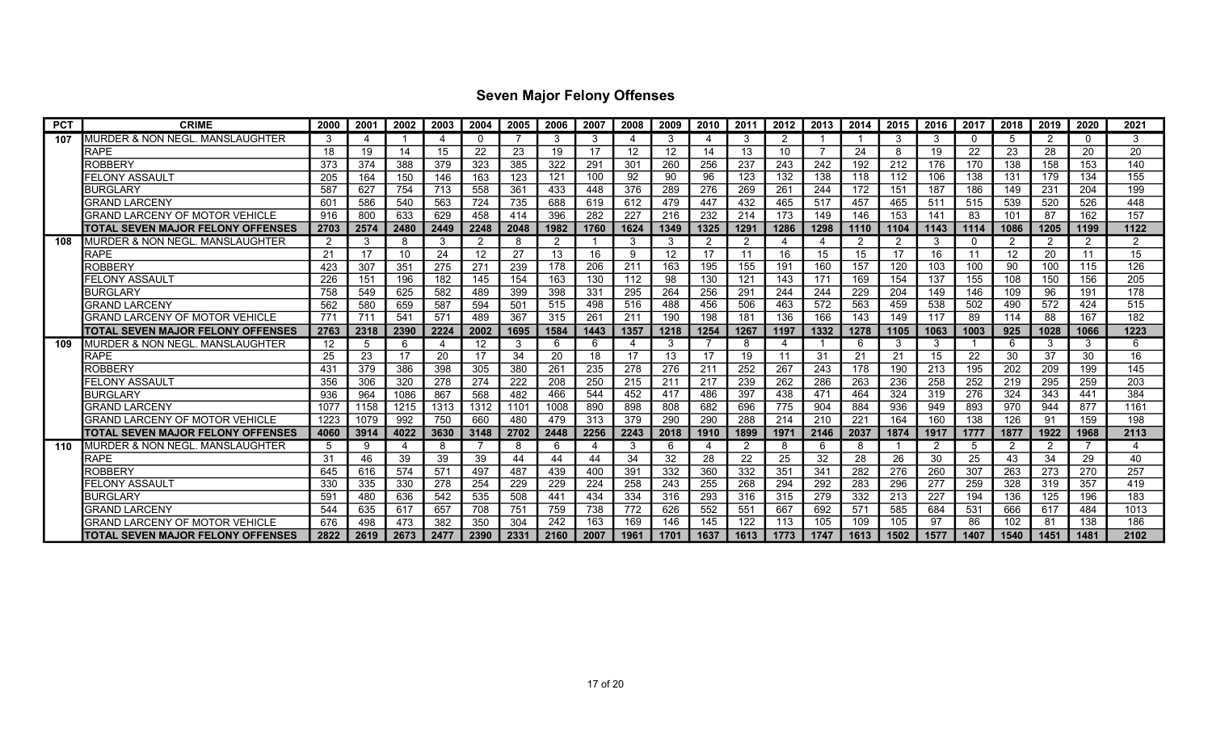# Seven Major Felony Offenses

| PCT | CRIME | 2000 | 2001 | 2002 | 2003 | 2004 | 2005 | 2006 | 2007 | 2008 | 2009 | 2010 | 2011 | 2012 | 2013 | 2014 | 2015 | 2016 | 2017 | 2018 | 2019 | 2020 | 2021 |
|---|---|---|---|---|---|---|---|---|---|---|---|---|---|---|---|---|---|---|---|---|---|---|---|
| 107 | MURDER & NON NEGL. MANSLAUGHTER | 3 | 4 | 1 | 4 | 0 | 7 | 3 | 3 | 4 | 3 | 4 | 3 | 2 | 1 | 1 | 3 | 3 | 0 | 5 | 2 | 0 | 3 |
| | RAPE | 18 | 19 | 14 | 15 | 22 | 23 | 19 | 17 | 12 | 12 | 14 | 13 | 10 | 7 | 24 | 8 | 19 | 22 | 23 | 28 | 20 | 20 |
| | ROBBERY | 373 | 374 | 388 | 379 | 323 | 385 | 322 | 291 | 301 | 260 | 256 | 237 | 243 | 242 | 192 | 212 | 176 | 170 | 138 | 158 | 153 | 140 |
| | FELONY ASSAULT | 205 | 164 | 150 | 146 | 163 | 123 | 121 | 100 | 92 | 90 | 96 | 123 | 132 | 138 | 118 | 112 | 106 | 138 | 131 | 179 | 134 | 155 |
| | BURGLARY | 587 | 627 | 754 | 713 | 558 | 361 | 433 | 448 | 376 | 289 | 276 | 269 | 261 | 244 | 172 | 151 | 187 | 186 | 149 | 231 | 204 | 199 |
| | GRAND LARCENY | 601 | 586 | 540 | 563 | 724 | 735 | 688 | 619 | 612 | 479 | 447 | 432 | 465 | 517 | 457 | 465 | 511 | 515 | 539 | 520 | 526 | 448 |
| | GRAND LARCENY OF MOTOR VEHICLE | 916 | 800 | 633 | 629 | 458 | 414 | 396 | 282 | 227 | 216 | 232 | 214 | 173 | 149 | 146 | 153 | 141 | 83 | 101 | 87 | 162 | 157 |
| | **TOTAL SEVEN MAJOR FELONY OFFENSES** | **2703** | **2574** | **2480** | **2449** | **2248** | **2048** | **1982** | **1760** | **1624** | **1349** | **1325** | **1291** | **1286** | **1298** | **1110** | **1104** | **1143** | **1114** | **1086** | **1205** | **1199** | **1122** |
| 108 | MURDER & NON NEGL. MANSLAUGHTER | 2 | 3 | 8 | 3 | 2 | 8 | 2 | 1 | 3 | 3 | 2 | 2 | 4 | 4 | 2 | 2 | 3 | 0 | 2 | 2 | 2 | 2 |
| | RAPE | 21 | 17 | 10 | 24 | 12 | 27 | 13 | 16 | 9 | 12 | 17 | 11 | 16 | 15 | 15 | 17 | 16 | 11 | 12 | 20 | 11 | 15 |
| | ROBBERY | 423 | 307 | 351 | 275 | 271 | 239 | 178 | 206 | 211 | 163 | 195 | 155 | 191 | 160 | 157 | 120 | 103 | 100 | 90 | 100 | 115 | 126 |
| | FELONY ASSAULT | 226 | 151 | 196 | 182 | 145 | 154 | 163 | 130 | 112 | 98 | 130 | 121 | 143 | 171 | 169 | 154 | 137 | 155 | 108 | 150 | 156 | 205 |
| | BURGLARY | 758 | 549 | 625 | 582 | 489 | 399 | 398 | 331 | 295 | 264 | 256 | 291 | 244 | 244 | 229 | 204 | 149 | 146 | 109 | 96 | 191 | 178 |
| | GRAND LARCENY | 562 | 580 | 659 | 587 | 594 | 501 | 515 | 498 | 516 | 488 | 456 | 506 | 463 | 572 | 563 | 459 | 538 | 502 | 490 | 572 | 424 | 515 |
| | GRAND LARCENY OF MOTOR VEHICLE | 771 | 711 | 541 | 571 | 489 | 367 | 315 | 261 | 211 | 190 | 198 | 181 | 136 | 166 | 143 | 149 | 117 | 89 | 114 | 88 | 167 | 182 |
| | **TOTAL SEVEN MAJOR FELONY OFFENSES** | **2763** | **2318** | **2390** | **2224** | **2002** | **1695** | **1584** | **1443** | **1357** | **1218** | **1254** | **1267** | **1197** | **1332** | **1278** | **1105** | **1063** | **1003** | **925** | **1028** | **1066** | **1223** |
| 109 | MURDER & NON NEGL. MANSLAUGHTER | 12 | 5 | 6 | 4 | 12 | 3 | 6 | 6 | 4 | 3 | 7 | 8 | 4 | 1 | 6 | 3 | 3 | 1 | 6 | 3 | 3 | 6 |
| | RAPE | 25 | 23 | 17 | 20 | 17 | 34 | 20 | 18 | 17 | 13 | 17 | 19 | 11 | 31 | 21 | 21 | 15 | 22 | 30 | 37 | 30 | 16 |
| | ROBBERY | 431 | 379 | 386 | 398 | 305 | 380 | 261 | 235 | 278 | 276 | 211 | 252 | 267 | 243 | 178 | 190 | 213 | 195 | 202 | 209 | 199 | 145 |
| | FELONY ASSAULT | 356 | 306 | 320 | 278 | 274 | 222 | 208 | 250 | 215 | 211 | 217 | 239 | 262 | 286 | 263 | 236 | 258 | 252 | 219 | 295 | 259 | 203 |
| | BURGLARY | 936 | 964 | 1086 | 867 | 568 | 482 | 466 | 544 | 452 | 417 | 486 | 397 | 438 | 471 | 464 | 324 | 319 | 276 | 324 | 343 | 441 | 384 |
| | GRAND LARCENY | 1077 | 1158 | 1215 | 1313 | 1312 | 1101 | 1008 | 890 | 898 | 808 | 682 | 696 | 775 | 904 | 884 | 936 | 949 | 893 | 970 | 944 | 877 | 1161 |
| | GRAND LARCENY OF MOTOR VEHICLE | 1223 | 1079 | 992 | 750 | 660 | 480 | 479 | 313 | 379 | 290 | 290 | 288 | 214 | 210 | 221 | 164 | 160 | 138 | 126 | 91 | 159 | 198 |
| | **TOTAL SEVEN MAJOR FELONY OFFENSES** | **4060** | **3914** | **4022** | **3630** | **3148** | **2702** | **2448** | **2256** | **2243** | **2018** | **1910** | **1899** | **1971** | **2146** | **2037** | **1874** | **1917** | **1777** | **1877** | **1922** | **1968** | **2113** |
| 110 | MURDER & NON NEGL. MANSLAUGHTER | 5 | 9 | 4 | 8 | 7 | 8 | 6 | 4 | 3 | 6 | 4 | 2 | 8 | 6 | 8 | 1 | 2 | 5 | 2 | 2 | 7 | 4 |
| | RAPE | 31 | 46 | 39 | 39 | 39 | 44 | 44 | 44 | 34 | 32 | 28 | 22 | 25 | 32 | 28 | 26 | 30 | 25 | 43 | 34 | 29 | 40 |
| | ROBBERY | 645 | 616 | 574 | 571 | 497 | 487 | 439 | 400 | 391 | 332 | 360 | 332 | 351 | 341 | 282 | 276 | 260 | 307 | 263 | 273 | 270 | 257 |
| | FELONY ASSAULT | 330 | 335 | 330 | 278 | 254 | 229 | 229 | 224 | 258 | 243 | 255 | 268 | 294 | 292 | 283 | 296 | 277 | 259 | 328 | 319 | 357 | 419 |
| | BURGLARY | 591 | 480 | 636 | 542 | 535 | 508 | 441 | 434 | 334 | 316 | 293 | 316 | 315 | 279 | 332 | 213 | 227 | 194 | 136 | 125 | 196 | 183 |
| | GRAND LARCENY | 544 | 635 | 617 | 657 | 708 | 751 | 759 | 738 | 772 | 626 | 552 | 551 | 667 | 692 | 571 | 585 | 684 | 531 | 666 | 617 | 484 | 1013 |
| | GRAND LARCENY OF MOTOR VEHICLE | 676 | 498 | 473 | 382 | 350 | 304 | 242 | 163 | 169 | 146 | 145 | 122 | 113 | 105 | 109 | 105 | 97 | 86 | 102 | 81 | 138 | 186 |
| | **TOTAL SEVEN MAJOR FELONY OFFENSES** | **2822** | **2619** | **2673** | **2477** | **2390** | **2331** | **2160** | **2007** | **1961** | **1701** | **1637** | **1613** | **1773** | **1747** | **1613** | **1502** | **1577** | **1407** | **1540** | **1451** | **1481** | **2102** |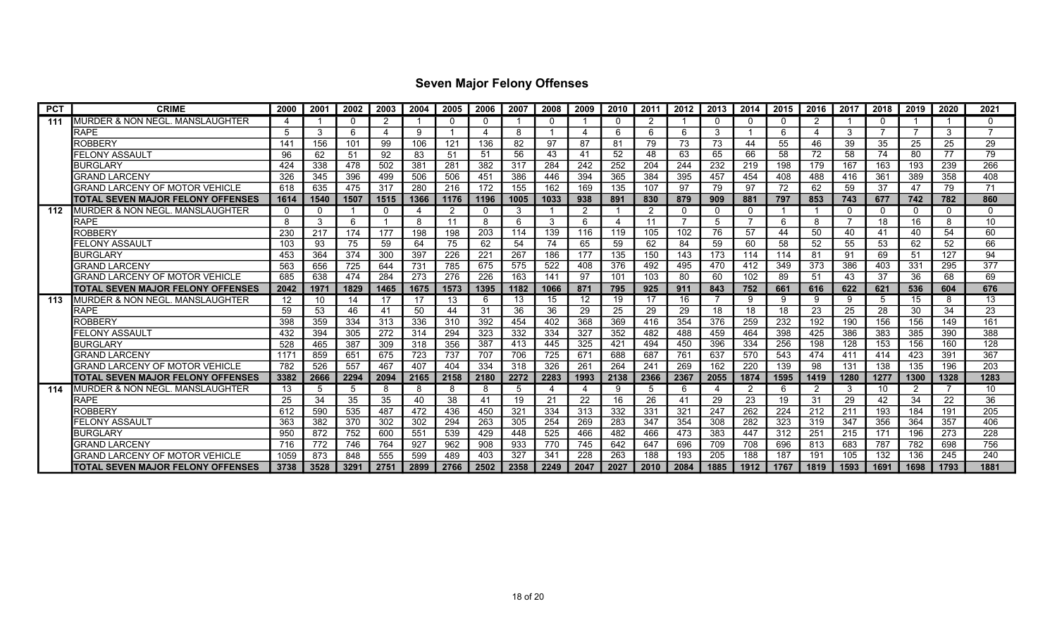# Seven Major Felony Offenses

| PCT | CRIME | 2000 | 2001 | 2002 | 2003 | 2004 | 2005 | 2006 | 2007 | 2008 | 2009 | 2010 | 2011 | 2012 | 2013 | 2014 | 2015 | 2016 | 2017 | 2018 | 2019 | 2020 | 2021 |
|---|---|---|---|---|---|---|---|---|---|---|---|---|---|---|---|---|---|---|---|---|---|---|---|
| 111 | MURDER & NON NEGL. MANSLAUGHTER | 4 | 1 | 0 | 2 | 1 | 0 | 0 | 1 | 0 | 1 | 0 | 2 | 1 | 0 | 0 | 0 | 2 | 1 | 0 | 1 | 1 | 0 |
| | RAPE | 5 | 3 | 6 | 4 | 9 | 1 | 4 | 8 | 1 | 4 | 6 | 6 | 6 | 3 | 1 | 6 | 4 | 3 | 7 | 7 | 3 | 7 |
| | ROBBERY | 141 | 156 | 101 | 99 | 106 | 121 | 136 | 82 | 97 | 87 | 81 | 79 | 73 | 73 | 44 | 55 | 46 | 39 | 35 | 25 | 25 | 29 |
| | FELONY ASSAULT | 96 | 62 | 51 | 92 | 83 | 51 | 51 | 56 | 43 | 41 | 52 | 48 | 63 | 65 | 66 | 58 | 72 | 58 | 74 | 80 | 77 | 79 |
| | BURGLARY | 424 | 338 | 478 | 502 | 381 | 281 | 382 | 317 | 284 | 242 | 252 | 204 | 244 | 232 | 219 | 198 | 179 | 167 | 163 | 193 | 239 | 266 |
| | GRAND LARCENY | 326 | 345 | 396 | 499 | 506 | 506 | 451 | 386 | 446 | 394 | 365 | 384 | 395 | 457 | 454 | 408 | 488 | 416 | 361 | 389 | 358 | 408 |
| | GRAND LARCENY OF MOTOR VEHICLE | 618 | 635 | 475 | 317 | 280 | 216 | 172 | 155 | 162 | 169 | 135 | 107 | 97 | 79 | 97 | 72 | 62 | 59 | 37 | 47 | 79 | 71 |
| | **TOTAL SEVEN MAJOR FELONY OFFENSES** | **1614** | **1540** | **1507** | **1515** | **1366** | **1176** | **1196** | **1005** | **1033** | **938** | **891** | **830** | **879** | **909** | **881** | **797** | **853** | **743** | **677** | **742** | **782** | **860** |
| 112 | MURDER & NON NEGL. MANSLAUGHTER | 0 | 0 | 1 | 0 | 4 | 2 | 0 | 3 | 1 | 2 | 1 | 2 | 0 | 0 | 0 | 1 | 1 | 0 | 0 | 0 | 0 | 0 |
| | RAPE | 8 | 3 | 6 | 1 | 8 | 11 | 8 | 6 | 3 | 6 | 4 | 11 | 7 | 5 | 7 | 6 | 8 | 7 | 18 | 16 | 8 | 10 |
| | ROBBERY | 230 | 217 | 174 | 177 | 198 | 198 | 203 | 114 | 139 | 116 | 119 | 105 | 102 | 76 | 57 | 44 | 50 | 40 | 41 | 40 | 54 | 60 |
| | FELONY ASSAULT | 103 | 93 | 75 | 59 | 64 | 75 | 62 | 54 | 74 | 65 | 59 | 62 | 84 | 59 | 60 | 58 | 52 | 55 | 53 | 62 | 52 | 66 |
| | BURGLARY | 453 | 364 | 374 | 300 | 397 | 226 | 221 | 267 | 186 | 177 | 135 | 150 | 143 | 173 | 114 | 114 | 81 | 91 | 69 | 51 | 127 | 94 |
| | GRAND LARCENY | 563 | 656 | 725 | 644 | 731 | 785 | 675 | 575 | 522 | 408 | 376 | 492 | 495 | 470 | 412 | 349 | 373 | 386 | 403 | 331 | 295 | 377 |
| | GRAND LARCENY OF MOTOR VEHICLE | 685 | 638 | 474 | 284 | 273 | 276 | 226 | 163 | 141 | 97 | 101 | 103 | 80 | 60 | 102 | 89 | 51 | 43 | 37 | 36 | 68 | 69 |
| | **TOTAL SEVEN MAJOR FELONY OFFENSES** | **2042** | **1971** | **1829** | **1465** | **1675** | **1573** | **1395** | **1182** | **1066** | **871** | **795** | **925** | **911** | **843** | **752** | **661** | **616** | **622** | **621** | **536** | **604** | **676** |
| 113 | MURDER & NON NEGL. MANSLAUGHTER | 12 | 10 | 14 | 17 | 17 | 13 | 6 | 13 | 15 | 12 | 19 | 17 | 16 | 7 | 9 | 9 | 9 | 9 | 5 | 15 | 8 | 13 |
| | RAPE | 59 | 53 | 46 | 41 | 50 | 44 | 31 | 36 | 36 | 29 | 25 | 29 | 29 | 18 | 18 | 18 | 23 | 25 | 28 | 30 | 34 | 23 |
| | ROBBERY | 398 | 359 | 334 | 313 | 336 | 310 | 392 | 454 | 402 | 368 | 369 | 416 | 354 | 376 | 259 | 232 | 192 | 190 | 156 | 156 | 149 | 161 |
| | FELONY ASSAULT | 432 | 394 | 305 | 272 | 314 | 294 | 323 | 332 | 334 | 327 | 352 | 482 | 488 | 459 | 464 | 398 | 425 | 386 | 383 | 385 | 390 | 388 |
| | BURGLARY | 528 | 465 | 387 | 309 | 318 | 356 | 387 | 413 | 445 | 325 | 421 | 494 | 450 | 396 | 334 | 256 | 198 | 128 | 153 | 156 | 160 | 128 |
| | GRAND LARCENY | 1171 | 859 | 651 | 675 | 723 | 737 | 707 | 706 | 725 | 671 | 688 | 687 | 761 | 637 | 570 | 543 | 474 | 411 | 414 | 423 | 391 | 367 |
| | GRAND LARCENY OF MOTOR VEHICLE | 782 | 526 | 557 | 467 | 407 | 404 | 334 | 318 | 326 | 261 | 264 | 241 | 269 | 162 | 220 | 139 | 98 | 131 | 138 | 135 | 196 | 203 |
| | **TOTAL SEVEN MAJOR FELONY OFFENSES** | **3382** | **2666** | **2294** | **2094** | **2165** | **2158** | **2180** | **2272** | **2283** | **1993** | **2138** | **2366** | **2367** | **2055** | **1874** | **1595** | **1419** | **1280** | **1277** | **1300** | **1328** | **1283** |
| 114 | MURDER & NON NEGL. MANSLAUGHTER | 13 | 5 | 5 | 8 | 8 | 8 | 8 | 5 | 4 | 4 | 9 | 5 | 6 | 4 | 2 | 6 | 2 | 3 | 10 | 2 | 7 | 10 |
| | RAPE | 25 | 34 | 35 | 35 | 40 | 38 | 41 | 19 | 21 | 22 | 16 | 26 | 41 | 29 | 23 | 19 | 31 | 29 | 42 | 34 | 22 | 36 |
| | ROBBERY | 612 | 590 | 535 | 487 | 472 | 436 | 450 | 321 | 334 | 313 | 332 | 331 | 321 | 247 | 262 | 224 | 212 | 211 | 193 | 184 | 191 | 205 |
| | FELONY ASSAULT | 363 | 382 | 370 | 302 | 302 | 294 | 263 | 305 | 254 | 269 | 283 | 347 | 354 | 308 | 282 | 323 | 319 | 347 | 356 | 364 | 357 | 406 |
| | BURGLARY | 950 | 872 | 752 | 600 | 551 | 539 | 429 | 448 | 525 | 466 | 482 | 466 | 473 | 383 | 447 | 312 | 251 | 215 | 171 | 196 | 273 | 228 |
| | GRAND LARCENY | 716 | 772 | 746 | 764 | 927 | 962 | 908 | 933 | 770 | 745 | 642 | 647 | 696 | 709 | 708 | 696 | 813 | 683 | 787 | 782 | 698 | 756 |
| | GRAND LARCENY OF MOTOR VEHICLE | 1059 | 873 | 848 | 555 | 599 | 489 | 403 | 327 | 341 | 228 | 263 | 188 | 193 | 205 | 188 | 187 | 191 | 105 | 132 | 136 | 245 | 240 |
| | **TOTAL SEVEN MAJOR FELONY OFFENSES** | **3738** | **3528** | **3291** | **2751** | **2899** | **2766** | **2502** | **2358** | **2249** | **2047** | **2027** | **2010** | **2084** | **1885** | **1912** | **1767** | **1819** | **1593** | **1691** | **1698** | **1793** | **1881** |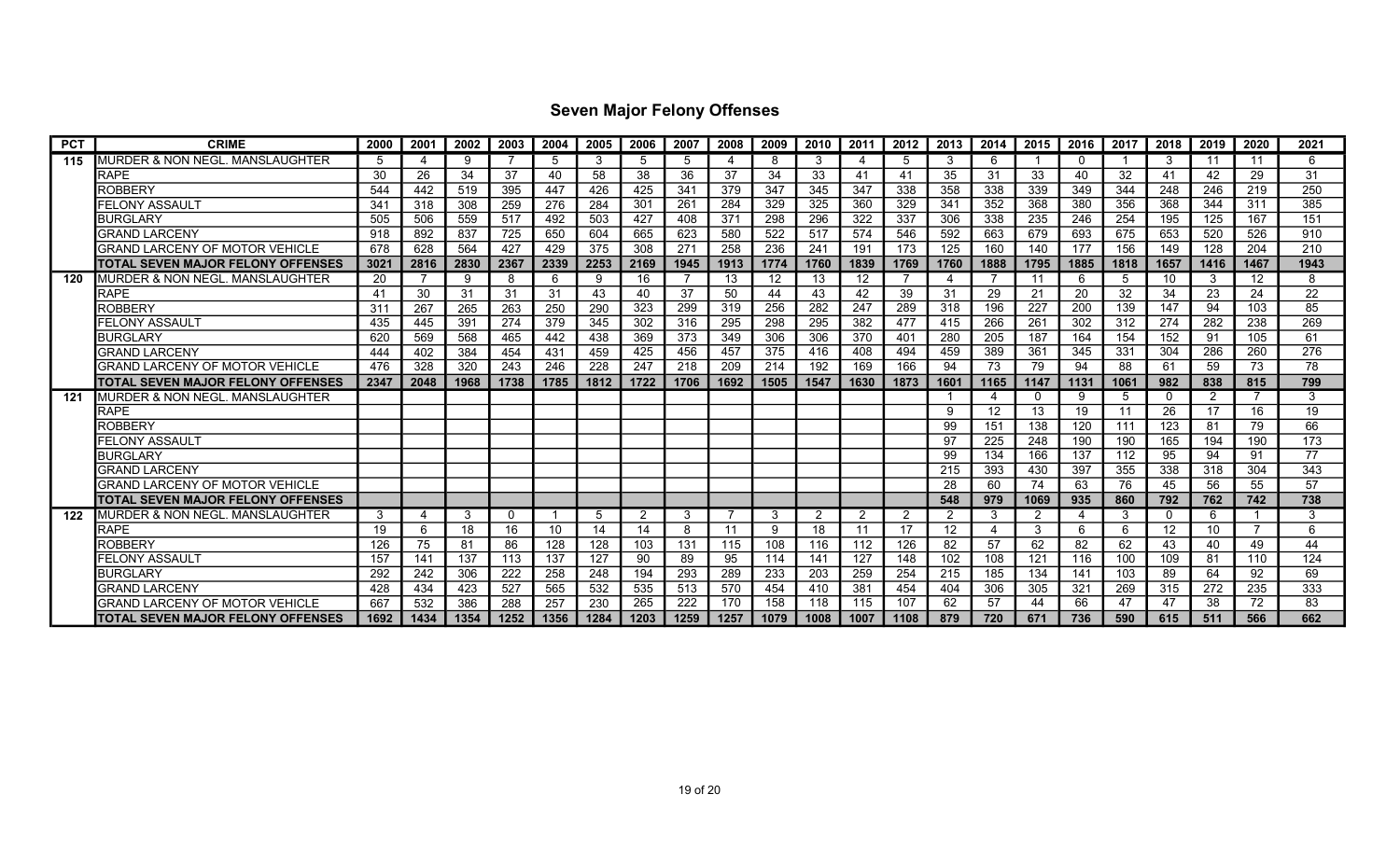# Seven Major Felony Offenses

| PCT | CRIME | 2000 | 2001 | 2002 | 2003 | 2004 | 2005 | 2006 | 2007 | 2008 | 2009 | 2010 | 2011 | 2012 | 2013 | 2014 | 2015 | 2016 | 2017 | 2018 | 2019 | 2020 | 2021 |
|---|---|---|---|---|---|---|---|---|---|---|---|---|---|---|---|---|---|---|---|---|---|---|---|
| 115 | MURDER & NON NEGL. MANSLAUGHTER | 5 | 4 | 9 | 7 | 5 | 3 | 5 | 5 | 4 | 8 | 3 | 4 | 5 | 3 | 6 | 1 | 0 | 1 | 3 | 11 | 11 | 6 |
| | RAPE | 30 | 26 | 34 | 37 | 40 | 58 | 38 | 36 | 37 | 34 | 33 | 41 | 41 | 35 | 31 | 33 | 40 | 32 | 41 | 42 | 29 | 31 |
| | ROBBERY | 544 | 442 | 519 | 395 | 447 | 426 | 425 | 341 | 379 | 347 | 345 | 347 | 338 | 358 | 338 | 339 | 349 | 344 | 248 | 246 | 219 | 250 |
| | FELONY ASSAULT | 341 | 318 | 308 | 259 | 276 | 284 | 301 | 261 | 284 | 329 | 325 | 360 | 329 | 341 | 352 | 368 | 380 | 356 | 368 | 344 | 311 | 385 |
| | BURGLARY | 505 | 506 | 559 | 517 | 492 | 503 | 427 | 408 | 371 | 298 | 296 | 322 | 337 | 306 | 338 | 235 | 246 | 254 | 195 | 125 | 167 | 151 |
| | GRAND LARCENY | 918 | 892 | 837 | 725 | 650 | 604 | 665 | 623 | 580 | 522 | 517 | 574 | 546 | 592 | 663 | 679 | 693 | 675 | 653 | 520 | 526 | 910 |
| | GRAND LARCENY OF MOTOR VEHICLE | 678 | 628 | 564 | 427 | 429 | 375 | 308 | 271 | 258 | 236 | 241 | 191 | 173 | 125 | 160 | 140 | 177 | 156 | 149 | 128 | 204 | 210 |
| | **TOTAL SEVEN MAJOR FELONY OFFENSES** | **3021** | **2816** | **2830** | **2367** | **2339** | **2253** | **2169** | **1945** | **1913** | **1774** | **1760** | **1839** | **1769** | **1760** | **1888** | **1795** | **1885** | **1818** | **1657** | **1416** | **1467** | **1943** |
| 120 | MURDER & NON NEGL. MANSLAUGHTER | 20 | 7 | 9 | 8 | 6 | 9 | 16 | 7 | 13 | 12 | 13 | 12 | 7 | 4 | 7 | 11 | 6 | 5 | 10 | 3 | 12 | 8 |
| | RAPE | 41 | 30 | 31 | 31 | 31 | 43 | 40 | 37 | 50 | 44 | 43 | 42 | 39 | 31 | 29 | 21 | 20 | 32 | 34 | 23 | 24 | 22 |
| | ROBBERY | 311 | 267 | 265 | 263 | 250 | 290 | 323 | 299 | 319 | 256 | 282 | 247 | 289 | 318 | 196 | 227 | 200 | 139 | 147 | 94 | 103 | 85 |
| | FELONY ASSAULT | 435 | 445 | 391 | 274 | 379 | 345 | 302 | 316 | 295 | 298 | 295 | 382 | 477 | 415 | 266 | 261 | 302 | 312 | 274 | 282 | 238 | 269 |
| | BURGLARY | 620 | 569 | 568 | 465 | 442 | 438 | 369 | 373 | 349 | 306 | 306 | 370 | 401 | 280 | 205 | 187 | 164 | 154 | 152 | 91 | 105 | 61 |
| | GRAND LARCENY | 444 | 402 | 384 | 454 | 431 | 459 | 425 | 456 | 457 | 375 | 416 | 408 | 494 | 459 | 389 | 361 | 345 | 331 | 304 | 286 | 260 | 276 |
| | GRAND LARCENY OF MOTOR VEHICLE | 476 | 328 | 320 | 243 | 246 | 228 | 247 | 218 | 209 | 214 | 192 | 169 | 166 | 94 | 73 | 79 | 94 | 88 | 61 | 59 | 73 | 78 |
| | **TOTAL SEVEN MAJOR FELONY OFFENSES** | **2347** | **2048** | **1968** | **1738** | **1785** | **1812** | **1722** | **1706** | **1692** | **1505** | **1547** | **1630** | **1873** | **1601** | **1165** | **1147** | **1131** | **1061** | **982** | **838** | **815** | **799** |
| 121 | MURDER & NON NEGL. MANSLAUGHTER | | | | | | | | | | | | | | 1 | 4 | 0 | 9 | 5 | 0 | 2 | 7 | 3 |
| | RAPE | | | | | | | | | | | | | | 9 | 12 | 13 | 19 | 11 | 26 | 17 | 16 | 19 |
| | ROBBERY | | | | | | | | | | | | | | 99 | 151 | 138 | 120 | 111 | 123 | 81 | 79 | 66 |
| | FELONY ASSAULT | | | | | | | | | | | | | | 97 | 225 | 248 | 190 | 190 | 165 | 194 | 190 | 173 |
| | BURGLARY | | | | | | | | | | | | | | 99 | 134 | 166 | 137 | 112 | 95 | 94 | 91 | 77 |
| | GRAND LARCENY | | | | | | | | | | | | | | 215 | 393 | 430 | 397 | 355 | 338 | 318 | 304 | 343 |
| | GRAND LARCENY OF MOTOR VEHICLE | | | | | | | | | | | | | | 28 | 60 | 74 | 63 | 76 | 45 | 56 | 55 | 57 |
| | **TOTAL SEVEN MAJOR FELONY OFFENSES** | | | | | | | | | | | | | | **548** | **979** | **1069** | **935** | **860** | **792** | **762** | **742** | **738** |
| 122 | MURDER & NON NEGL. MANSLAUGHTER | 3 | 4 | 3 | 0 | 1 | 5 | 2 | 3 | 7 | 3 | 2 | 2 | 2 | 2 | 3 | 2 | 4 | 3 | 0 | 6 | 1 | 3 |
| | RAPE | 19 | 6 | 18 | 16 | 10 | 14 | 14 | 8 | 11 | 9 | 18 | 11 | 17 | 12 | 4 | 3 | 6 | 6 | 12 | 10 | 7 | 6 |
| | ROBBERY | 126 | 75 | 81 | 86 | 128 | 128 | 103 | 131 | 115 | 108 | 116 | 112 | 126 | 82 | 57 | 62 | 82 | 62 | 43 | 40 | 49 | 44 |
| | FELONY ASSAULT | 157 | 141 | 137 | 113 | 137 | 127 | 90 | 89 | 95 | 114 | 141 | 127 | 148 | 102 | 108 | 121 | 116 | 100 | 109 | 81 | 110 | 124 |
| | BURGLARY | 292 | 242 | 306 | 222 | 258 | 248 | 194 | 293 | 289 | 233 | 203 | 259 | 254 | 215 | 185 | 134 | 141 | 103 | 89 | 64 | 92 | 69 |
| | GRAND LARCENY | 428 | 434 | 423 | 527 | 565 | 532 | 535 | 513 | 570 | 454 | 410 | 381 | 454 | 404 | 306 | 305 | 321 | 269 | 315 | 272 | 235 | 333 |
| | GRAND LARCENY OF MOTOR VEHICLE | 667 | 532 | 386 | 288 | 257 | 230 | 265 | 222 | 170 | 158 | 118 | 115 | 107 | 62 | 57 | 44 | 66 | 47 | 47 | 38 | 72 | 83 |
| | **TOTAL SEVEN MAJOR FELONY OFFENSES** | **1692** | **1434** | **1354** | **1252** | **1356** | **1284** | **1203** | **1259** | **1257** | **1079** | **1008** | **1007** | **1108** | **879** | **720** | **671** | **736** | **590** | **615** | **511** | **566** | **662** |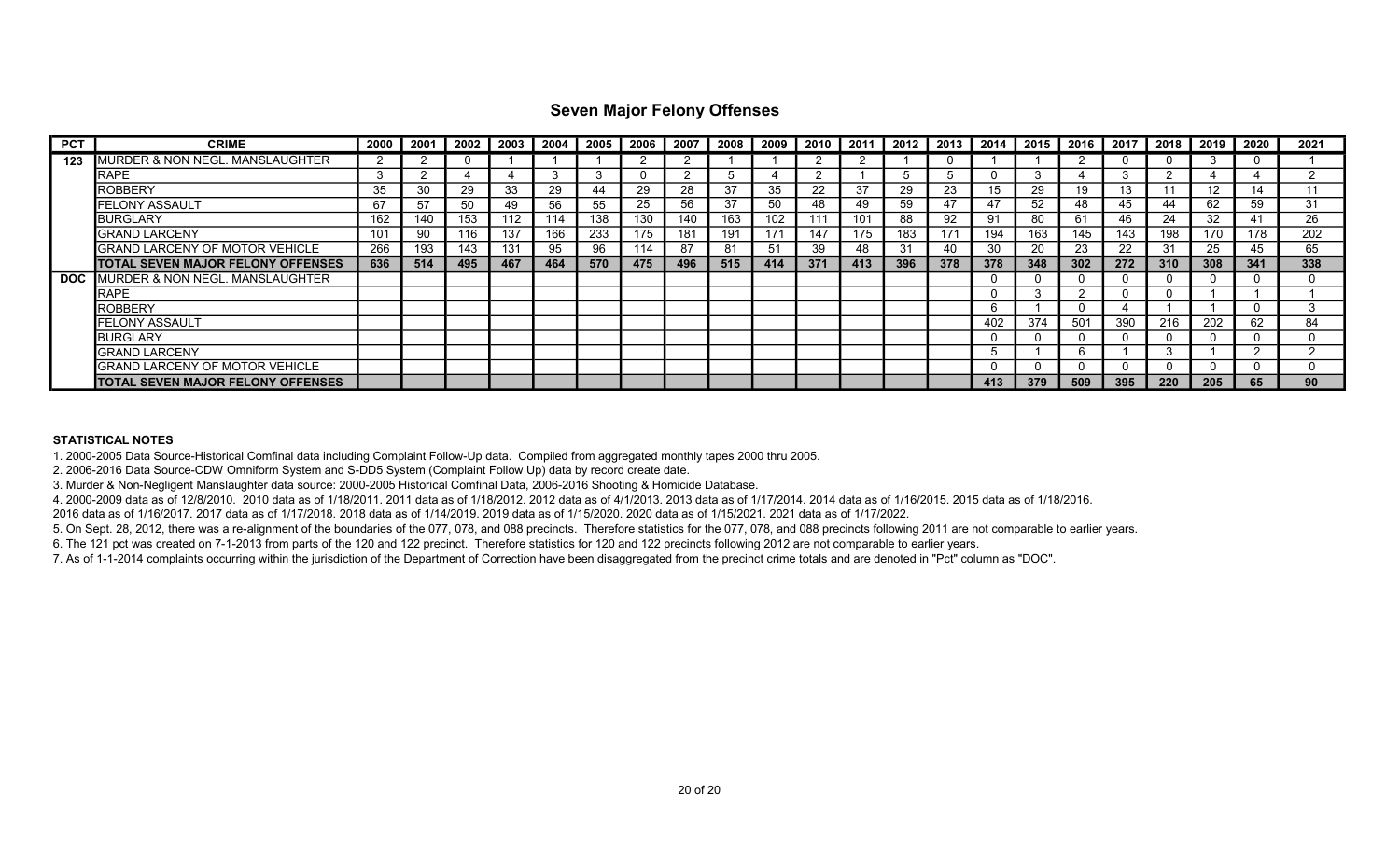## Seven Major Felony Offenses

| PCT | CRIME | 2000 | 2001 | 2002 | 2003 | 2004 | 2005 | 2006 | 2007 | 2008 | 2009 | 2010 | 2011 | 2012 | 2013 | 2014 | 2015 | 2016 | 2017 | 2018 | 2019 | 2020 | 2021 |
|---|---|---|---|---|---|---|---|---|---|---|---|---|---|---|---|---|---|---|---|---|---|---|---|
| 123 | MURDER & NON NEGL. MANSLAUGHTER | 2 | 2 | 0 | 1 | 1 | 1 | 2 | 2 | 1 | 1 | 2 | 2 | 1 | 0 | 1 | 1 | 2 | 0 | 0 | 3 | 0 | 1 |
| | RAPE | 3 | 2 | 4 | 4 | 3 | 3 | 0 | 2 | 5 | 4 | 2 | 1 | 5 | 5 | 0 | 3 | 4 | 3 | 2 | 4 | 4 | 2 |
| | ROBBERY | 35 | 30 | 29 | 33 | 29 | 44 | 29 | 28 | 37 | 35 | 22 | 37 | 29 | 23 | 15 | 29 | 19 | 13 | 11 | 12 | 14 | 11 |
| | FELONY ASSAULT | 67 | 57 | 50 | 49 | 56 | 55 | 25 | 56 | 37 | 50 | 48 | 49 | 59 | 47 | 47 | 52 | 48 | 45 | 44 | 62 | 59 | 31 |
| | BURGLARY | 162 | 140 | 153 | 112 | 114 | 138 | 130 | 140 | 163 | 102 | 111 | 101 | 88 | 92 | 91 | 80 | 61 | 46 | 24 | 32 | 41 | 26 |
| | GRAND LARCENY | 101 | 90 | 116 | 137 | 166 | 233 | 175 | 181 | 191 | 171 | 147 | 175 | 183 | 171 | 194 | 163 | 145 | 143 | 198 | 170 | 178 | 202 |
| | GRAND LARCENY OF MOTOR VEHICLE | 266 | 193 | 143 | 131 | 95 | 96 | 114 | 87 | 81 | 51 | 39 | 48 | 31 | 40 | 30 | 20 | 23 | 22 | 31 | 25 | 45 | 65 |
| | **TOTAL SEVEN MAJOR FELONY OFFENSES** | **636** | **514** | **495** | **467** | **464** | **570** | **475** | **496** | **515** | **414** | **371** | **413** | **396** | **378** | **378** | **348** | **302** | **272** | **310** | **308** | **341** | **338** |
| DOC | MURDER & NON NEGL. MANSLAUGHTER | | | | | | | | | | | | | | | 0 | 0 | 0 | 0 | 0 | 0 | 0 | 0 |
| | RAPE | | | | | | | | | | | | | | | 0 | 3 | 2 | 0 | 0 | 1 | 1 | 1 |
| | ROBBERY | | | | | | | | | | | | | | | 6 | 1 | 0 | 4 | 1 | 1 | 0 | 3 |
| | FELONY ASSAULT | | | | | | | | | | | | | | | 402 | 374 | 501 | 390 | 216 | 202 | 62 | 84 |
| | BURGLARY | | | | | | | | | | | | | | | 0 | 0 | 0 | 0 | 0 | 0 | 0 | 0 |
| | GRAND LARCENY | | | | | | | | | | | | | | | 5 | 1 | 6 | 1 | 3 | 1 | 2 | 2 |
| | GRAND LARCENY OF MOTOR VEHICLE | | | | | | | | | | | | | | | 0 | 0 | 0 | 0 | 0 | 0 | 0 | 0 |
| | **TOTAL SEVEN MAJOR FELONY OFFENSES** | | | | | | | | | | | | | | | **413** | **379** | **509** | **395** | **220** | **205** | **65** | **90** |

**STATISTICAL NOTES**

1. 2000-2005 Data Source-Historical Comfinal data including Complaint Follow-Up data. Compiled from aggregated monthly tapes 2000 thru 2005.
2. 2006-2016 Data Source-CDW Omniform System and S-DD5 System (Complaint Follow Up) data by record create date.
3. Murder & Non-Negligent Manslaughter data source: 2000-2005 Historical Comfinal Data, 2006-2016 Shooting & Homicide Database.
4. 2000-2009 data as of 12/8/2010. 2010 data as of 1/18/2011. 2011 data as of 1/18/2012. 2012 data as of 4/1/2013. 2013 data as of 1/17/2014. 2014 data as of 1/16/2015. 2015 data as of 1/18/2016.
2016 data as of 1/16/2017. 2017 data as of 1/17/2018. 2018 data as of 1/14/2019. 2019 data as of 1/15/2020. 2020 data as of 1/15/2021. 2021 data as of 1/17/2022.
5. On Sept. 28, 2012, there was a re-alignment of the boundaries of the 077, 078, and 088 precincts. Therefore statistics for the 077, 078, and 088 precincts following 2011 are not comparable to earlier years.
6. The 121 pct was created on 7-1-2013 from parts of the 120 and 122 precinct. Therefore statistics for 120 and 122 precincts following 2012 are not comparable to earlier years.
7. As of 1-1-2014 complaints occurring within the jurisdiction of the Department of Correction have been disaggregated from the precinct crime totals and are denoted in "Pct" column as "DOC".